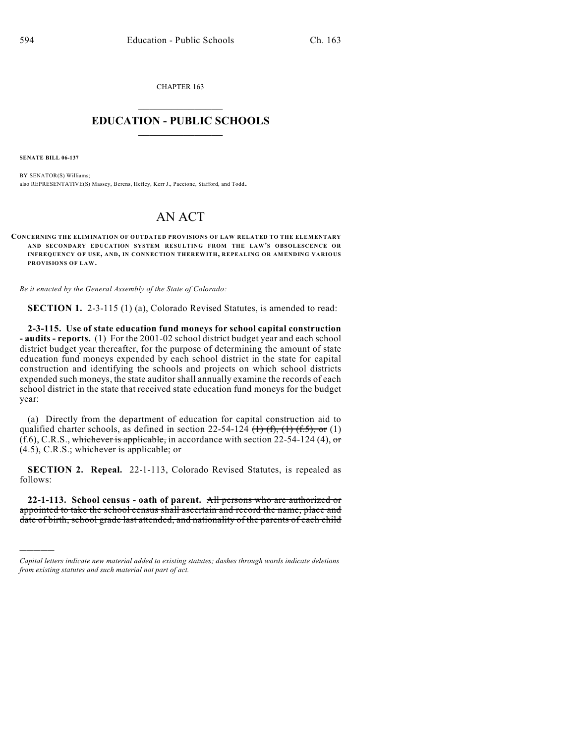CHAPTER 163

# EDUCATION - PUBLIC SCHOOLS

**SENATE BILL 06-137**

BY SENATOR(S) Williams;
also REPRESENTATIVE(S) Massey, Berens, Hefley, Kerr J., Paccione, Stafford, and Todd.

# AN ACT

**CONCERNING THE ELIMINATION OF OUTDATED PROVISIONS OF LAW RELATED TO THE ELEMENTARY AND SECONDARY EDUCATION SYSTEM RESULTING FROM THE LAW'S OBSOLESCENCE OR INFREQUENCY OF USE, AND, IN CONNECTION THEREWITH, REPEALING OR AMENDING VARIOUS PROVISIONS OF LAW.**

*Be it enacted by the General Assembly of the State of Colorado:*

**SECTION 1.** 2-3-115 (1) (a), Colorado Revised Statutes, is amended to read:

**2-3-115. Use of state education fund moneys for school capital construction - audits - reports.** (1) For the 2001-02 school district budget year and each school district budget year thereafter, for the purpose of determining the amount of state education fund moneys expended by each school district in the state for capital construction and identifying the schools and projects on which school districts expended such moneys, the state auditor shall annually examine the records of each school district in the state that received state education fund moneys for the budget year:

(a) Directly from the department of education for capital construction aid to qualified charter schools, as defined in section 22-54-124 ~~(1) (f), (1) (f.5), or~~ (1) (f.6), C.R.S., ~~whichever is applicable,~~ in accordance with section 22-54-124 (4), ~~or (4.5),~~ C.R.S.; ~~whichever is applicable;~~ or

**SECTION 2. Repeal.** 22-1-113, Colorado Revised Statutes, is repealed as follows:

**22-1-113. School census - oath of parent.** ~~All persons who are authorized or appointed to take the school census shall ascertain and record the name, place and date of birth, school grade last attended, and nationality of the parents of each child~~

*Capital letters indicate new material added to existing statutes; dashes through words indicate deletions from existing statutes and such material not part of act.*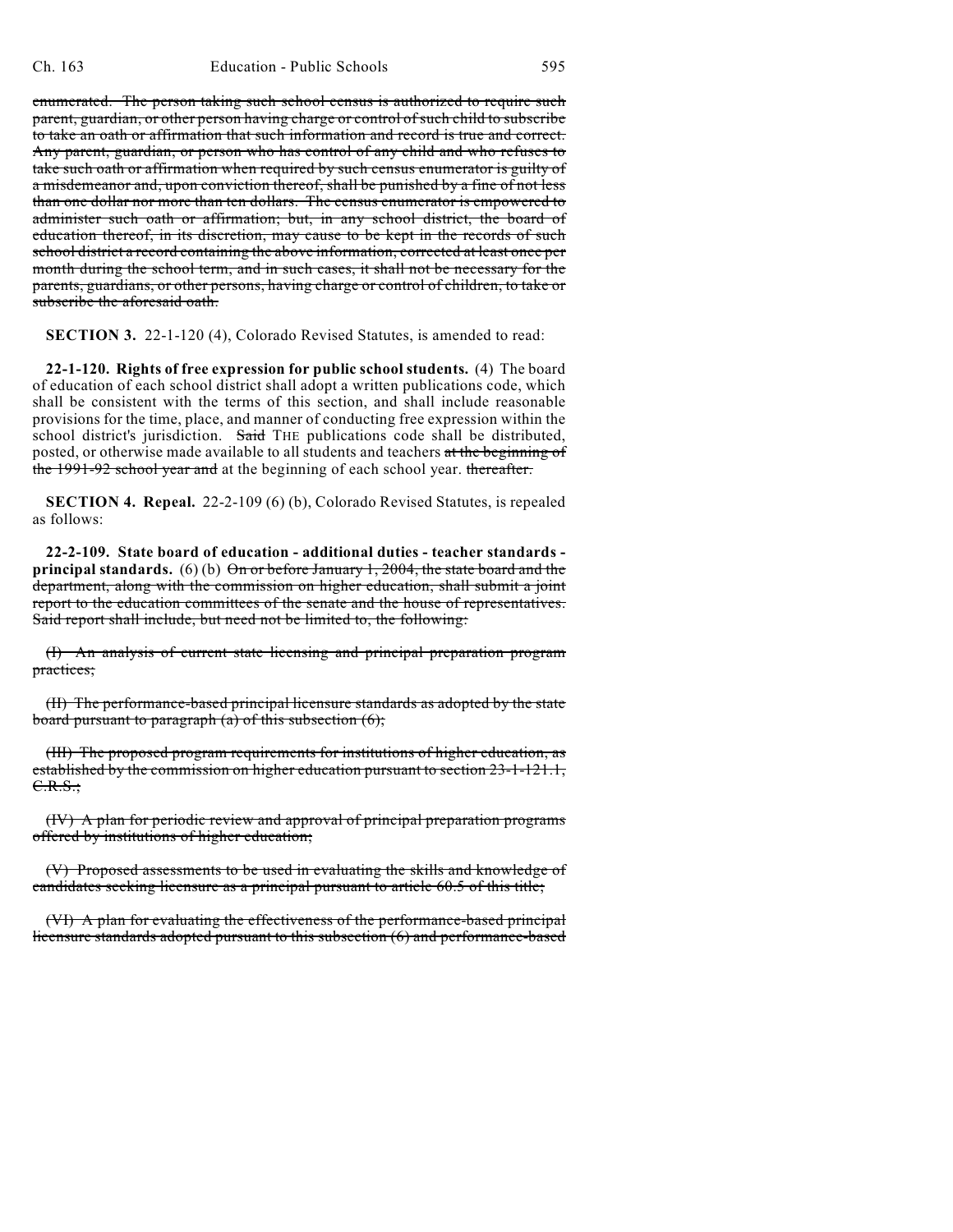~~enumerated. The person taking such school census is authorized to require such parent, guardian, or other person having charge or control of such child to subscribe to take an oath or affirmation that such information and record is true and correct. Any parent, guardian, or person who has control of any child and who refuses to take such oath or affirmation when required by such census enumerator is guilty of a misdemeanor and, upon conviction thereof, shall be punished by a fine of not less than one dollar nor more than ten dollars. The census enumerator is empowered to administer such oath or affirmation; but, in any school district, the board of education thereof, in its discretion, may cause to be kept in the records of such school district a record containing the above information, corrected at least once per month during the school term, and in such cases, it shall not be necessary for the parents, guardians, or other persons, having charge or control of children, to take or subscribe the aforesaid oath.~~

**SECTION 3.** 22-1-120 (4), Colorado Revised Statutes, is amended to read:

**22-1-120. Rights of free expression for public school students.** (4) The board of education of each school district shall adopt a written publications code, which shall be consistent with the terms of this section, and shall include reasonable provisions for the time, place, and manner of conducting free expression within the school district's jurisdiction. ~~Said~~ THE publications code shall be distributed, posted, or otherwise made available to all students and teachers ~~at the beginning of the 1991-92 school year and~~ at the beginning of each school year. ~~thereafter.~~

**SECTION 4. Repeal.** 22-2-109 (6) (b), Colorado Revised Statutes, is repealed as follows:

**22-2-109. State board of education - additional duties - teacher standards - principal standards.** (6) (b) ~~On or before January 1, 2004, the state board and the department, along with the commission on higher education, shall submit a joint report to the education committees of the senate and the house of representatives. Said report shall include, but need not be limited to, the following:~~

~~(I) An analysis of current state licensing and principal preparation program practices;~~

~~(II) The performance-based principal licensure standards as adopted by the state board pursuant to paragraph (a) of this subsection (6);~~

~~(III) The proposed program requirements for institutions of higher education, as established by the commission on higher education pursuant to section 23-1-121.1, C.R.S.;~~

~~(IV) A plan for periodic review and approval of principal preparation programs offered by institutions of higher education;~~

~~(V) Proposed assessments to be used in evaluating the skills and knowledge of candidates seeking licensure as a principal pursuant to article 60.5 of this title;~~

~~(VI) A plan for evaluating the effectiveness of the performance-based principal licensure standards adopted pursuant to this subsection (6) and performance-based~~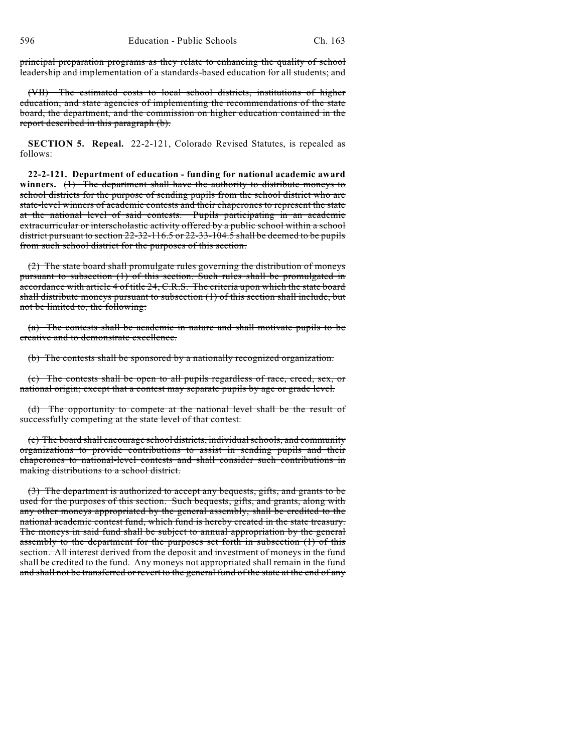principal preparation programs as they relate to enhancing the quality of school leadership and implementation of a standards-based education for all students; and

(VII) The estimated costs to local school districts, institutions of higher education, and state agencies of implementing the recommendations of the state board, the department, and the commission on higher education contained in the report described in this paragraph (b).

**SECTION 5. Repeal.** 22-2-121, Colorado Revised Statutes, is repealed as follows:

**22-2-121. Department of education - funding for national academic award winners.** (1) The department shall have the authority to distribute moneys to school districts for the purpose of sending pupils from the school district who are state-level winners of academic contests and their chaperones to represent the state at the national level of said contests. Pupils participating in an academic extracurricular or interscholastic activity offered by a public school within a school district pursuant to section 22-32-116.5 or 22-33-104.5 shall be deemed to be pupils from such school district for the purposes of this section.

(2) The state board shall promulgate rules governing the distribution of moneys pursuant to subsection (1) of this section. Such rules shall be promulgated in accordance with article 4 of title 24, C.R.S. The criteria upon which the state board shall distribute moneys pursuant to subsection (1) of this section shall include, but not be limited to, the following:

(a) The contests shall be academic in nature and shall motivate pupils to be creative and to demonstrate excellence.

(b) The contests shall be sponsored by a nationally recognized organization.

(c) The contests shall be open to all pupils regardless of race, creed, sex, or national origin; except that a contest may separate pupils by age or grade level.

(d) The opportunity to compete at the national level shall be the result of successfully competing at the state level of that contest.

(e) The board shall encourage school districts, individual schools, and community organizations to provide contributions to assist in sending pupils and their chaperones to national-level contests and shall consider such contributions in making distributions to a school district.

(3) The department is authorized to accept any bequests, gifts, and grants to be used for the purposes of this section. Such bequests, gifts, and grants, along with any other moneys appropriated by the general assembly, shall be credited to the national academic contest fund, which fund is hereby created in the state treasury. The moneys in said fund shall be subject to annual appropriation by the general assembly to the department for the purposes set forth in subsection (1) of this section. All interest derived from the deposit and investment of moneys in the fund shall be credited to the fund. Any moneys not appropriated shall remain in the fund and shall not be transferred or revert to the general fund of the state at the end of any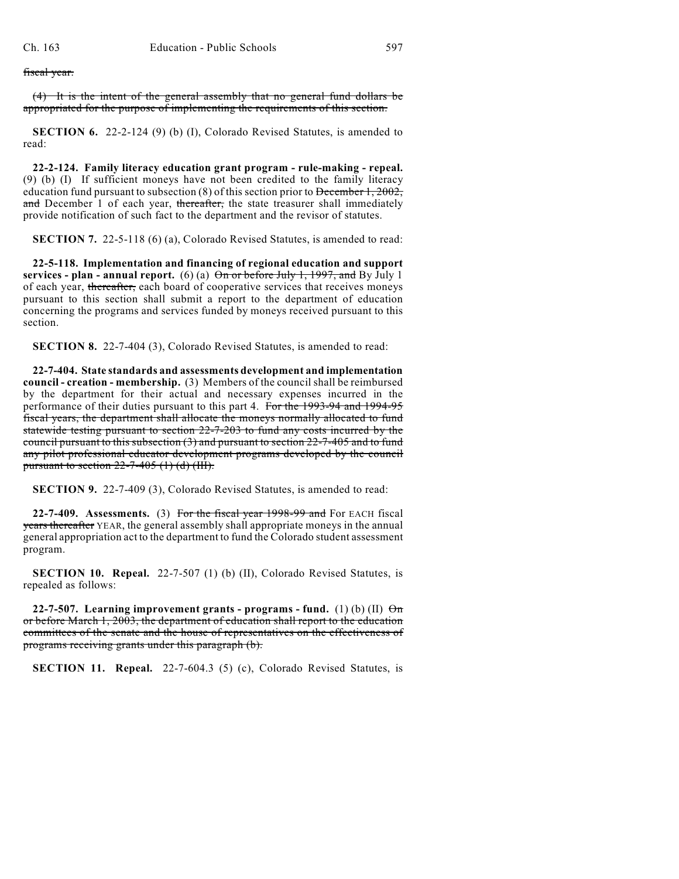~~fiscal year.~~

~~(4) It is the intent of the general assembly that no general fund dollars be appropriated for the purpose of implementing the requirements of this section.~~

**SECTION 6.** 22-2-124 (9) (b) (I), Colorado Revised Statutes, is amended to read:

**22-2-124. Family literacy education grant program - rule-making - repeal.** (9) (b) (I) If sufficient moneys have not been credited to the family literacy education fund pursuant to subsection (8) of this section prior to ~~December 1, 2002, and~~ December 1 of each year, ~~thereafter,~~ the state treasurer shall immediately provide notification of such fact to the department and the revisor of statutes.

**SECTION 7.** 22-5-118 (6) (a), Colorado Revised Statutes, is amended to read:

**22-5-118. Implementation and financing of regional education and support services - plan - annual report.** (6) (a) ~~On or before July 1, 1997, and~~ By July 1 of each year, ~~thereafter,~~ each board of cooperative services that receives moneys pursuant to this section shall submit a report to the department of education concerning the programs and services funded by moneys received pursuant to this section.

**SECTION 8.** 22-7-404 (3), Colorado Revised Statutes, is amended to read:

**22-7-404. State standards and assessments development and implementation council - creation - membership.** (3) Members of the council shall be reimbursed by the department for their actual and necessary expenses incurred in the performance of their duties pursuant to this part 4. ~~For the 1993-94 and 1994-95 fiscal years, the department shall allocate the moneys normally allocated to fund statewide testing pursuant to section 22-7-203 to fund any costs incurred by the council pursuant to this subsection (3) and pursuant to section 22-7-405 and to fund any pilot professional educator development programs developed by the council pursuant to section 22-7-405 (1) (d) (III).~~

**SECTION 9.** 22-7-409 (3), Colorado Revised Statutes, is amended to read:

**22-7-409. Assessments.** (3) ~~For the fiscal year 1998-99 and~~ For EACH fiscal ~~years thereafter~~ YEAR, the general assembly shall appropriate moneys in the annual general appropriation act to the department to fund the Colorado student assessment program.

**SECTION 10. Repeal.** 22-7-507 (1) (b) (II), Colorado Revised Statutes, is repealed as follows:

**22-7-507. Learning improvement grants - programs - fund.** (1) (b) (II) ~~On or before March 1, 2003, the department of education shall report to the education committees of the senate and the house of representatives on the effectiveness of programs receiving grants under this paragraph (b).~~

**SECTION 11. Repeal.** 22-7-604.3 (5) (c), Colorado Revised Statutes, is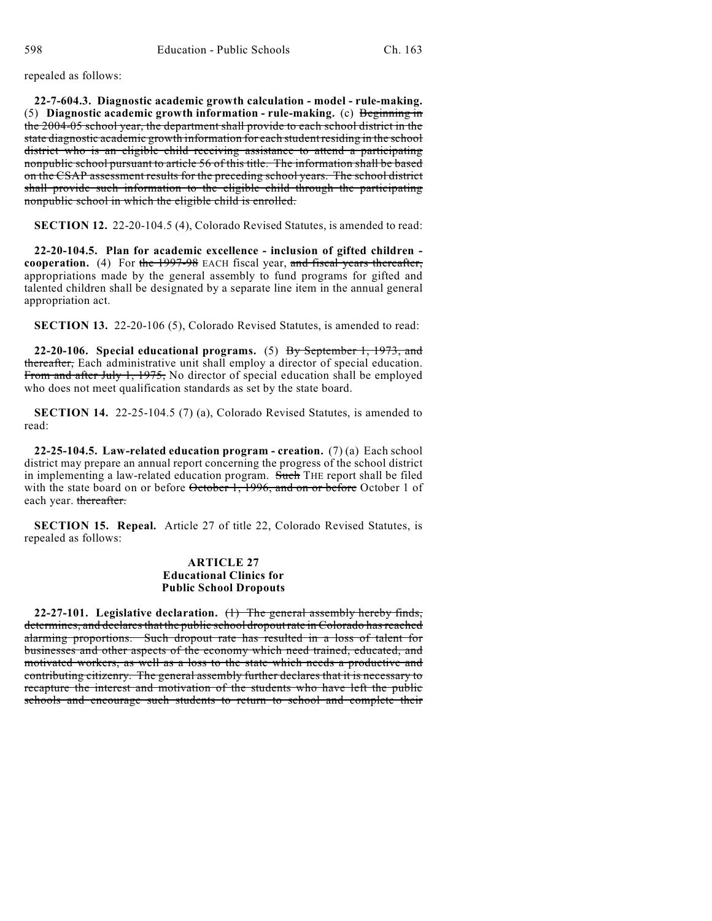repealed as follows:

**22-7-604.3. Diagnostic academic growth calculation - model - rule-making.** (5) **Diagnostic academic growth information - rule-making.** (c) ~~Beginning in the 2004-05 school year, the department shall provide to each school district in the state diagnostic academic growth information for each student residing in the school district who is an eligible child receiving assistance to attend a participating nonpublic school pursuant to article 56 of this title. The information shall be based on the CSAP assessment results for the preceding school years. The school district shall provide such information to the eligible child through the participating nonpublic school in which the eligible child is enrolled.~~

**SECTION 12.** 22-20-104.5 (4), Colorado Revised Statutes, is amended to read:

**22-20-104.5. Plan for academic excellence - inclusion of gifted children - cooperation.** (4) For ~~the 1997-98~~ EACH fiscal year, ~~and fiscal years thereafter,~~ appropriations made by the general assembly to fund programs for gifted and talented children shall be designated by a separate line item in the annual general appropriation act.

**SECTION 13.** 22-20-106 (5), Colorado Revised Statutes, is amended to read:

**22-20-106. Special educational programs.** (5) ~~By September 1, 1973, and thereafter,~~ Each administrative unit shall employ a director of special education. ~~From and after July 1, 1975,~~ No director of special education shall be employed who does not meet qualification standards as set by the state board.

**SECTION 14.** 22-25-104.5 (7) (a), Colorado Revised Statutes, is amended to read:

**22-25-104.5. Law-related education program - creation.** (7) (a) Each school district may prepare an annual report concerning the progress of the school district in implementing a law-related education program. ~~Such~~ THE report shall be filed with the state board on or before ~~October 1, 1996, and on or before~~ October 1 of each year. ~~thereafter.~~

**SECTION 15. Repeal.** Article 27 of title 22, Colorado Revised Statutes, is repealed as follows:

**ARTICLE 27**
**Educational Clinics for**
**Public School Dropouts**

**22-27-101. Legislative declaration.** ~~(1) The general assembly hereby finds, determines, and declares that the public school dropout rate in Colorado has reached alarming proportions. Such dropout rate has resulted in a loss of talent for businesses and other aspects of the economy which need trained, educated, and motivated workers, as well as a loss to the state which needs a productive and contributing citizenry. The general assembly further declares that it is necessary to recapture the interest and motivation of the students who have left the public schools and encourage such students to return to school and complete their~~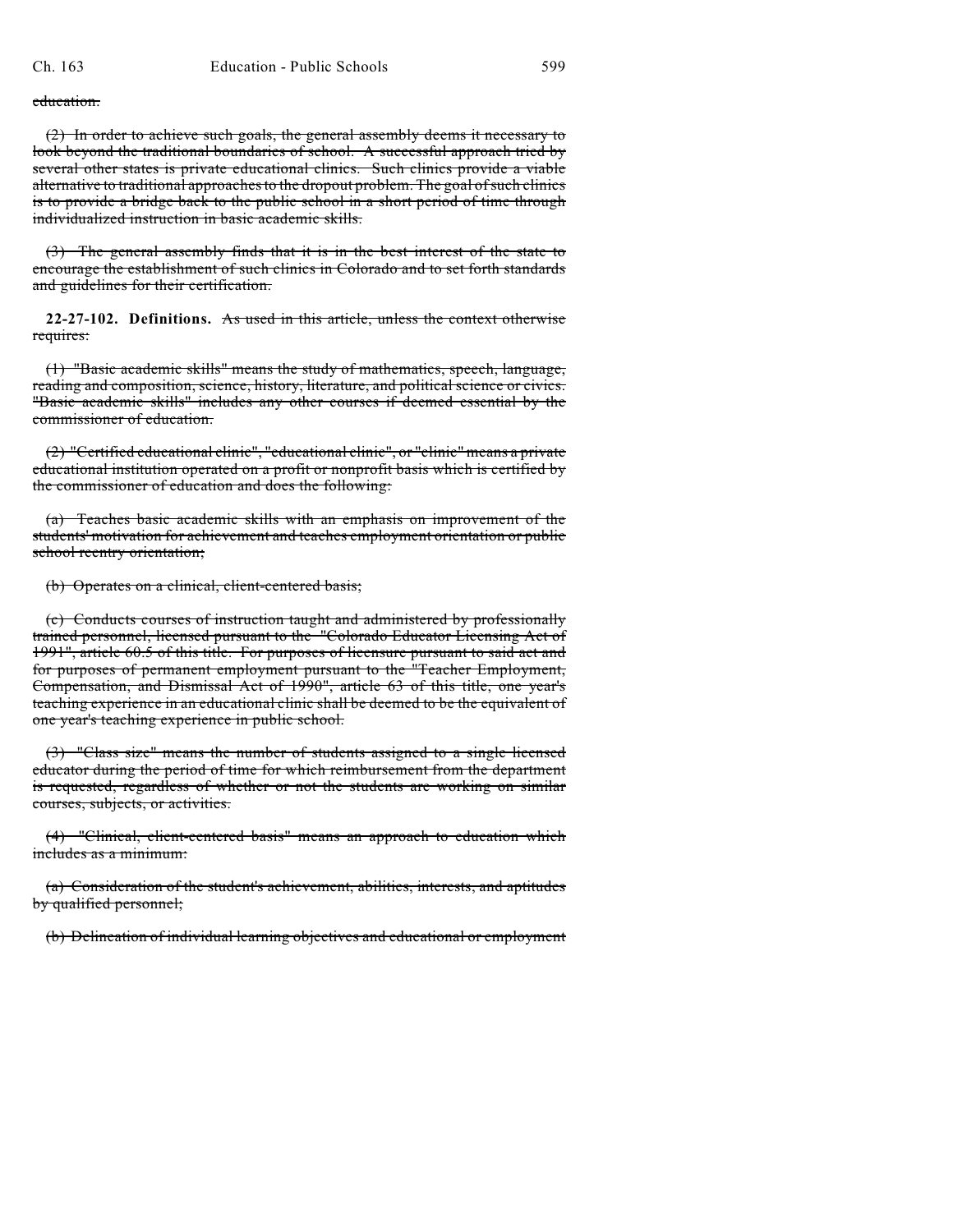~~education.~~

~~(2) In order to achieve such goals, the general assembly deems it necessary to look beyond the traditional boundaries of school. A successful approach tried by several other states is private educational clinics. Such clinics provide a viable alternative to traditional approaches to the dropout problem. The goal of such clinics is to provide a bridge back to the public school in a short period of time through individualized instruction in basic academic skills.~~

~~(3) The general assembly finds that it is in the best interest of the state to encourage the establishment of such clinics in Colorado and to set forth standards and guidelines for their certification.~~

**22-27-102. Definitions.** ~~As used in this article, unless the context otherwise requires:~~

~~(1) "Basic academic skills" means the study of mathematics, speech, language, reading and composition, science, history, literature, and political science or civics. "Basic academic skills" includes any other courses if deemed essential by the commissioner of education.~~

~~(2) "Certified educational clinic", "educational clinic", or "clinic" means a private educational institution operated on a profit or nonprofit basis which is certified by the commissioner of education and does the following:~~

~~(a) Teaches basic academic skills with an emphasis on improvement of the students' motivation for achievement and teaches employment orientation or public school reentry orientation;~~

~~(b) Operates on a clinical, client-centered basis;~~

~~(c) Conducts courses of instruction taught and administered by professionally trained personnel, licensed pursuant to the "Colorado Educator Licensing Act of 1991", article 60.5 of this title. For purposes of licensure pursuant to said act and for purposes of permanent employment pursuant to the "Teacher Employment, Compensation, and Dismissal Act of 1990", article 63 of this title, one year's teaching experience in an educational clinic shall be deemed to be the equivalent of one year's teaching experience in public school.~~

~~(3) "Class size" means the number of students assigned to a single licensed educator during the period of time for which reimbursement from the department is requested, regardless of whether or not the students are working on similar courses, subjects, or activities.~~

~~(4) "Clinical, client-centered basis" means an approach to education which includes as a minimum:~~

~~(a) Consideration of the student's achievement, abilities, interests, and aptitudes by qualified personnel;~~

~~(b) Delineation of individual learning objectives and educational or employment~~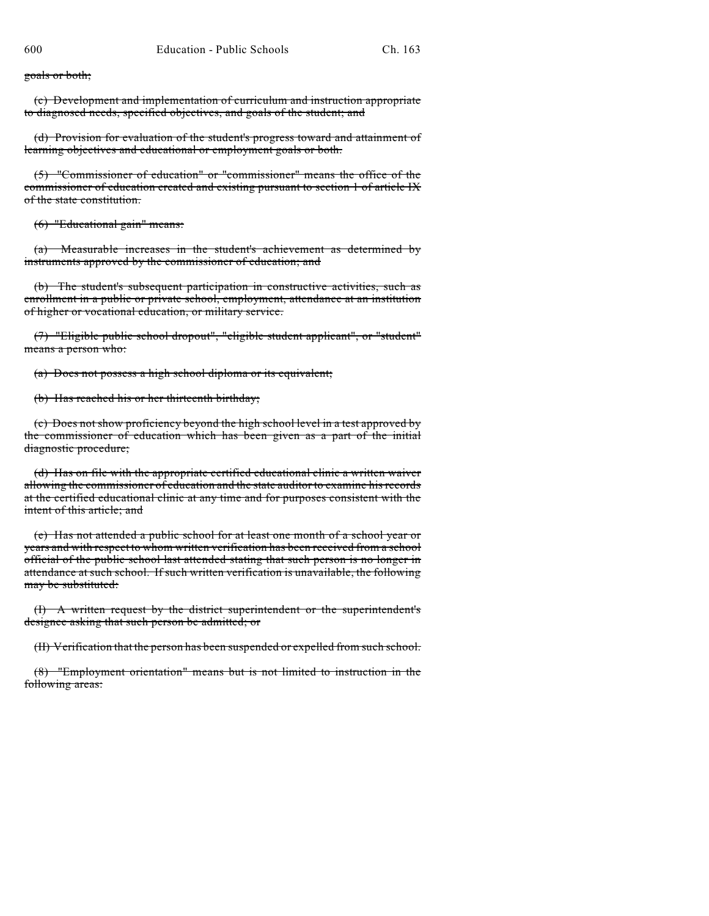~~goals or both;~~

~~(c) Development and implementation of curriculum and instruction appropriate to diagnosed needs, specified objectives, and goals of the student; and~~

~~(d) Provision for evaluation of the student's progress toward and attainment of learning objectives and educational or employment goals or both.~~

~~(5) "Commissioner of education" or "commissioner" means the office of the commissioner of education created and existing pursuant to section 1 of article IX of the state constitution.~~

~~(6) "Educational gain" means:~~

~~(a) Measurable increases in the student's achievement as determined by instruments approved by the commissioner of education; and~~

~~(b) The student's subsequent participation in constructive activities, such as enrollment in a public or private school, employment, attendance at an institution of higher or vocational education, or military service.~~

~~(7) "Eligible public school dropout", "eligible student applicant", or "student" means a person who:~~

~~(a) Does not possess a high school diploma or its equivalent;~~

~~(b) Has reached his or her thirteenth birthday;~~

~~(c) Does not show proficiency beyond the high school level in a test approved by the commissioner of education which has been given as a part of the initial diagnostic procedure;~~

~~(d) Has on file with the appropriate certified educational clinic a written waiver allowing the commissioner of education and the state auditor to examine his records at the certified educational clinic at any time and for purposes consistent with the intent of this article; and~~

~~(e) Has not attended a public school for at least one month of a school year or years and with respect to whom written verification has been received from a school official of the public school last attended stating that such person is no longer in attendance at such school. If such written verification is unavailable, the following may be substituted:~~

~~(I) A written request by the district superintendent or the superintendent's designee asking that such person be admitted; or~~

~~(II) Verification that the person has been suspended or expelled from such school.~~

~~(8) "Employment orientation" means but is not limited to instruction in the following areas:~~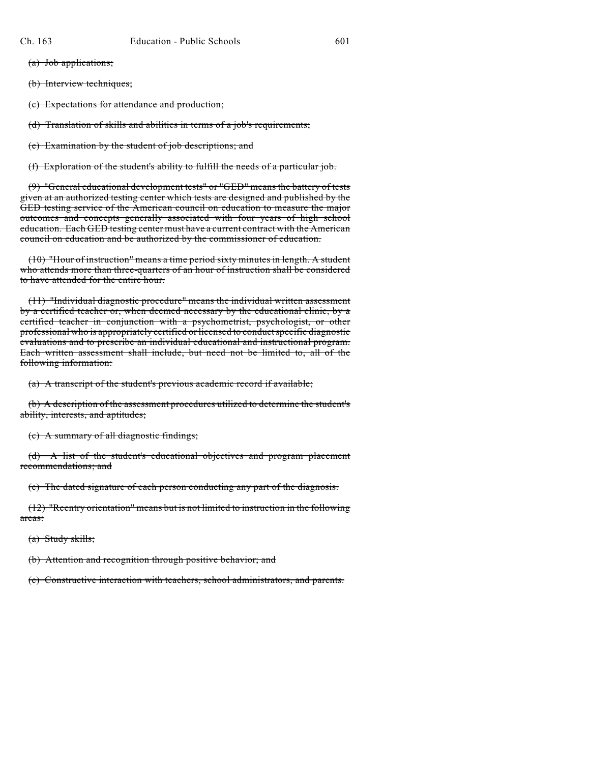~~(a) Job applications;~~

~~(b) Interview techniques;~~

~~(c) Expectations for attendance and production;~~

~~(d) Translation of skills and abilities in terms of a job's requirements;~~

~~(e) Examination by the student of job descriptions; and~~

~~(f) Exploration of the student's ability to fulfill the needs of a particular job.~~

~~(9) "General educational development tests" or "GED" means the battery of tests given at an authorized testing center which tests are designed and published by the GED testing service of the American council on education to measure the major outcomes and concepts generally associated with four years of high school education. Each GED testing center must have a current contract with the American council on education and be authorized by the commissioner of education.~~

~~(10) "Hour of instruction" means a time period sixty minutes in length. A student who attends more than three-quarters of an hour of instruction shall be considered to have attended for the entire hour.~~

~~(11) "Individual diagnostic procedure" means the individual written assessment by a certified teacher or, when deemed necessary by the educational clinic, by a certified teacher in conjunction with a psychometrist, psychologist, or other professional who is appropriately certified or licensed to conduct specific diagnostic evaluations and to prescribe an individual educational and instructional program. Each written assessment shall include, but need not be limited to, all of the following information:~~

~~(a) A transcript of the student's previous academic record if available;~~

~~(b) A description of the assessment procedures utilized to determine the student's ability, interests, and aptitudes;~~

~~(c) A summary of all diagnostic findings;~~

~~(d) A list of the student's educational objectives and program placement recommendations; and~~

~~(e) The dated signature of each person conducting any part of the diagnosis.~~

~~(12) "Reentry orientation" means but is not limited to instruction in the following areas:~~

~~(a) Study skills;~~

~~(b) Attention and recognition through positive behavior; and~~

~~(c) Constructive interaction with teachers, school administrators, and parents.~~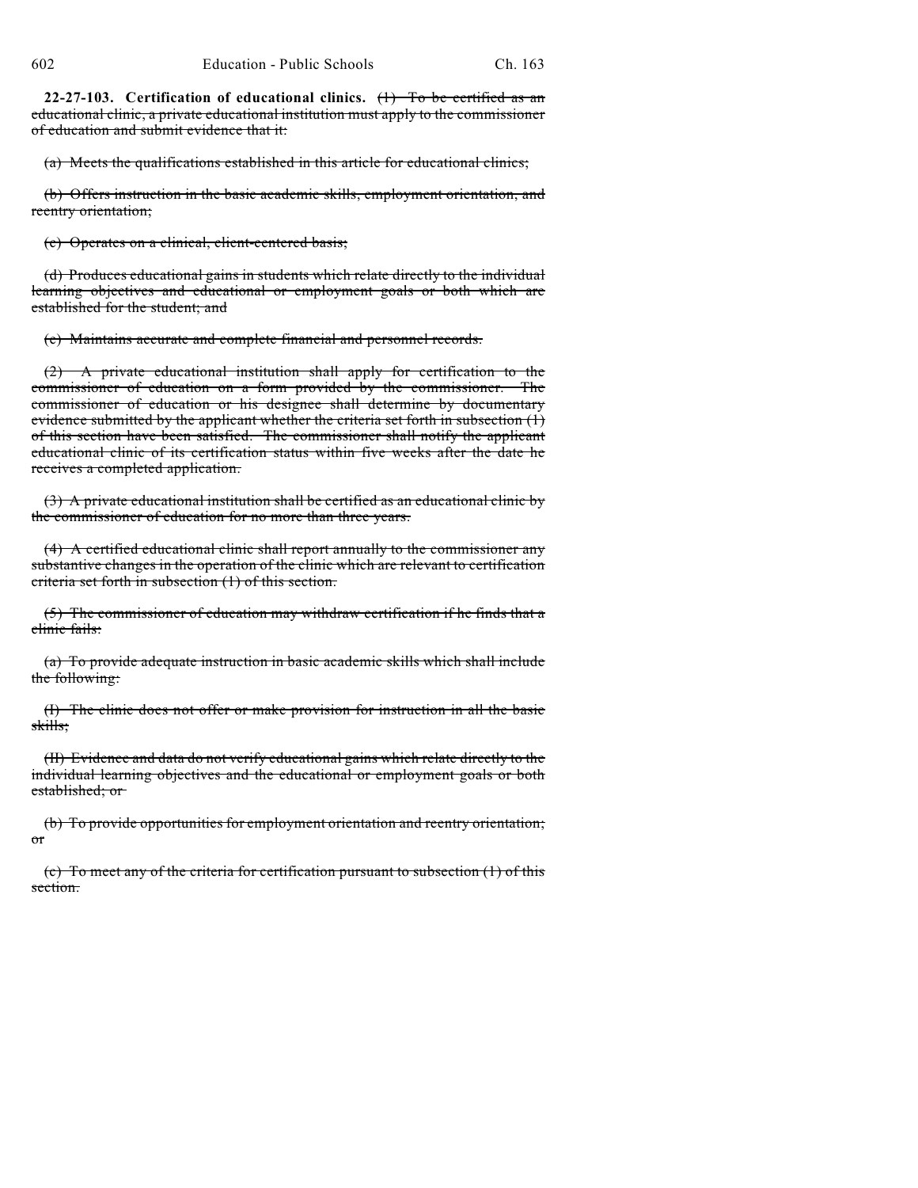**22-27-103. Certification of educational clinics.** ~~(1) To be certified as an educational clinic, a private educational institution must apply to the commissioner of education and submit evidence that it:~~

~~(a) Meets the qualifications established in this article for educational clinics;~~

~~(b) Offers instruction in the basic academic skills, employment orientation, and reentry orientation;~~

~~(c) Operates on a clinical, client-centered basis;~~

~~(d) Produces educational gains in students which relate directly to the individual learning objectives and educational or employment goals or both which are established for the student; and~~

~~(e) Maintains accurate and complete financial and personnel records.~~

~~(2) A private educational institution shall apply for certification to the commissioner of education on a form provided by the commissioner. The commissioner of education or his designee shall determine by documentary evidence submitted by the applicant whether the criteria set forth in subsection (1) of this section have been satisfied. The commissioner shall notify the applicant educational clinic of its certification status within five weeks after the date he receives a completed application.~~

~~(3) A private educational institution shall be certified as an educational clinic by the commissioner of education for no more than three years.~~

~~(4) A certified educational clinic shall report annually to the commissioner any substantive changes in the operation of the clinic which are relevant to certification criteria set forth in subsection (1) of this section.~~

~~(5) The commissioner of education may withdraw certification if he finds that a clinic fails:~~

~~(a) To provide adequate instruction in basic academic skills which shall include the following:~~

~~(I) The clinic does not offer or make provision for instruction in all the basic skills;~~

~~(II) Evidence and data do not verify educational gains which relate directly to the individual learning objectives and the educational or employment goals or both established; or~~

~~(b) To provide opportunities for employment orientation and reentry orientation; or~~

~~(c) To meet any of the criteria for certification pursuant to subsection (1) of this section.~~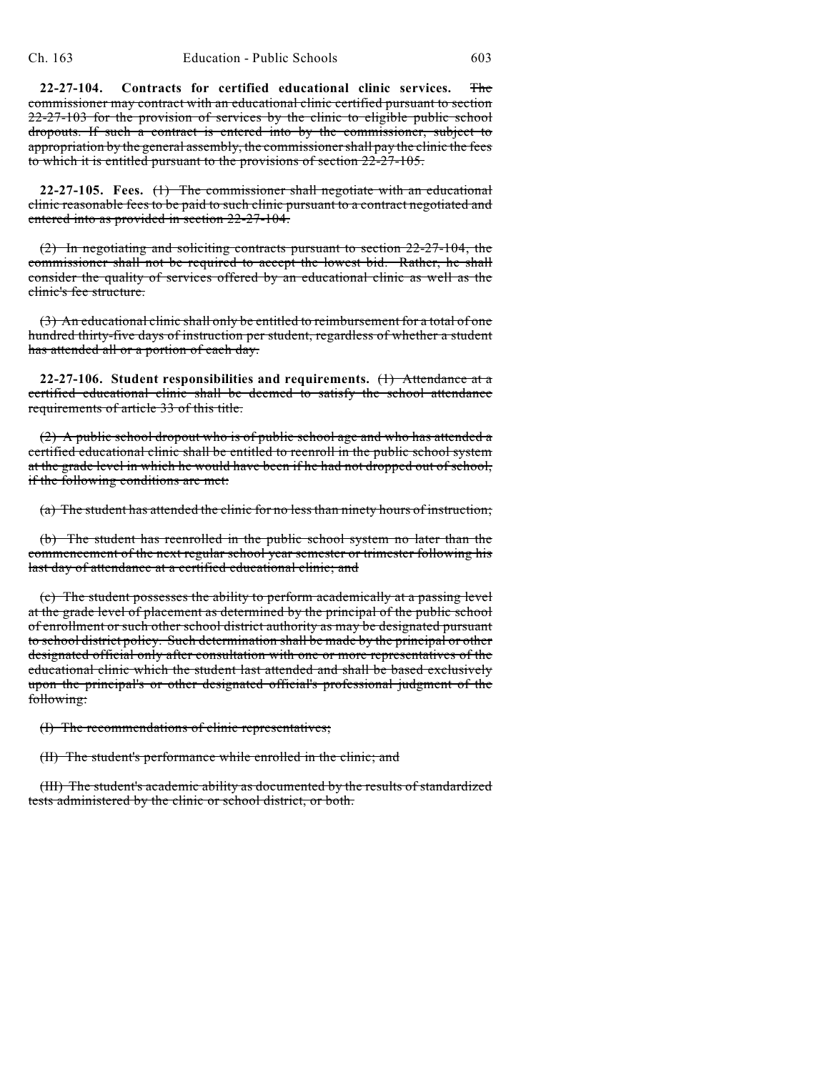**22-27-104. Contracts for certified educational clinic services.** ~~The commissioner may contract with an educational clinic certified pursuant to section 22-27-103 for the provision of services by the clinic to eligible public school dropouts. If such a contract is entered into by the commissioner, subject to appropriation by the general assembly, the commissioner shall pay the clinic the fees to which it is entitled pursuant to the provisions of section 22-27-105.~~

**22-27-105. Fees.** ~~(1) The commissioner shall negotiate with an educational clinic reasonable fees to be paid to such clinic pursuant to a contract negotiated and entered into as provided in section 22-27-104.~~

~~(2) In negotiating and soliciting contracts pursuant to section 22-27-104, the commissioner shall not be required to accept the lowest bid. Rather, he shall consider the quality of services offered by an educational clinic as well as the clinic's fee structure.~~

~~(3) An educational clinic shall only be entitled to reimbursement for a total of one hundred thirty-five days of instruction per student, regardless of whether a student has attended all or a portion of each day.~~

**22-27-106. Student responsibilities and requirements.** ~~(1) Attendance at a certified educational clinic shall be deemed to satisfy the school attendance requirements of article 33 of this title.~~

~~(2) A public school dropout who is of public school age and who has attended a certified educational clinic shall be entitled to reenroll in the public school system at the grade level in which he would have been if he had not dropped out of school, if the following conditions are met:~~

~~(a) The student has attended the clinic for no less than ninety hours of instruction;~~

~~(b) The student has reenrolled in the public school system no later than the commencement of the next regular school year semester or trimester following his last day of attendance at a certified educational clinic; and~~

~~(c) The student possesses the ability to perform academically at a passing level at the grade level of placement as determined by the principal of the public school of enrollment or such other school district authority as may be designated pursuant to school district policy. Such determination shall be made by the principal or other designated official only after consultation with one or more representatives of the educational clinic which the student last attended and shall be based exclusively upon the principal's or other designated official's professional judgment of the following:~~

~~(I) The recommendations of clinic representatives;~~

~~(II) The student's performance while enrolled in the clinic; and~~

~~(III) The student's academic ability as documented by the results of standardized tests administered by the clinic or school district, or both.~~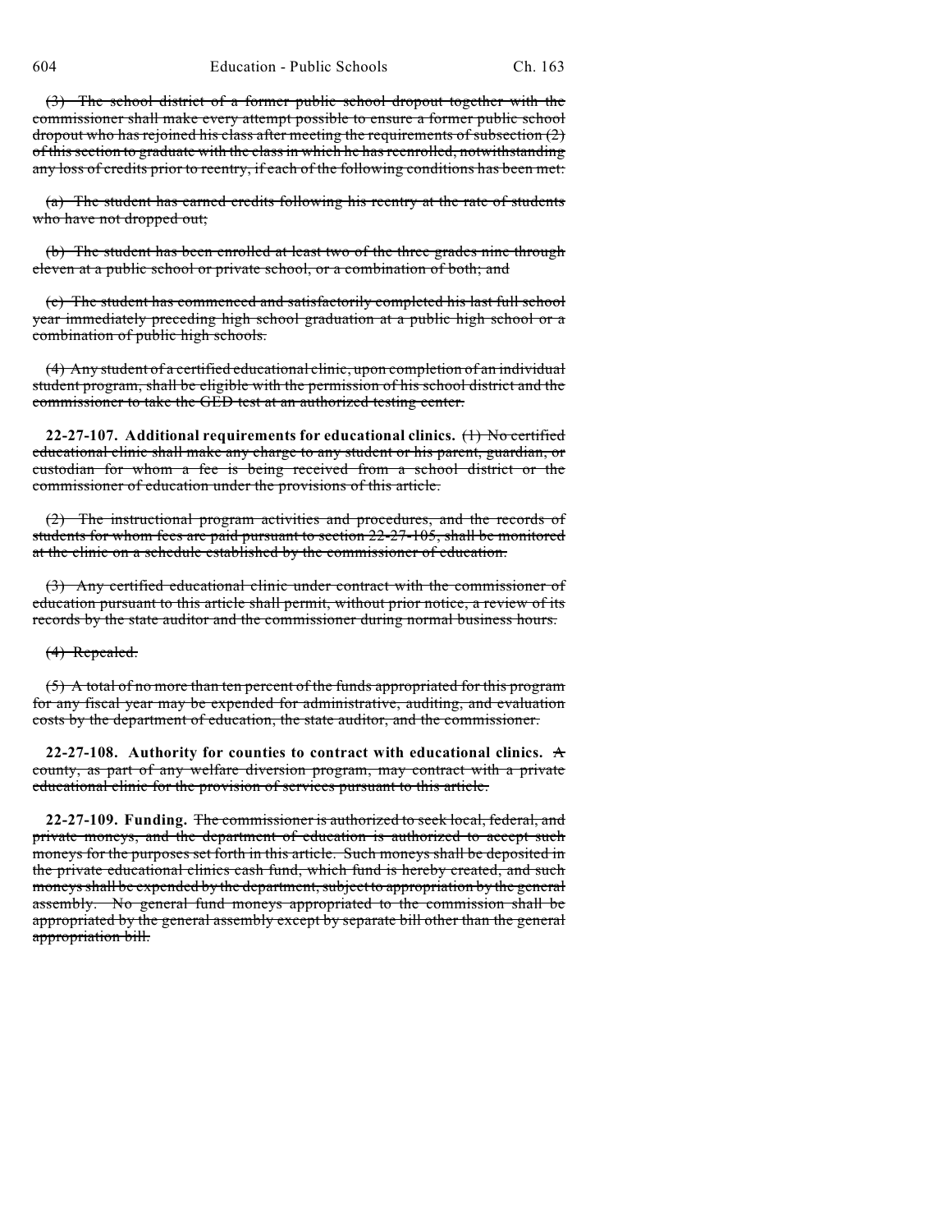~~(3) The school district of a former public school dropout together with the commissioner shall make every attempt possible to ensure a former public school dropout who has rejoined his class after meeting the requirements of subsection (2) of this section to graduate with the class in which he has reenrolled, notwithstanding any loss of credits prior to reentry, if each of the following conditions has been met:~~

~~(a) The student has earned credits following his reentry at the rate of students who have not dropped out;~~

~~(b) The student has been enrolled at least two of the three grades nine through eleven at a public school or private school, or a combination of both; and~~

~~(c) The student has commenced and satisfactorily completed his last full school year immediately preceding high school graduation at a public high school or a combination of public high schools.~~

~~(4) Any student of a certified educational clinic, upon completion of an individual student program, shall be eligible with the permission of his school district and the commissioner to take the GED test at an authorized testing center.~~

**22-27-107. Additional requirements for educational clinics.** ~~(1) No certified educational clinic shall make any charge to any student or his parent, guardian, or custodian for whom a fee is being received from a school district or the commissioner of education under the provisions of this article.~~

~~(2) The instructional program activities and procedures, and the records of students for whom fees are paid pursuant to section 22-27-105, shall be monitored at the clinic on a schedule established by the commissioner of education.~~

~~(3) Any certified educational clinic under contract with the commissioner of education pursuant to this article shall permit, without prior notice, a review of its records by the state auditor and the commissioner during normal business hours.~~

~~(4) Repealed.~~

~~(5) A total of no more than ten percent of the funds appropriated for this program for any fiscal year may be expended for administrative, auditing, and evaluation costs by the department of education, the state auditor, and the commissioner.~~

**22-27-108. Authority for counties to contract with educational clinics.** ~~A county, as part of any welfare diversion program, may contract with a private educational clinic for the provision of services pursuant to this article.~~

**22-27-109. Funding.** ~~The commissioner is authorized to seek local, federal, and private moneys, and the department of education is authorized to accept such moneys for the purposes set forth in this article. Such moneys shall be deposited in the private educational clinics cash fund, which fund is hereby created, and such moneys shall be expended by the department, subject to appropriation by the general assembly. No general fund moneys appropriated to the commission shall be appropriated by the general assembly except by separate bill other than the general appropriation bill.~~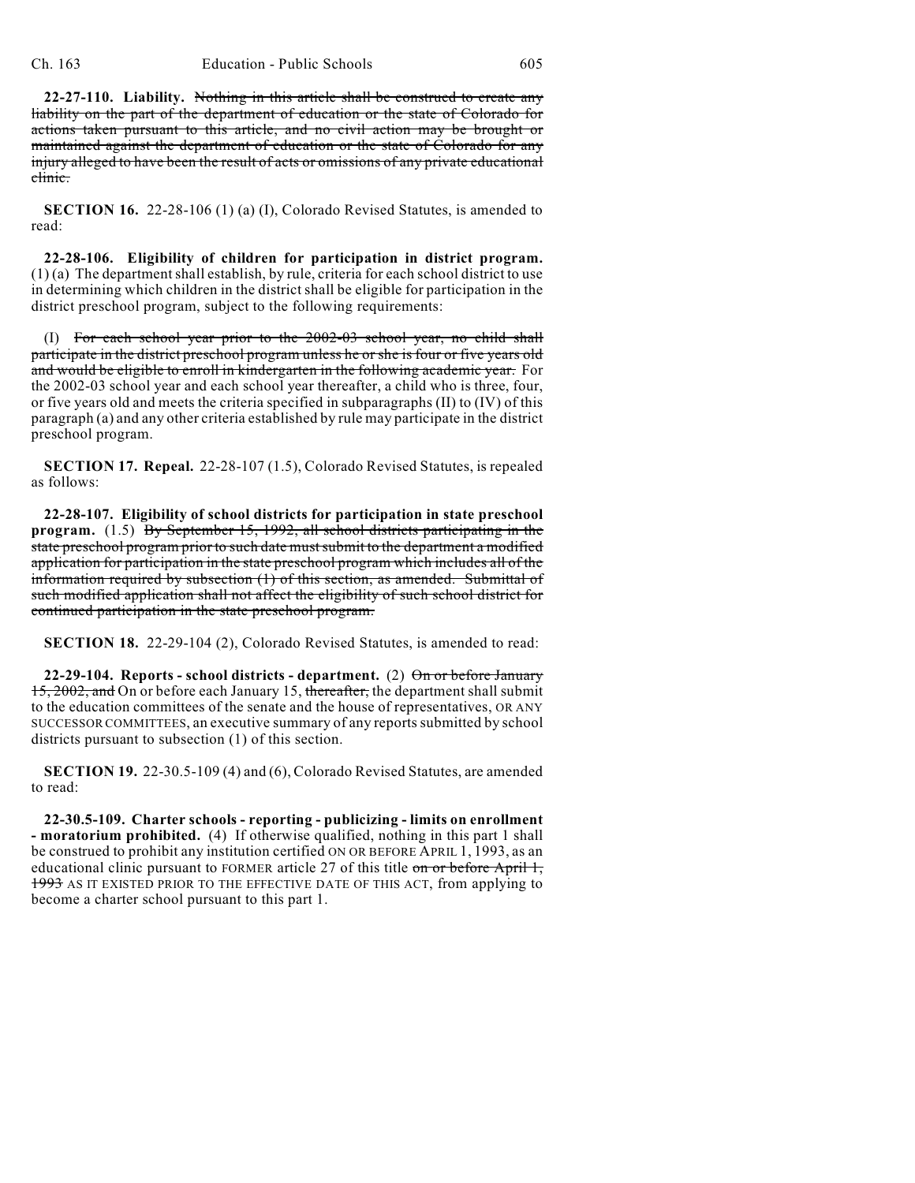**22-27-110. Liability.** ~~Nothing in this article shall be construed to create any liability on the part of the department of education or the state of Colorado for actions taken pursuant to this article, and no civil action may be brought or maintained against the department of education or the state of Colorado for any injury alleged to have been the result of acts or omissions of any private educational clinic.~~

**SECTION 16.** 22-28-106 (1) (a) (I), Colorado Revised Statutes, is amended to read:

**22-28-106. Eligibility of children for participation in district program.** (1) (a) The department shall establish, by rule, criteria for each school district to use in determining which children in the district shall be eligible for participation in the district preschool program, subject to the following requirements:

(I) ~~For each school year prior to the 2002-03 school year, no child shall participate in the district preschool program unless he or she is four or five years old and would be eligible to enroll in kindergarten in the following academic year.~~ For the 2002-03 school year and each school year thereafter, a child who is three, four, or five years old and meets the criteria specified in subparagraphs (II) to (IV) of this paragraph (a) and any other criteria established by rule may participate in the district preschool program.

**SECTION 17. Repeal.** 22-28-107 (1.5), Colorado Revised Statutes, is repealed as follows:

**22-28-107. Eligibility of school districts for participation in state preschool program.** (1.5) ~~By September 15, 1992, all school districts participating in the state preschool program prior to such date must submit to the department a modified application for participation in the state preschool program which includes all of the information required by subsection (1) of this section, as amended. Submittal of such modified application shall not affect the eligibility of such school district for continued participation in the state preschool program.~~

**SECTION 18.** 22-29-104 (2), Colorado Revised Statutes, is amended to read:

**22-29-104. Reports - school districts - department.** (2) ~~On or before January 15, 2002, and~~ On or before each January 15, ~~thereafter,~~ the department shall submit to the education committees of the senate and the house of representatives, OR ANY SUCCESSOR COMMITTEES, an executive summary of any reports submitted by school districts pursuant to subsection (1) of this section.

**SECTION 19.** 22-30.5-109 (4) and (6), Colorado Revised Statutes, are amended to read:

**22-30.5-109. Charter schools - reporting - publicizing - limits on enrollment - moratorium prohibited.** (4) If otherwise qualified, nothing in this part 1 shall be construed to prohibit any institution certified ON OR BEFORE APRIL 1, 1993, as an educational clinic pursuant to FORMER article 27 of this title ~~on or before April 1, 1993~~ AS IT EXISTED PRIOR TO THE EFFECTIVE DATE OF THIS ACT, from applying to become a charter school pursuant to this part 1.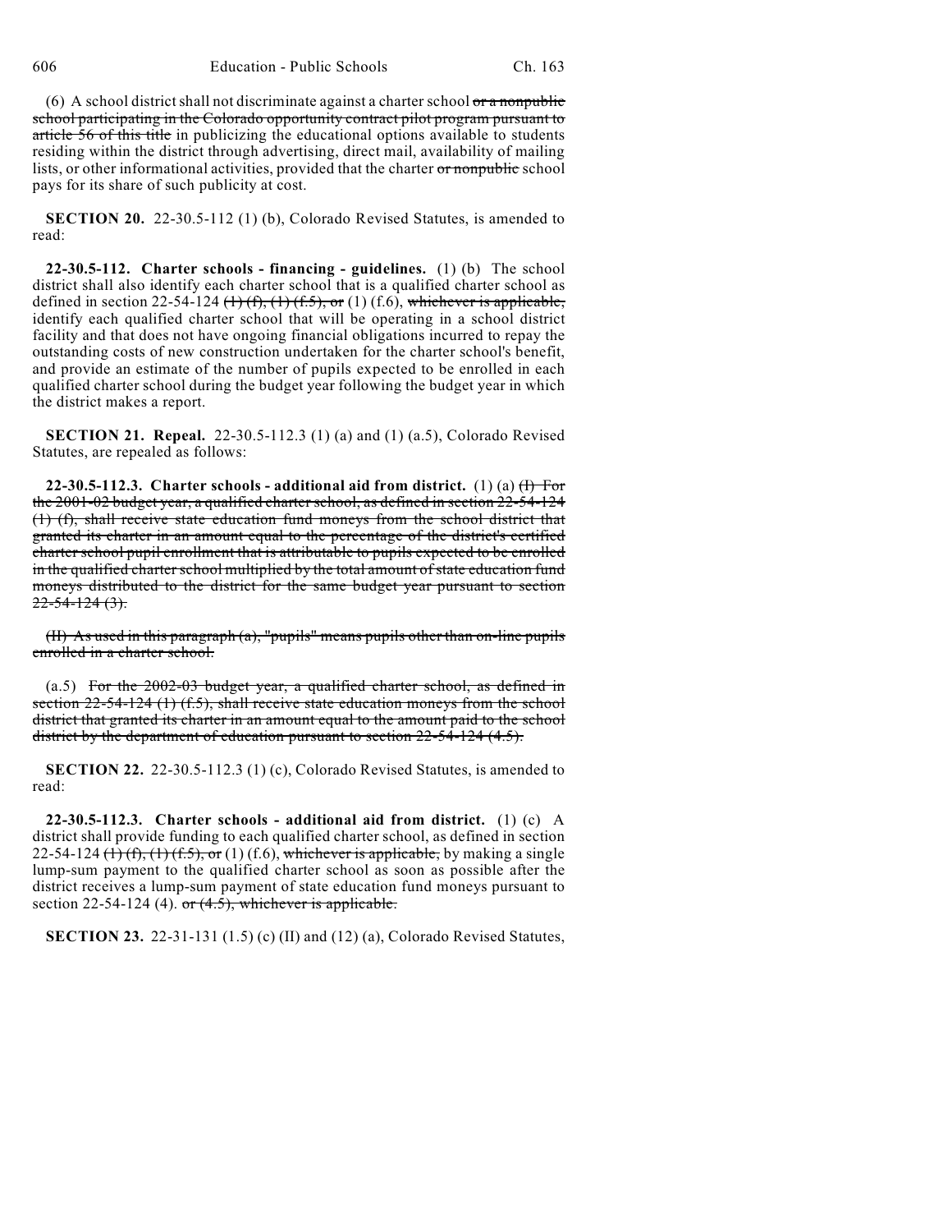(6) A school district shall not discriminate against a charter school ~~or a nonpublic school participating in the Colorado opportunity contract pilot program pursuant to article 56 of this title~~ in publicizing the educational options available to students residing within the district through advertising, direct mail, availability of mailing lists, or other informational activities, provided that the charter ~~or nonpublic~~ school pays for its share of such publicity at cost.

**SECTION 20.** 22-30.5-112 (1) (b), Colorado Revised Statutes, is amended to read:

**22-30.5-112. Charter schools - financing - guidelines.** (1) (b) The school district shall also identify each charter school that is a qualified charter school as defined in section 22-54-124 ~~(1) (f), (1) (f.5), or~~ (1) (f.6), ~~whichever is applicable,~~ identify each qualified charter school that will be operating in a school district facility and that does not have ongoing financial obligations incurred to repay the outstanding costs of new construction undertaken for the charter school's benefit, and provide an estimate of the number of pupils expected to be enrolled in each qualified charter school during the budget year following the budget year in which the district makes a report.

**SECTION 21. Repeal.** 22-30.5-112.3 (1) (a) and (1) (a.5), Colorado Revised Statutes, are repealed as follows:

**22-30.5-112.3. Charter schools - additional aid from district.** (1) (a) ~~(I) For the 2001-02 budget year, a qualified charter school, as defined in section 22-54-124 (1) (f), shall receive state education fund moneys from the school district that granted its charter in an amount equal to the percentage of the district's certified charter school pupil enrollment that is attributable to pupils expected to be enrolled in the qualified charter school multiplied by the total amount of state education fund moneys distributed to the district for the same budget year pursuant to section 22-54-124 (3).~~

~~(II) As used in this paragraph (a), "pupils" means pupils other than on-line pupils enrolled in a charter school.~~

(a.5) ~~For the 2002-03 budget year, a qualified charter school, as defined in section 22-54-124 (1) (f.5), shall receive state education moneys from the school district that granted its charter in an amount equal to the amount paid to the school district by the department of education pursuant to section 22-54-124 (4.5).~~

**SECTION 22.** 22-30.5-112.3 (1) (c), Colorado Revised Statutes, is amended to read:

**22-30.5-112.3. Charter schools - additional aid from district.** (1) (c) A district shall provide funding to each qualified charter school, as defined in section 22-54-124 ~~(1) (f), (1) (f.5), or~~ (1) (f.6), ~~whichever is applicable,~~ by making a single lump-sum payment to the qualified charter school as soon as possible after the district receives a lump-sum payment of state education fund moneys pursuant to section 22-54-124 (4). ~~or (4.5), whichever is applicable.~~

**SECTION 23.** 22-31-131 (1.5) (c) (II) and (12) (a), Colorado Revised Statutes,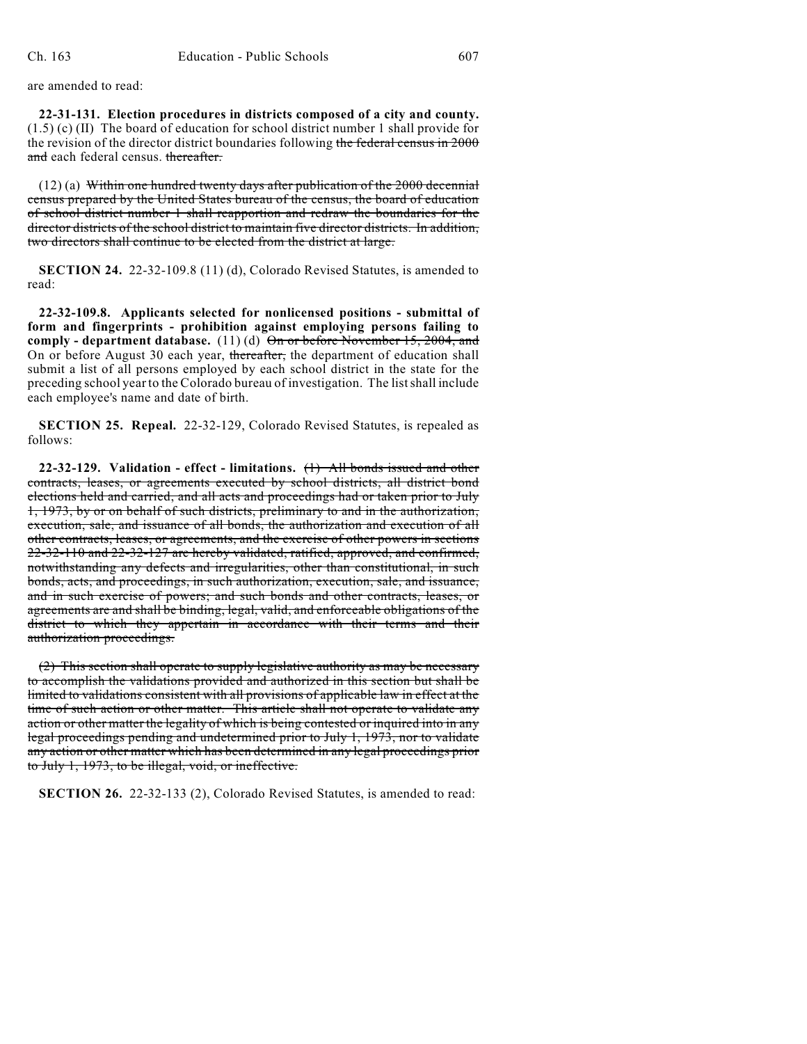are amended to read:

**22-31-131. Election procedures in districts composed of a city and county.** (1.5) (c) (II) The board of education for school district number 1 shall provide for the revision of the director district boundaries following ~~the federal census in 2000 and~~ each federal census. ~~thereafter.~~

(12) (a) ~~Within one hundred twenty days after publication of the 2000 decennial census prepared by the United States bureau of the census, the board of education of school district number 1 shall reapportion and redraw the boundaries for the director districts of the school district to maintain five director districts. In addition, two directors shall continue to be elected from the district at large.~~

**SECTION 24.** 22-32-109.8 (11) (d), Colorado Revised Statutes, is amended to read:

**22-32-109.8. Applicants selected for nonlicensed positions - submittal of form and fingerprints - prohibition against employing persons failing to comply - department database.** (11) (d) ~~On or before November 15, 2004, and~~ On or before August 30 each year, ~~thereafter,~~ the department of education shall submit a list of all persons employed by each school district in the state for the preceding school year to the Colorado bureau of investigation. The list shall include each employee's name and date of birth.

**SECTION 25. Repeal.** 22-32-129, Colorado Revised Statutes, is repealed as follows:

**22-32-129. Validation - effect - limitations.** ~~(1) All bonds issued and other contracts, leases, or agreements executed by school districts, all district bond elections held and carried, and all acts and proceedings had or taken prior to July 1, 1973, by or on behalf of such districts, preliminary to and in the authorization, execution, sale, and issuance of all bonds, the authorization and execution of all other contracts, leases, or agreements, and the exercise of other powers in sections 22-32-110 and 22-32-127 are hereby validated, ratified, approved, and confirmed, notwithstanding any defects and irregularities, other than constitutional, in such bonds, acts, and proceedings, in such authorization, execution, sale, and issuance, and in such exercise of powers; and such bonds and other contracts, leases, or agreements are and shall be binding, legal, valid, and enforceable obligations of the district to which they appertain in accordance with their terms and their authorization proceedings.~~

~~(2) This section shall operate to supply legislative authority as may be necessary to accomplish the validations provided and authorized in this section but shall be limited to validations consistent with all provisions of applicable law in effect at the time of such action or other matter. This article shall not operate to validate any action or other matter the legality of which is being contested or inquired into in any legal proceedings pending and undetermined prior to July 1, 1973, nor to validate any action or other matter which has been determined in any legal proceedings prior to July 1, 1973, to be illegal, void, or ineffective.~~

**SECTION 26.** 22-32-133 (2), Colorado Revised Statutes, is amended to read: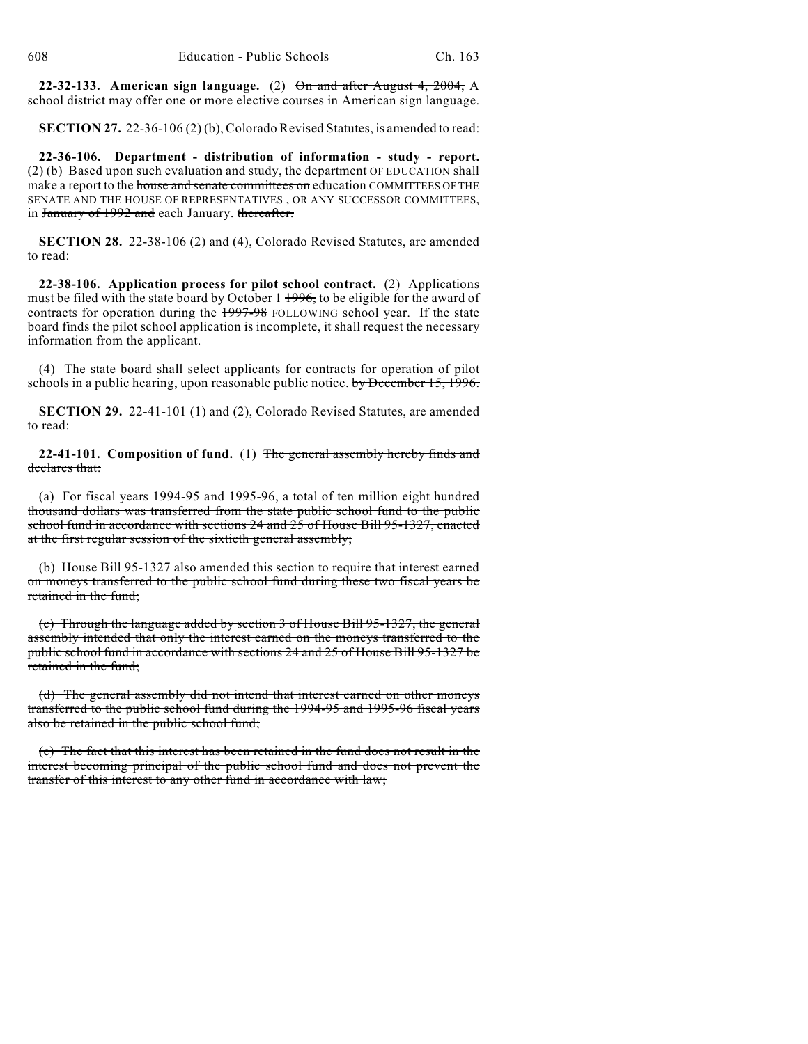**22-32-133. American sign language.** (2) ~~On and after August 4, 2004,~~ A school district may offer one or more elective courses in American sign language.

**SECTION 27.** 22-36-106 (2) (b), Colorado Revised Statutes, is amended to read:

**22-36-106. Department - distribution of information - study - report.** (2) (b) Based upon such evaluation and study, the department OF EDUCATION shall make a report to the ~~house and senate committees on~~ education COMMITTEES OF THE SENATE AND THE HOUSE OF REPRESENTATIVES , OR ANY SUCCESSOR COMMITTEES, in ~~January of 1992 and~~ each January. ~~thereafter.~~

**SECTION 28.** 22-38-106 (2) and (4), Colorado Revised Statutes, are amended to read:

**22-38-106. Application process for pilot school contract.** (2) Applications must be filed with the state board by October 1 ~~1996,~~ to be eligible for the award of contracts for operation during the ~~1997-98~~ FOLLOWING school year. If the state board finds the pilot school application is incomplete, it shall request the necessary information from the applicant.

(4) The state board shall select applicants for contracts for operation of pilot schools in a public hearing, upon reasonable public notice. ~~by December 15, 1996.~~

**SECTION 29.** 22-41-101 (1) and (2), Colorado Revised Statutes, are amended to read:

**22-41-101. Composition of fund.** (1) ~~The general assembly hereby finds and declares that:~~

~~(a) For fiscal years 1994-95 and 1995-96, a total of ten million eight hundred thousand dollars was transferred from the state public school fund to the public school fund in accordance with sections 24 and 25 of House Bill 95-1327, enacted at the first regular session of the sixtieth general assembly;~~

~~(b) House Bill 95-1327 also amended this section to require that interest earned on moneys transferred to the public school fund during these two fiscal years be retained in the fund;~~

~~(c) Through the language added by section 3 of House Bill 95-1327, the general assembly intended that only the interest earned on the moneys transferred to the public school fund in accordance with sections 24 and 25 of House Bill 95-1327 be retained in the fund;~~

~~(d) The general assembly did not intend that interest earned on other moneys transferred to the public school fund during the 1994-95 and 1995-96 fiscal years also be retained in the public school fund;~~

~~(e) The fact that this interest has been retained in the fund does not result in the interest becoming principal of the public school fund and does not prevent the transfer of this interest to any other fund in accordance with law;~~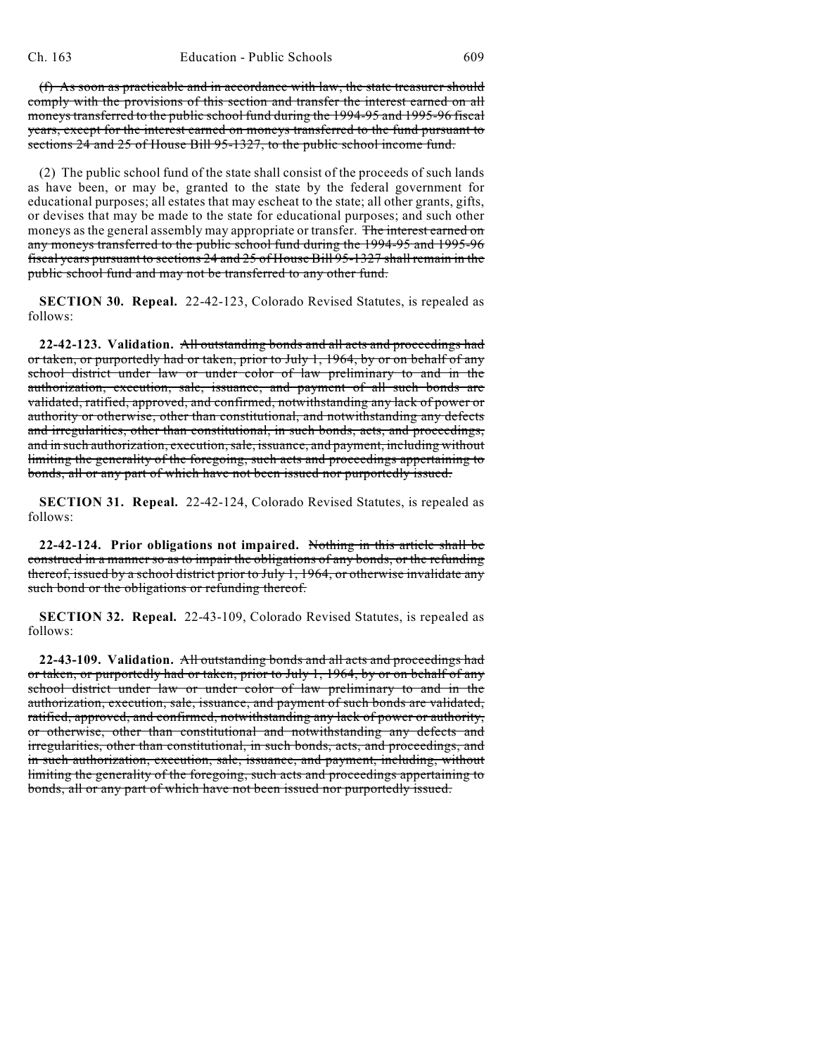~~(f) As soon as practicable and in accordance with law, the state treasurer should comply with the provisions of this section and transfer the interest earned on all moneys transferred to the public school fund during the 1994-95 and 1995-96 fiscal years, except for the interest earned on moneys transferred to the fund pursuant to sections 24 and 25 of House Bill 95-1327, to the public school income fund.~~

(2) The public school fund of the state shall consist of the proceeds of such lands as have been, or may be, granted to the state by the federal government for educational purposes; all estates that may escheat to the state; all other grants, gifts, or devises that may be made to the state for educational purposes; and such other moneys as the general assembly may appropriate or transfer. ~~The interest earned on any moneys transferred to the public school fund during the 1994-95 and 1995-96 fiscal years pursuant to sections 24 and 25 of House Bill 95-1327 shall remain in the public school fund and may not be transferred to any other fund.~~

**SECTION 30. Repeal.** 22-42-123, Colorado Revised Statutes, is repealed as follows:

**22-42-123. Validation.** ~~All outstanding bonds and all acts and proceedings had or taken, or purportedly had or taken, prior to July 1, 1964, by or on behalf of any school district under law or under color of law preliminary to and in the authorization, execution, sale, issuance, and payment of all such bonds are validated, ratified, approved, and confirmed, notwithstanding any lack of power or authority or otherwise, other than constitutional, and notwithstanding any defects and irregularities, other than constitutional, in such bonds, acts, and proceedings, and in such authorization, execution, sale, issuance, and payment, including without limiting the generality of the foregoing, such acts and proceedings appertaining to bonds, all or any part of which have not been issued nor purportedly issued.~~

**SECTION 31. Repeal.** 22-42-124, Colorado Revised Statutes, is repealed as follows:

**22-42-124. Prior obligations not impaired.** ~~Nothing in this article shall be construed in a manner so as to impair the obligations of any bonds, or the refunding thereof, issued by a school district prior to July 1, 1964, or otherwise invalidate any such bond or the obligations or refunding thereof.~~

**SECTION 32. Repeal.** 22-43-109, Colorado Revised Statutes, is repealed as follows:

**22-43-109. Validation.** ~~All outstanding bonds and all acts and proceedings had or taken, or purportedly had or taken, prior to July 1, 1964, by or on behalf of any school district under law or under color of law preliminary to and in the authorization, execution, sale, issuance, and payment of such bonds are validated, ratified, approved, and confirmed, notwithstanding any lack of power or authority, or otherwise, other than constitutional and notwithstanding any defects and irregularities, other than constitutional, in such bonds, acts, and proceedings, and in such authorization, execution, sale, issuance, and payment, including, without limiting the generality of the foregoing, such acts and proceedings appertaining to bonds, all or any part of which have not been issued nor purportedly issued.~~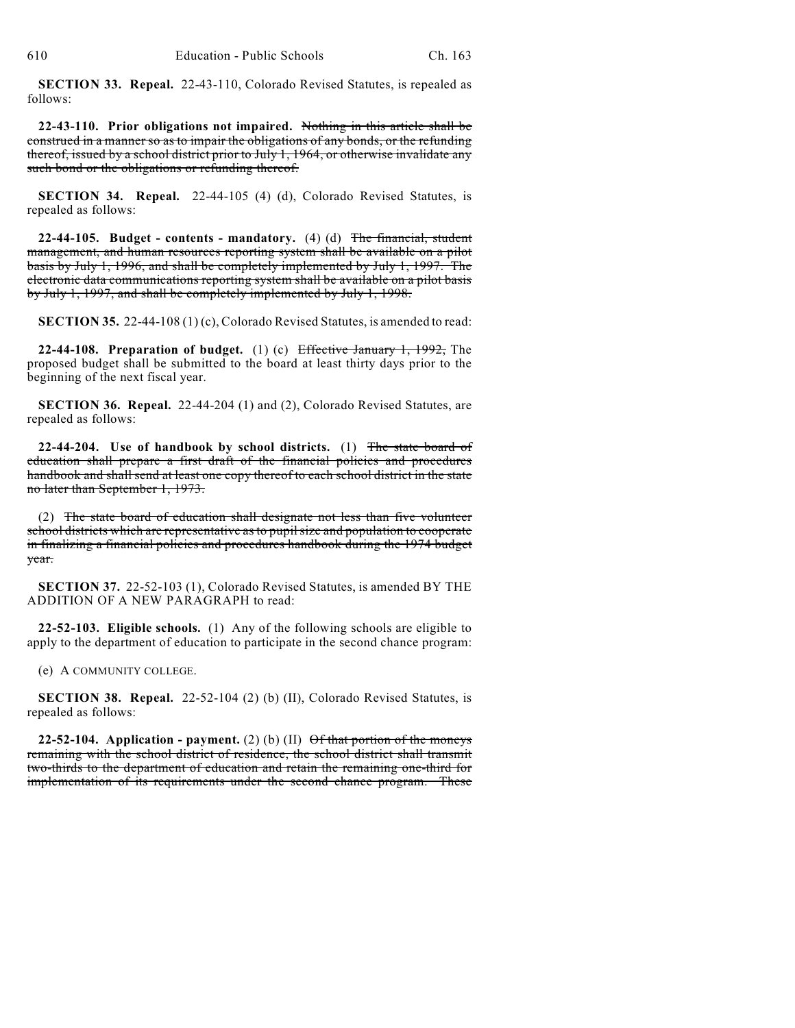**SECTION 33. Repeal.** 22-43-110, Colorado Revised Statutes, is repealed as follows:

**22-43-110. Prior obligations not impaired.** ~~Nothing in this article shall be construed in a manner so as to impair the obligations of any bonds, or the refunding thereof, issued by a school district prior to July 1, 1964, or otherwise invalidate any such bond or the obligations or refunding thereof.~~

**SECTION 34. Repeal.** 22-44-105 (4) (d), Colorado Revised Statutes, is repealed as follows:

**22-44-105. Budget - contents - mandatory.** (4) (d) ~~The financial, student management, and human resources reporting system shall be available on a pilot basis by July 1, 1996, and shall be completely implemented by July 1, 1997. The electronic data communications reporting system shall be available on a pilot basis by July 1, 1997, and shall be completely implemented by July 1, 1998.~~

**SECTION 35.** 22-44-108 (1) (c), Colorado Revised Statutes, is amended to read:

**22-44-108. Preparation of budget.** (1) (c) ~~Effective January 1, 1992,~~ The proposed budget shall be submitted to the board at least thirty days prior to the beginning of the next fiscal year.

**SECTION 36. Repeal.** 22-44-204 (1) and (2), Colorado Revised Statutes, are repealed as follows:

**22-44-204. Use of handbook by school districts.** (1) ~~The state board of education shall prepare a first draft of the financial policies and procedures handbook and shall send at least one copy thereof to each school district in the state no later than September 1, 1973.~~

(2) ~~The state board of education shall designate not less than five volunteer school districts which are representative as to pupil size and population to cooperate in finalizing a financial policies and procedures handbook during the 1974 budget year.~~

**SECTION 37.** 22-52-103 (1), Colorado Revised Statutes, is amended BY THE ADDITION OF A NEW PARAGRAPH to read:

**22-52-103. Eligible schools.** (1) Any of the following schools are eligible to apply to the department of education to participate in the second chance program:

(e) A COMMUNITY COLLEGE.

**SECTION 38. Repeal.** 22-52-104 (2) (b) (II), Colorado Revised Statutes, is repealed as follows:

**22-52-104. Application - payment.** (2) (b) (II) ~~Of that portion of the moneys remaining with the school district of residence, the school district shall transmit two-thirds to the department of education and retain the remaining one-third for implementation of its requirements under the second chance program. These~~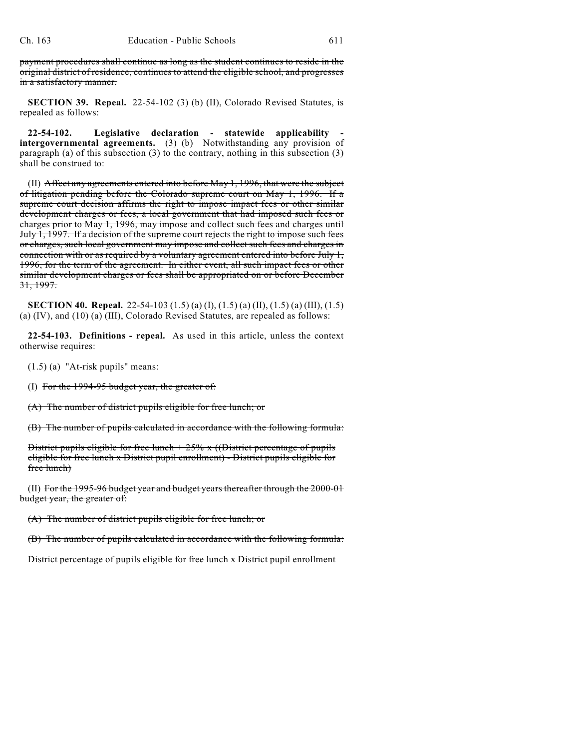~~payment procedures shall continue as long as the student continues to reside in the original district of residence, continues to attend the eligible school, and progresses in a satisfactory manner.~~

**SECTION 39. Repeal.** 22-54-102 (3) (b) (II), Colorado Revised Statutes, is repealed as follows:

**22-54-102. Legislative declaration - statewide applicability - intergovernmental agreements.** (3) (b) Notwithstanding any provision of paragraph (a) of this subsection (3) to the contrary, nothing in this subsection (3) shall be construed to:

(II) ~~Affect any agreements entered into before May 1, 1996, that were the subject of litigation pending before the Colorado supreme court on May 1, 1996. If a supreme court decision affirms the right to impose impact fees or other similar development charges or fees, a local government that had imposed such fees or charges prior to May 1, 1996, may impose and collect such fees and charges until July 1, 1997. If a decision of the supreme court rejects the right to impose such fees or charges, such local government may impose and collect such fees and charges in connection with or as required by a voluntary agreement entered into before July 1, 1996, for the term of the agreement. In either event, all such impact fees or other similar development charges or fees shall be appropriated on or before December 31, 1997.~~

**SECTION 40. Repeal.** 22-54-103 (1.5) (a) (I), (1.5) (a) (II), (1.5) (a) (III), (1.5) (a) (IV), and (10) (a) (III), Colorado Revised Statutes, are repealed as follows:

**22-54-103. Definitions - repeal.** As used in this article, unless the context otherwise requires:

(1.5) (a) "At-risk pupils" means:

(I) ~~For the 1994-95 budget year, the greater of:~~

~~(A) The number of district pupils eligible for free lunch; or~~

~~(B) The number of pupils calculated in accordance with the following formula:~~

~~District pupils eligible for free lunch + 25% x ((District percentage of pupils eligible for free lunch x District pupil enrollment) - District pupils eligible for free lunch)~~

(II) ~~For the 1995-96 budget year and budget years thereafter through the 2000-01 budget year, the greater of:~~

~~(A) The number of district pupils eligible for free lunch; or~~

~~(B) The number of pupils calculated in accordance with the following formula:~~

~~District percentage of pupils eligible for free lunch x District pupil enrollment~~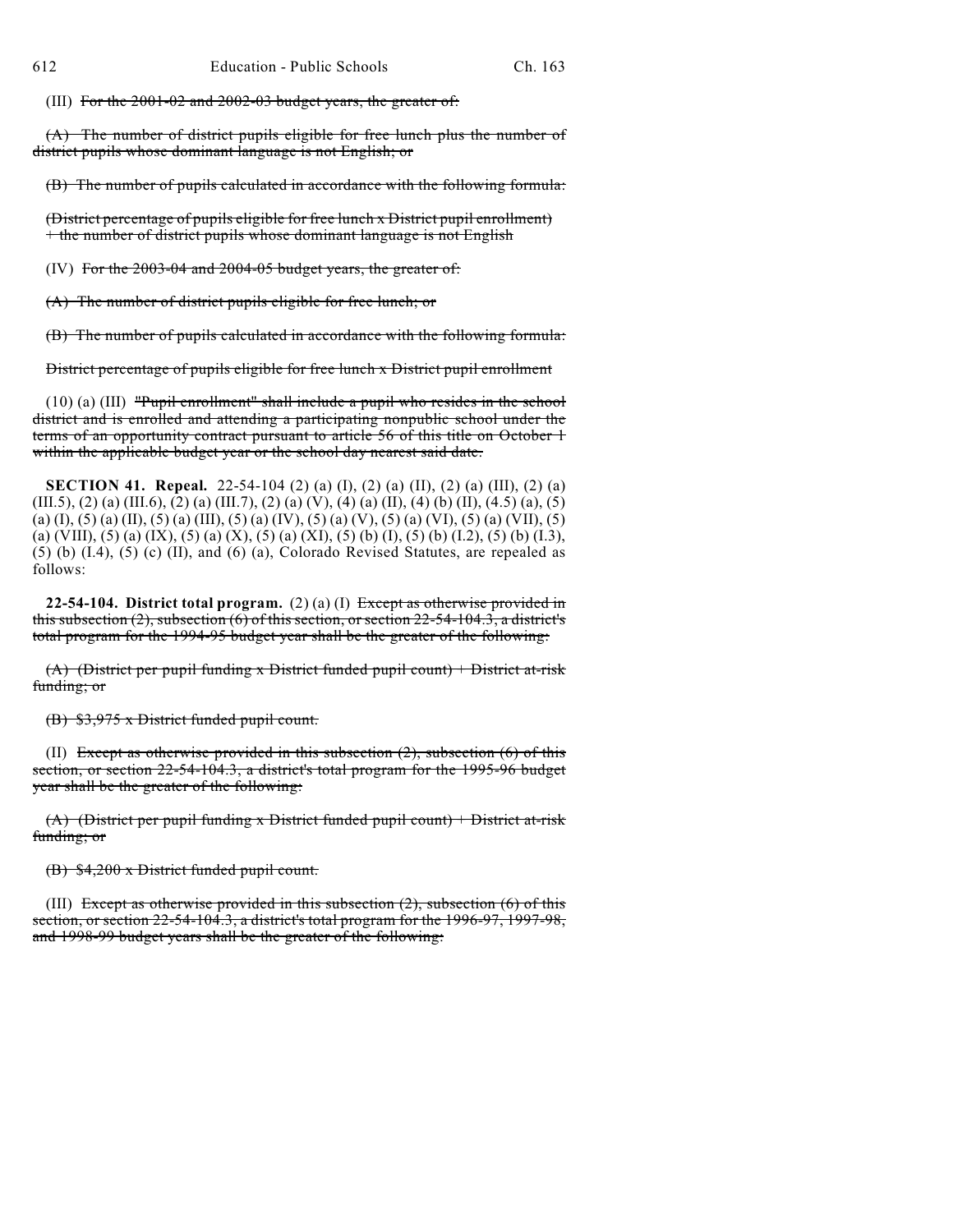(III) ~~For the 2001-02 and 2002-03 budget years, the greater of:~~

~~(A) The number of district pupils eligible for free lunch plus the number of district pupils whose dominant language is not English; or~~

~~(B) The number of pupils calculated in accordance with the following formula:~~

~~(District percentage of pupils eligible for free lunch x District pupil enrollment) + the number of district pupils whose dominant language is not English~~

(IV) ~~For the 2003-04 and 2004-05 budget years, the greater of:~~

~~(A) The number of district pupils eligible for free lunch; or~~

~~(B) The number of pupils calculated in accordance with the following formula:~~

~~District percentage of pupils eligible for free lunch x District pupil enrollment~~

(10) (a) (III) ~~"Pupil enrollment" shall include a pupil who resides in the school district and is enrolled and attending a participating nonpublic school under the terms of an opportunity contract pursuant to article 56 of this title on October 1 within the applicable budget year or the school day nearest said date.~~

**SECTION 41. Repeal.** 22-54-104 (2) (a) (I), (2) (a) (II), (2) (a) (III), (2) (a) (III.5), (2) (a) (III.6), (2) (a) (III.7), (2) (a) (V), (4) (a) (II), (4) (b) (II), (4.5) (a), (5) (a) (I), (5) (a) (II), (5) (a) (III), (5) (a) (IV), (5) (a) (V), (5) (a) (VI), (5) (a) (VII), (5) (a) (VIII), (5) (a) (IX), (5) (a) (X), (5) (a) (XI), (5) (b) (I), (5) (b) (I.2), (5) (b) (I.3), (5) (b) (I.4), (5) (c) (II), and (6) (a), Colorado Revised Statutes, are repealed as follows:

**22-54-104. District total program.** (2) (a) (I) ~~Except as otherwise provided in this subsection (2), subsection (6) of this section, or section 22-54-104.3, a district's total program for the 1994-95 budget year shall be the greater of the following:~~

~~(A) (District per pupil funding x District funded pupil count) + District at-risk funding; or~~

~~(B) $3,975 x District funded pupil count.~~

(II) ~~Except as otherwise provided in this subsection (2), subsection (6) of this section, or section 22-54-104.3, a district's total program for the 1995-96 budget year shall be the greater of the following:~~

~~(A) (District per pupil funding x District funded pupil count) + District at-risk funding; or~~

~~(B) $4,200 x District funded pupil count.~~

(III) ~~Except as otherwise provided in this subsection (2), subsection (6) of this section, or section 22-54-104.3, a district's total program for the 1996-97, 1997-98, and 1998-99 budget years shall be the greater of the following:~~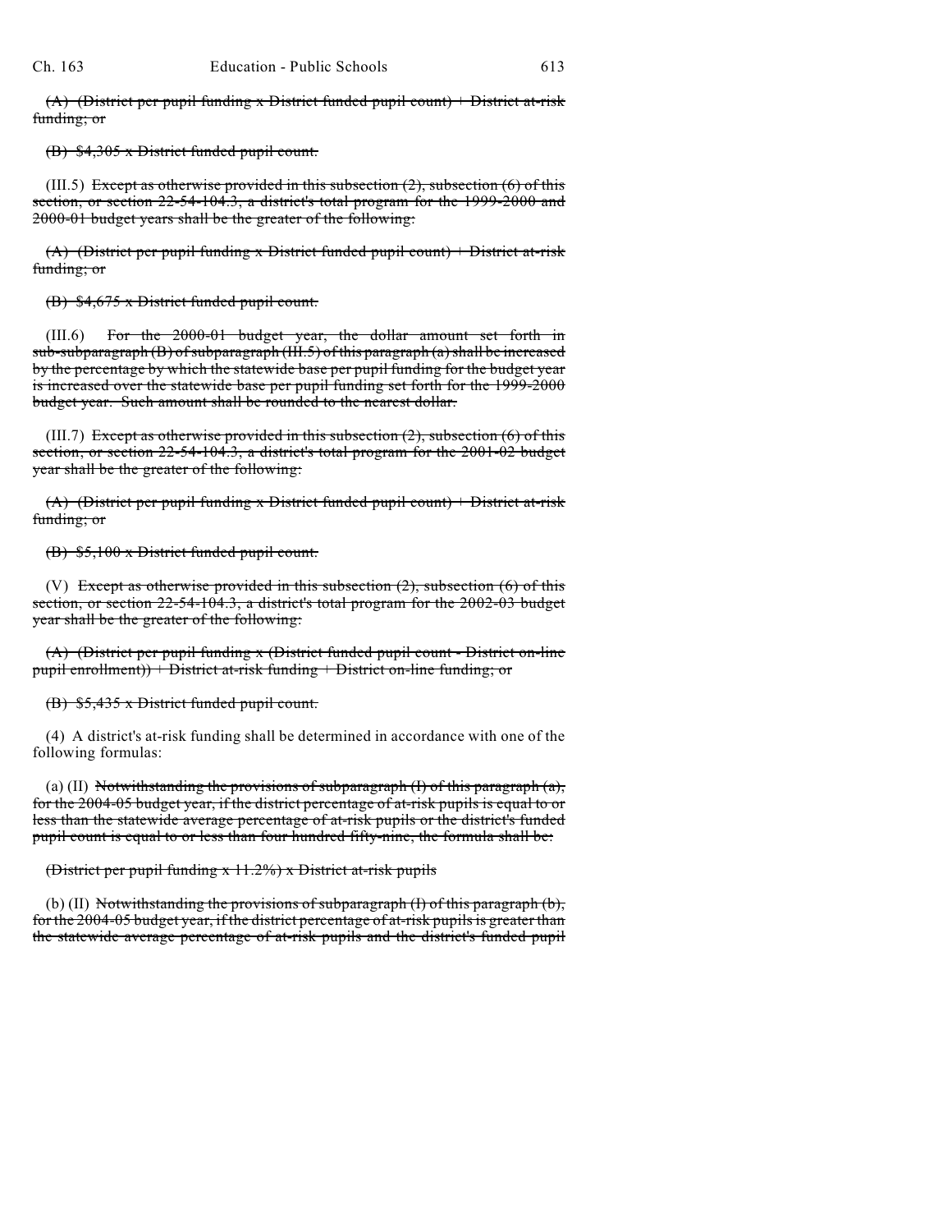~~(A) (District per pupil funding x District funded pupil count) + District at-risk funding; or~~

~~(B) $4,305 x District funded pupil count.~~

(III.5) ~~Except as otherwise provided in this subsection (2), subsection (6) of this section, or section 22-54-104.3, a district's total program for the 1999-2000 and 2000-01 budget years shall be the greater of the following:~~

~~(A) (District per pupil funding x District funded pupil count) + District at-risk funding; or~~

~~(B) $4,675 x District funded pupil count.~~

(III.6) ~~For the 2000-01 budget year, the dollar amount set forth in sub-subparagraph (B) of subparagraph (III.5) of this paragraph (a) shall be increased by the percentage by which the statewide base per pupil funding for the budget year is increased over the statewide base per pupil funding set forth for the 1999-2000 budget year. Such amount shall be rounded to the nearest dollar.~~

(III.7) ~~Except as otherwise provided in this subsection (2), subsection (6) of this section, or section 22-54-104.3, a district's total program for the 2001-02 budget year shall be the greater of the following:~~

~~(A) (District per pupil funding x District funded pupil count) + District at-risk funding; or~~

~~(B) $5,100 x District funded pupil count.~~

(V) ~~Except as otherwise provided in this subsection (2), subsection (6) of this section, or section 22-54-104.3, a district's total program for the 2002-03 budget year shall be the greater of the following:~~

~~(A) (District per pupil funding x (District funded pupil count - District on-line pupil enrollment)) + District at-risk funding + District on-line funding; or~~

~~(B) $5,435 x District funded pupil count.~~

(4) A district's at-risk funding shall be determined in accordance with one of the following formulas:

(a) (II) ~~Notwithstanding the provisions of subparagraph (I) of this paragraph (a), for the 2004-05 budget year, if the district percentage of at-risk pupils is equal to or less than the statewide average percentage of at-risk pupils or the district's funded pupil count is equal to or less than four hundred fifty-nine, the formula shall be:~~

~~(District per pupil funding x 11.2%) x District at-risk pupils~~

(b) (II) ~~Notwithstanding the provisions of subparagraph (I) of this paragraph (b), for the 2004-05 budget year, if the district percentage of at-risk pupils is greater than the statewide average percentage of at-risk pupils and the district's funded pupil~~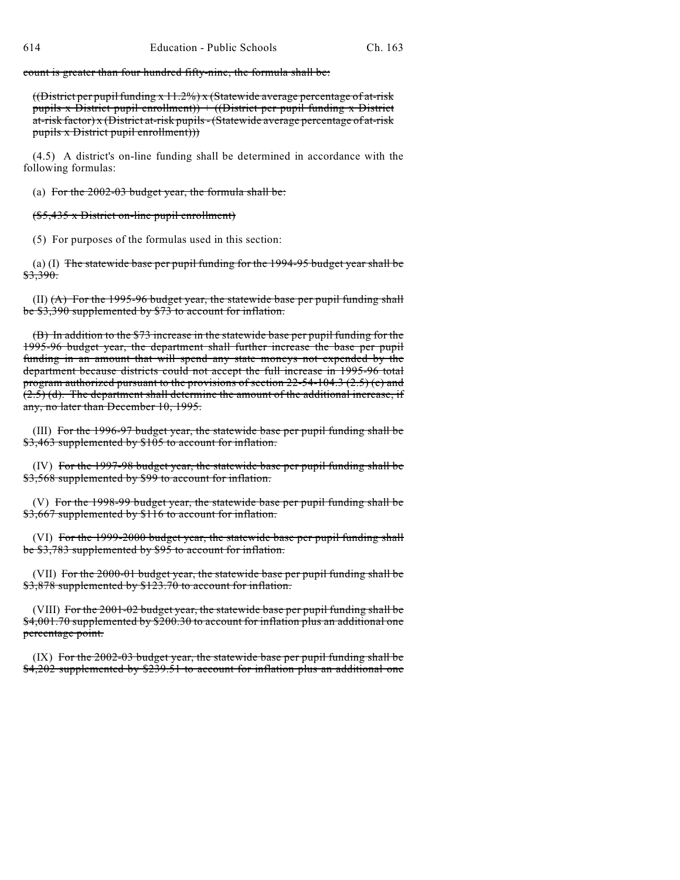~~count is greater than four hundred fifty-nine, the formula shall be:~~

~~((District per pupil funding x 11.2%) x (Statewide average percentage of at-risk pupils x District pupil enrollment)) + ((District per pupil funding x District at-risk factor) x (District at-risk pupils - (Statewide average percentage of at-risk pupils x District pupil enrollment)))~~

(4.5) A district's on-line funding shall be determined in accordance with the following formulas:

(a) ~~For the 2002-03 budget year, the formula shall be:~~

~~($5,435 x District on-line pupil enrollment)~~

(5) For purposes of the formulas used in this section:

(a) (I) ~~The statewide base per pupil funding for the 1994-95 budget year shall be $3,390.~~

(II) ~~(A) For the 1995-96 budget year, the statewide base per pupil funding shall be $3,390 supplemented by $73 to account for inflation.~~

~~(B) In addition to the $73 increase in the statewide base per pupil funding for the 1995-96 budget year, the department shall further increase the base per pupil funding in an amount that will spend any state moneys not expended by the department because districts could not accept the full increase in 1995-96 total program authorized pursuant to the provisions of section 22-54-104.3 (2.5) (c) and (2.5) (d). The department shall determine the amount of the additional increase, if any, no later than December 10, 1995.~~

(III) ~~For the 1996-97 budget year, the statewide base per pupil funding shall be $3,463 supplemented by $105 to account for inflation.~~

(IV) ~~For the 1997-98 budget year, the statewide base per pupil funding shall be $3,568 supplemented by $99 to account for inflation.~~

(V) ~~For the 1998-99 budget year, the statewide base per pupil funding shall be $3,667 supplemented by $116 to account for inflation.~~

(VI) ~~For the 1999-2000 budget year, the statewide base per pupil funding shall be $3,783 supplemented by $95 to account for inflation.~~

(VII) ~~For the 2000-01 budget year, the statewide base per pupil funding shall be $3,878 supplemented by $123.70 to account for inflation.~~

(VIII) ~~For the 2001-02 budget year, the statewide base per pupil funding shall be $4,001.70 supplemented by $200.30 to account for inflation plus an additional one percentage point.~~

(IX) ~~For the 2002-03 budget year, the statewide base per pupil funding shall be $4,202 supplemented by $239.51 to account for inflation plus an additional one~~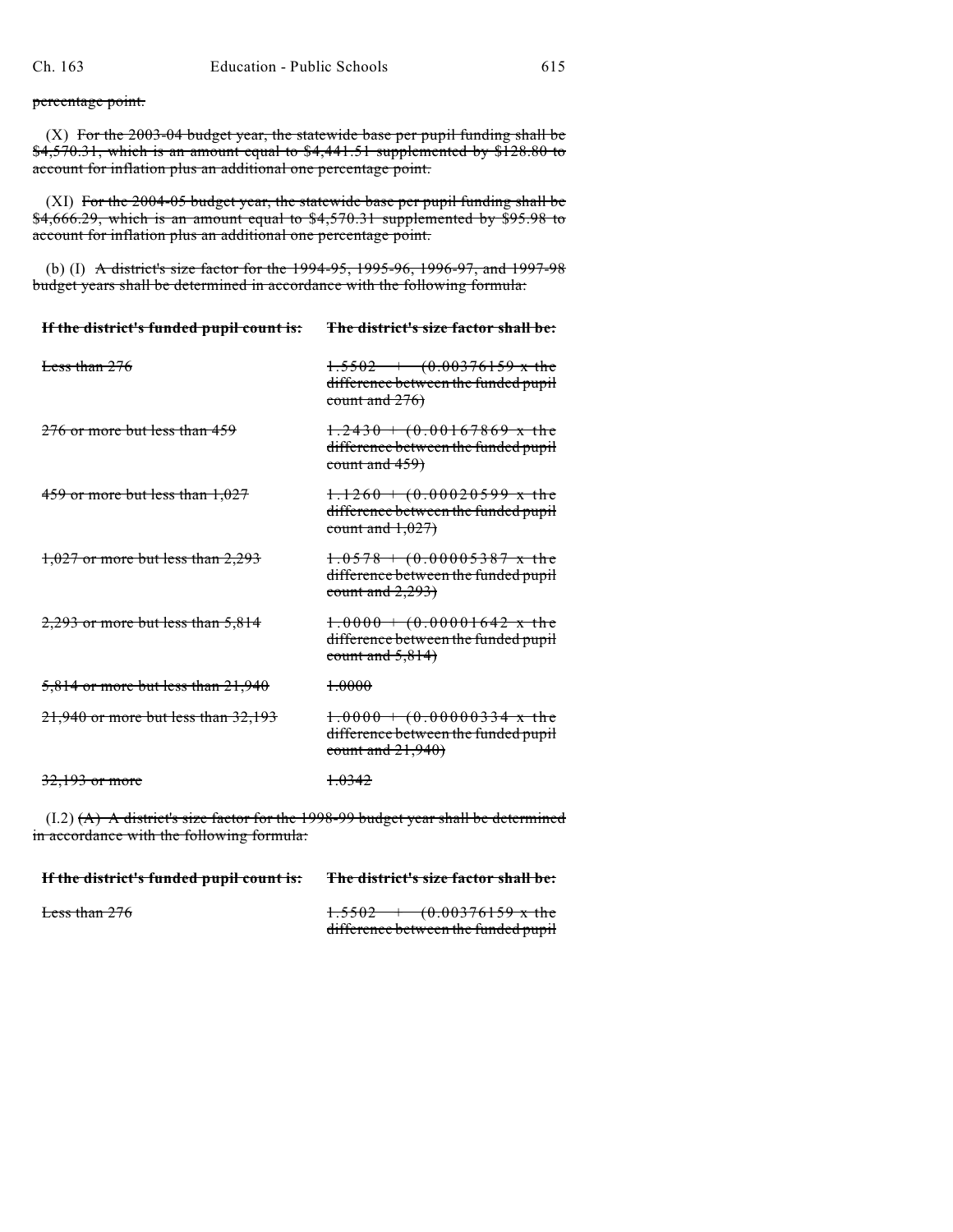~~percentage point.~~

(X) ~~For the 2003-04 budget year, the statewide base per pupil funding shall be $4,570.31, which is an amount equal to $4,441.51 supplemented by $128.80 to account for inflation plus an additional one percentage point.~~

(XI) ~~For the 2004-05 budget year, the statewide base per pupil funding shall be $4,666.29, which is an amount equal to $4,570.31 supplemented by $95.98 to account for inflation plus an additional one percentage point.~~

(b) (I) ~~A district's size factor for the 1994-95, 1995-96, 1996-97, and 1997-98 budget years shall be determined in accordance with the following formula:~~

| ~~**If the district's funded pupil count is:**~~ | ~~**The district's size factor shall be:**~~ |
| --- | --- |
| ~~Less than 276~~ | ~~1.5502 + (0.00376159 x the difference between the funded pupil count and 276)~~ |
| ~~276 or more but less than 459~~ | ~~1.2430 + (0.00167869 x the difference between the funded pupil count and 459)~~ |
| ~~459 or more but less than 1,027~~ | ~~1.1260 + (0.00020599 x the difference between the funded pupil count and 1,027)~~ |
| ~~1,027 or more but less than 2,293~~ | ~~1.0578 + (0.00005387 x the difference between the funded pupil count and 2,293)~~ |
| ~~2,293 or more but less than 5,814~~ | ~~1.0000 + (0.00001642 x the difference between the funded pupil count and 5,814)~~ |
| ~~5,814 or more but less than 21,940~~ | ~~1.0000~~ |
| ~~21,940 or more but less than 32,193~~ | ~~1.0000 + (0.00000334 x the difference between the funded pupil count and 21,940)~~ |
| ~~32,193 or more~~ | ~~1.0342~~ |

(I.2) ~~(A) A district's size factor for the 1998-99 budget year shall be determined in accordance with the following formula:~~

| ~~**If the district's funded pupil count is:**~~ | ~~**The district's size factor shall be:**~~ |
| --- | --- |
| ~~Less than 276~~ | ~~1.5502 + (0.00376159 x the difference between the funded pupil~~ |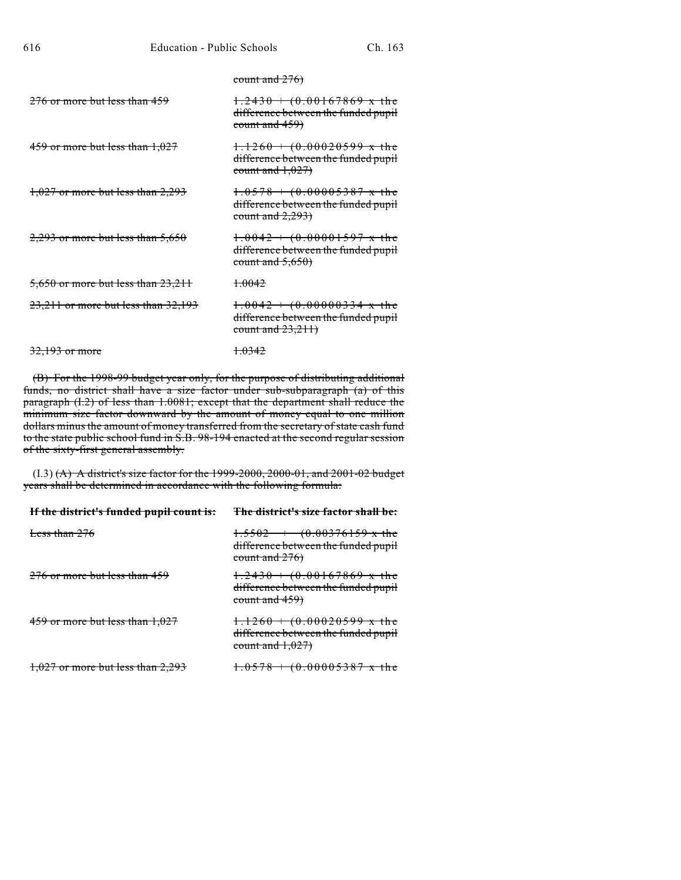| | |
|---|---|
| | ~~count and 276)~~ |
| ~~276 or more but less than 459~~ | ~~1.2430 + (0.00167869 x the difference between the funded pupil count and 459)~~ |
| ~~459 or more but less than 1,027~~ | ~~1.1260 + (0.00020599 x the difference between the funded pupil count and 1,027)~~ |
| ~~1,027 or more but less than 2,293~~ | ~~1.0578 + (0.00005387 x the difference between the funded pupil count and 2,293)~~ |
| ~~2,293 or more but less than 5,650~~ | ~~1.0042 + (0.00001597 x the difference between the funded pupil count and 5,650)~~ |
| ~~5,650 or more but less than 23,211~~ | ~~1.0042~~ |
| ~~23,211 or more but less than 32,193~~ | ~~1.0042 + (0.00000334 x the difference between the funded pupil count and 23,211)~~ |
| ~~32,193 or more~~ | ~~1.0342~~ |

~~(B) For the 1998-99 budget year only, for the purpose of distributing additional funds, no district shall have a size factor under sub-subparagraph (a) of this paragraph (I.2) of less than 1.0081; except that the department shall reduce the minimum size factor downward by the amount of money equal to one million dollars minus the amount of money transferred from the secretary of state cash fund to the state public school fund in S.B. 98-194 enacted at the second regular session of the sixty-first general assembly.~~

(I.3) ~~(A) A district's size factor for the 1999-2000, 2000-01, and 2001-02 budget years shall be determined in accordance with the following formula:~~

| ~~**If the district's funded pupil count is:**~~ | ~~**The district's size factor shall be:**~~ |
|---|---|
| ~~Less than 276~~ | ~~1.5502 + (0.00376159 x the difference between the funded pupil count and 276)~~ |
| ~~276 or more but less than 459~~ | ~~1.2430 + (0.00167869 x the difference between the funded pupil count and 459)~~ |
| ~~459 or more but less than 1,027~~ | ~~1.1260 + (0.00020599 x the difference between the funded pupil count and 1,027)~~ |
| ~~1,027 or more but less than 2,293~~ | ~~1.0578 + (0.00005387 x the~~ |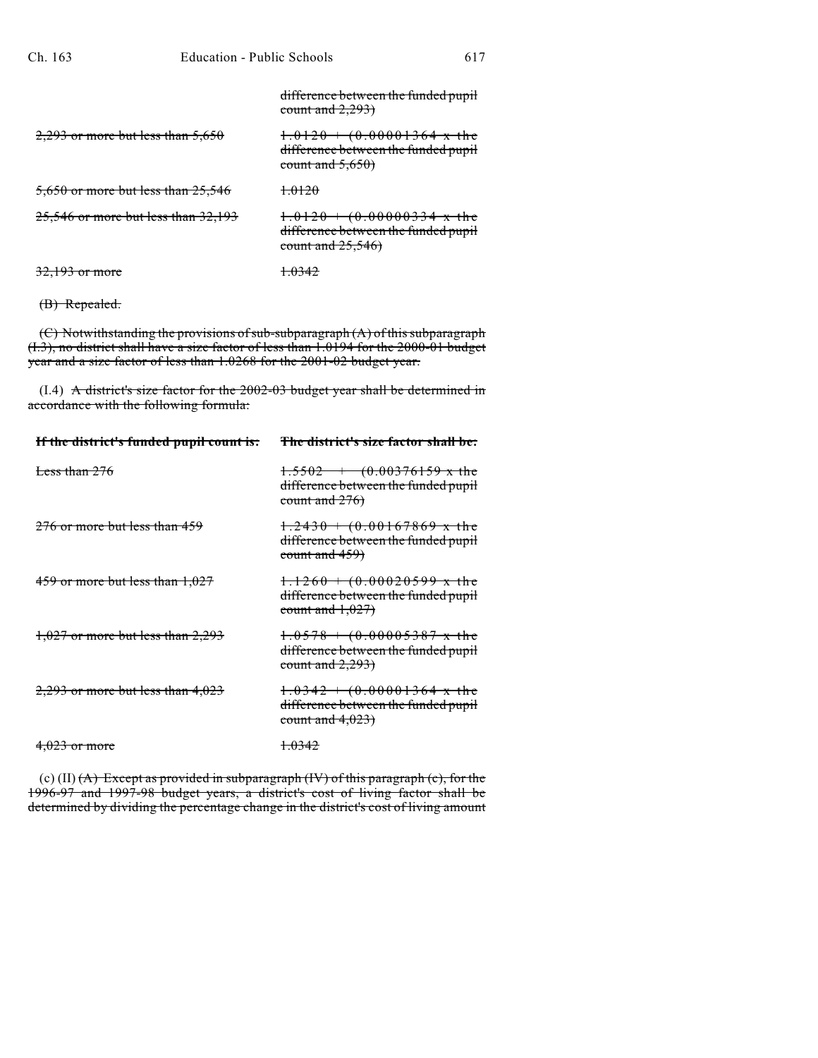| | |
|---|---|
| | ~~difference between the funded pupil count and 2,293)~~ |
| ~~2,293 or more but less than 5,650~~ | ~~1.0120 + (0.00001364 x the difference between the funded pupil count and 5,650)~~ |
| ~~5,650 or more but less than 25,546~~ | ~~1.0120~~ |
| ~~25,546 or more but less than 32,193~~ | ~~1.0120 + (0.00000334 x the difference between the funded pupil count and 25,546)~~ |
| ~~32,193 or more~~ | ~~1.0342~~ |

~~(B) Repealed.~~

~~(C) Notwithstanding the provisions of sub-subparagraph (A) of this subparagraph (I.3), no district shall have a size factor of less than 1.0194 for the 2000-01 budget year and a size factor of less than 1.0268 for the 2001-02 budget year.~~

(I.4) ~~A district's size factor for the 2002-03 budget year shall be determined in accordance with the following formula:~~

| ~~**If the district's funded pupil count is:**~~ | ~~**The district's size factor shall be:**~~ |
|---|---|
| ~~Less than 276~~ | ~~1.5502 + (0.00376159 x the difference between the funded pupil count and 276)~~ |
| ~~276 or more but less than 459~~ | ~~1.2430 + (0.00167869 x the difference between the funded pupil count and 459)~~ |
| ~~459 or more but less than 1,027~~ | ~~1.1260 + (0.00020599 x the difference between the funded pupil count and 1,027)~~ |
| ~~1,027 or more but less than 2,293~~ | ~~1.0578 + (0.00005387 x the difference between the funded pupil count and 2,293)~~ |
| ~~2,293 or more but less than 4,023~~ | ~~1.0342 + (0.00001364 x the difference between the funded pupil count and 4,023)~~ |
| ~~4,023 or more~~ | ~~1.0342~~ |

(c) (II) ~~(A) Except as provided in subparagraph (IV) of this paragraph (c), for the 1996-97 and 1997-98 budget years, a district's cost of living factor shall be determined by dividing the percentage change in the district's cost of living amount~~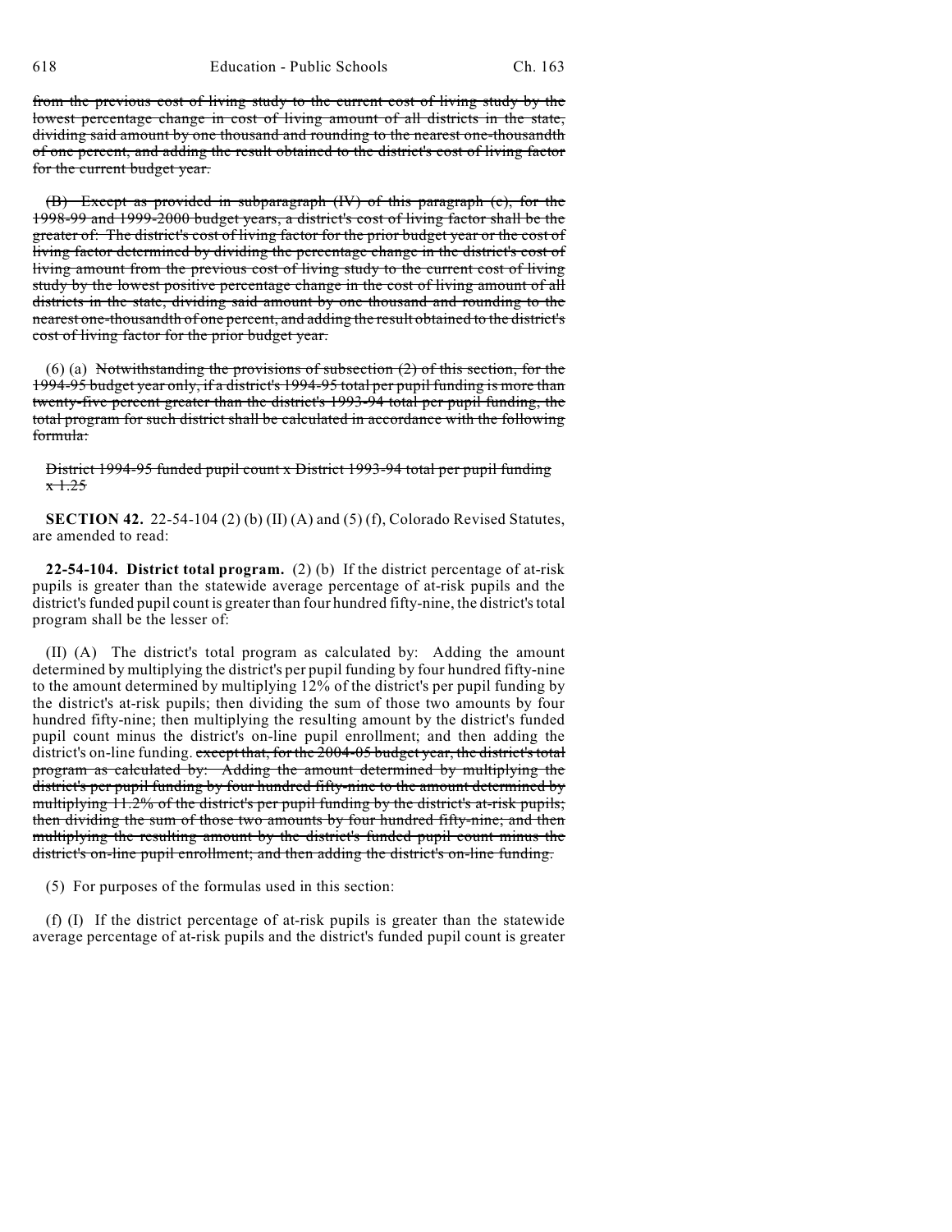~~from the previous cost of living study to the current cost of living study by the lowest percentage change in cost of living amount of all districts in the state, dividing said amount by one thousand and rounding to the nearest one-thousandth of one percent, and adding the result obtained to the district's cost of living factor for the current budget year.~~

~~(B) Except as provided in subparagraph (IV) of this paragraph (c), for the 1998-99 and 1999-2000 budget years, a district's cost of living factor shall be the greater of: The district's cost of living factor for the prior budget year or the cost of living factor determined by dividing the percentage change in the district's cost of living amount from the previous cost of living study to the current cost of living study by the lowest positive percentage change in the cost of living amount of all districts in the state, dividing said amount by one thousand and rounding to the nearest one-thousandth of one percent, and adding the result obtained to the district's cost of living factor for the prior budget year.~~

(6) (a) ~~Notwithstanding the provisions of subsection (2) of this section, for the 1994-95 budget year only, if a district's 1994-95 total per pupil funding is more than twenty-five percent greater than the district's 1993-94 total per pupil funding, the total program for such district shall be calculated in accordance with the following formula:~~

~~District 1994-95 funded pupil count x District 1993-94 total per pupil funding x 1.25~~

**SECTION 42.** 22-54-104 (2) (b) (II) (A) and (5) (f), Colorado Revised Statutes, are amended to read:

**22-54-104. District total program.** (2) (b) If the district percentage of at-risk pupils is greater than the statewide average percentage of at-risk pupils and the district's funded pupil count is greater than four hundred fifty-nine, the district's total program shall be the lesser of:

(II) (A) The district's total program as calculated by: Adding the amount determined by multiplying the district's per pupil funding by four hundred fifty-nine to the amount determined by multiplying 12% of the district's per pupil funding by the district's at-risk pupils; then dividing the sum of those two amounts by four hundred fifty-nine; then multiplying the resulting amount by the district's funded pupil count minus the district's on-line pupil enrollment; and then adding the district's on-line funding. ~~except that, for the 2004-05 budget year, the district's total program as calculated by: Adding the amount determined by multiplying the district's per pupil funding by four hundred fifty-nine to the amount determined by multiplying 11.2% of the district's per pupil funding by the district's at-risk pupils; then dividing the sum of those two amounts by four hundred fifty-nine; and then multiplying the resulting amount by the district's funded pupil count minus the district's on-line pupil enrollment; and then adding the district's on-line funding.~~

(5) For purposes of the formulas used in this section:

(f) (I) If the district percentage of at-risk pupils is greater than the statewide average percentage of at-risk pupils and the district's funded pupil count is greater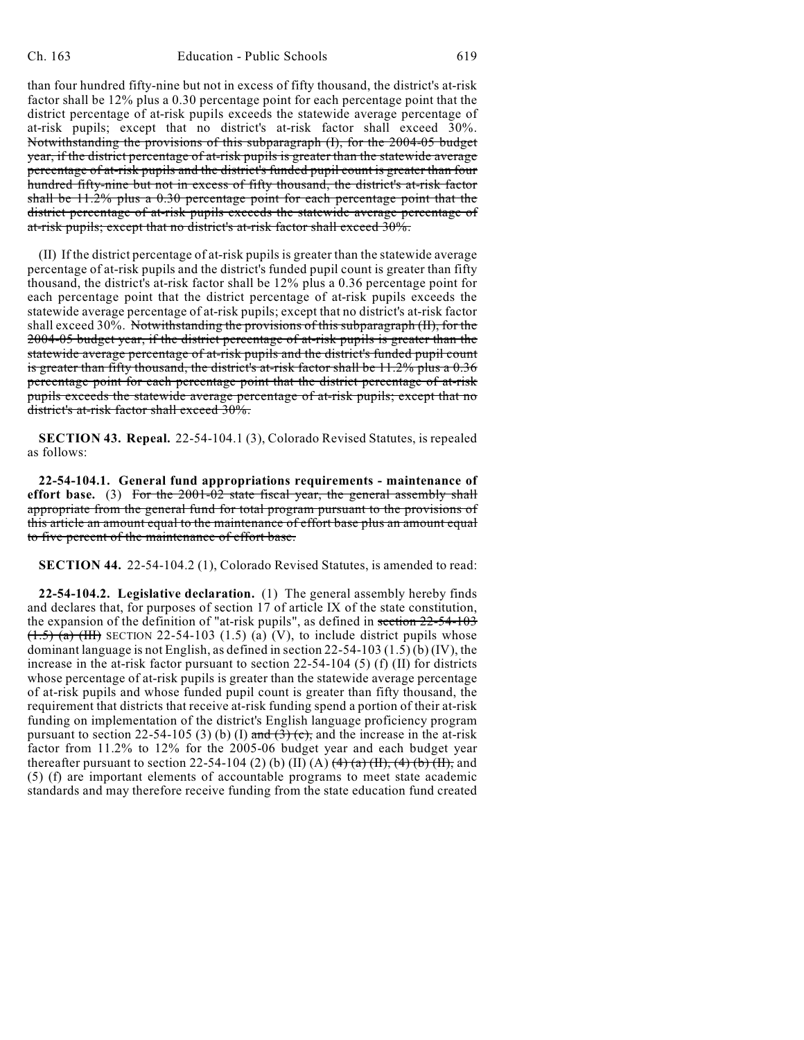than four hundred fifty-nine but not in excess of fifty thousand, the district's at-risk factor shall be 12% plus a 0.30 percentage point for each percentage point that the district percentage of at-risk pupils exceeds the statewide average percentage of at-risk pupils; except that no district's at-risk factor shall exceed 30%. ~~Notwithstanding the provisions of this subparagraph (I), for the 2004-05 budget year, if the district percentage of at-risk pupils is greater than the statewide average percentage of at-risk pupils and the district's funded pupil count is greater than four hundred fifty-nine but not in excess of fifty thousand, the district's at-risk factor shall be 11.2% plus a 0.30 percentage point for each percentage point that the district percentage of at-risk pupils exceeds the statewide average percentage of at-risk pupils; except that no district's at-risk factor shall exceed 30%.~~

(II) If the district percentage of at-risk pupils is greater than the statewide average percentage of at-risk pupils and the district's funded pupil count is greater than fifty thousand, the district's at-risk factor shall be 12% plus a 0.36 percentage point for each percentage point that the district percentage of at-risk pupils exceeds the statewide average percentage of at-risk pupils; except that no district's at-risk factor shall exceed 30%. ~~Notwithstanding the provisions of this subparagraph (II), for the 2004-05 budget year, if the district percentage of at-risk pupils is greater than the statewide average percentage of at-risk pupils and the district's funded pupil count is greater than fifty thousand, the district's at-risk factor shall be 11.2% plus a 0.36 percentage point for each percentage point that the district percentage of at-risk pupils exceeds the statewide average percentage of at-risk pupils; except that no district's at-risk factor shall exceed 30%.~~

**SECTION 43. Repeal.** 22-54-104.1 (3), Colorado Revised Statutes, is repealed as follows:

**22-54-104.1. General fund appropriations requirements - maintenance of effort base.** (3) ~~For the 2001-02 state fiscal year, the general assembly shall appropriate from the general fund for total program pursuant to the provisions of this article an amount equal to the maintenance of effort base plus an amount equal to five percent of the maintenance of effort base.~~

**SECTION 44.** 22-54-104.2 (1), Colorado Revised Statutes, is amended to read:

**22-54-104.2. Legislative declaration.** (1) The general assembly hereby finds and declares that, for purposes of section 17 of article IX of the state constitution, the expansion of the definition of "at-risk pupils", as defined in ~~section 22-54-103 (1.5) (a) (III)~~ SECTION 22-54-103 (1.5) (a) (V), to include district pupils whose dominant language is not English, as defined in section 22-54-103 (1.5) (b) (IV), the increase in the at-risk factor pursuant to section 22-54-104 (5) (f) (II) for districts whose percentage of at-risk pupils is greater than the statewide average percentage of at-risk pupils and whose funded pupil count is greater than fifty thousand, the requirement that districts that receive at-risk funding spend a portion of their at-risk funding on implementation of the district's English language proficiency program pursuant to section 22-54-105 (3) (b) (I) ~~and (3) (c)~~, and the increase in the at-risk factor from 11.2% to 12% for the 2005-06 budget year and each budget year thereafter pursuant to section 22-54-104 (2) (b) (II) (A) ~~(4) (a) (II), (4) (b) (II),~~ and (5) (f) are important elements of accountable programs to meet state academic standards and may therefore receive funding from the state education fund created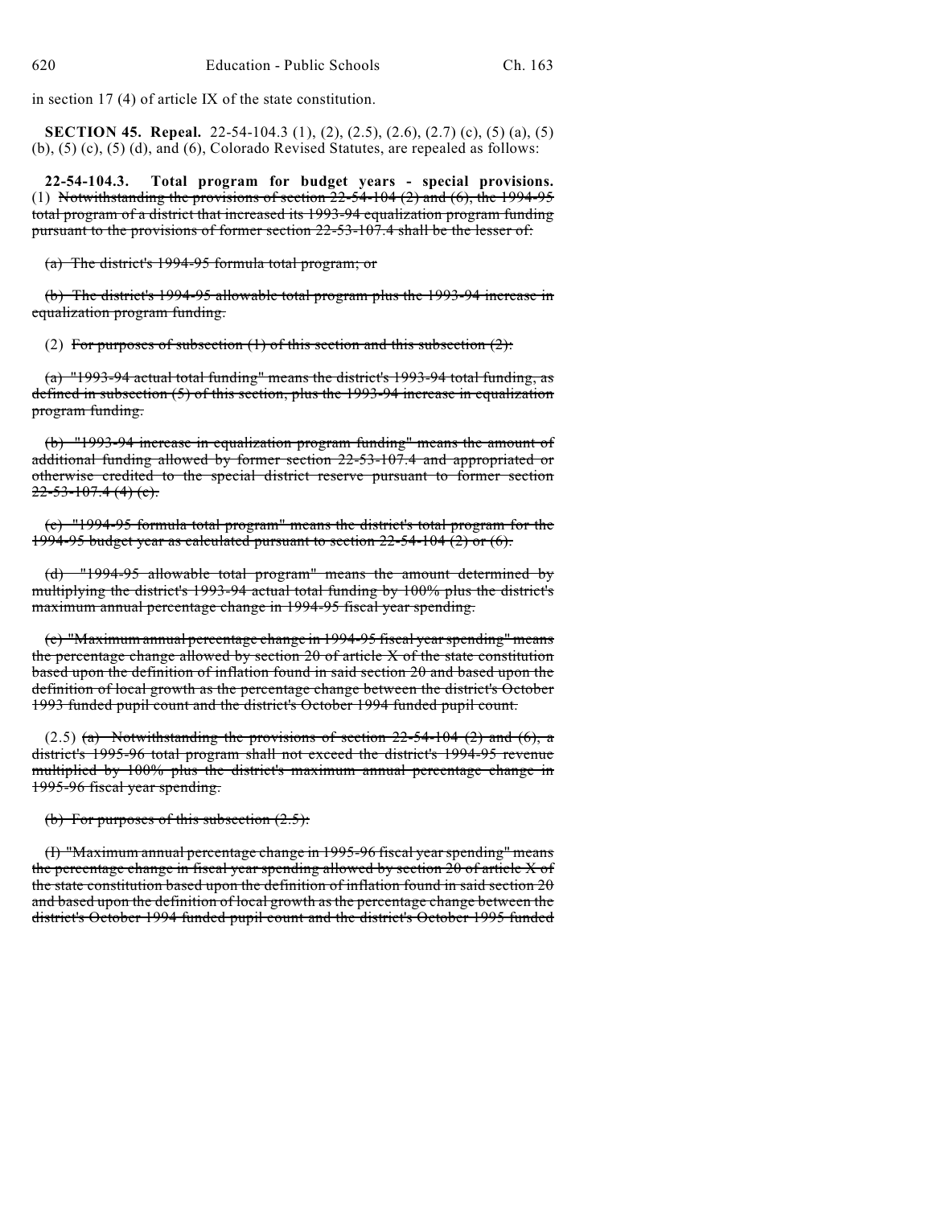in section 17 (4) of article IX of the state constitution.

**SECTION 45. Repeal.** 22-54-104.3 (1), (2), (2.5), (2.6), (2.7) (c), (5) (a), (5) (b), (5) (c), (5) (d), and (6), Colorado Revised Statutes, are repealed as follows:

**22-54-104.3. Total program for budget years - special provisions.** (1) ~~Notwithstanding the provisions of section 22-54-104 (2) and (6), the 1994-95 total program of a district that increased its 1993-94 equalization program funding pursuant to the provisions of former section 22-53-107.4 shall be the lesser of:~~

~~(a) The district's 1994-95 formula total program; or~~

~~(b) The district's 1994-95 allowable total program plus the 1993-94 increase in equalization program funding.~~

(2) ~~For purposes of subsection (1) of this section and this subsection (2):~~

~~(a) "1993-94 actual total funding" means the district's 1993-94 total funding, as defined in subsection (5) of this section, plus the 1993-94 increase in equalization program funding.~~

~~(b) "1993-94 increase in equalization program funding" means the amount of additional funding allowed by former section 22-53-107.4 and appropriated or otherwise credited to the special district reserve pursuant to former section 22-53-107.4 (4) (c).~~

~~(c) "1994-95 formula total program" means the district's total program for the 1994-95 budget year as calculated pursuant to section 22-54-104 (2) or (6).~~

~~(d) "1994-95 allowable total program" means the amount determined by multiplying the district's 1993-94 actual total funding by 100% plus the district's maximum annual percentage change in 1994-95 fiscal year spending.~~

~~(e) "Maximum annual percentage change in 1994-95 fiscal year spending" means the percentage change allowed by section 20 of article X of the state constitution based upon the definition of inflation found in said section 20 and based upon the definition of local growth as the percentage change between the district's October 1993 funded pupil count and the district's October 1994 funded pupil count.~~

(2.5) ~~(a) Notwithstanding the provisions of section 22-54-104 (2) and (6), a district's 1995-96 total program shall not exceed the district's 1994-95 revenue multiplied by 100% plus the district's maximum annual percentage change in 1995-96 fiscal year spending.~~

~~(b) For purposes of this subsection (2.5):~~

~~(I) "Maximum annual percentage change in 1995-96 fiscal year spending" means the percentage change in fiscal year spending allowed by section 20 of article X of the state constitution based upon the definition of inflation found in said section 20 and based upon the definition of local growth as the percentage change between the district's October 1994 funded pupil count and the district's October 1995 funded~~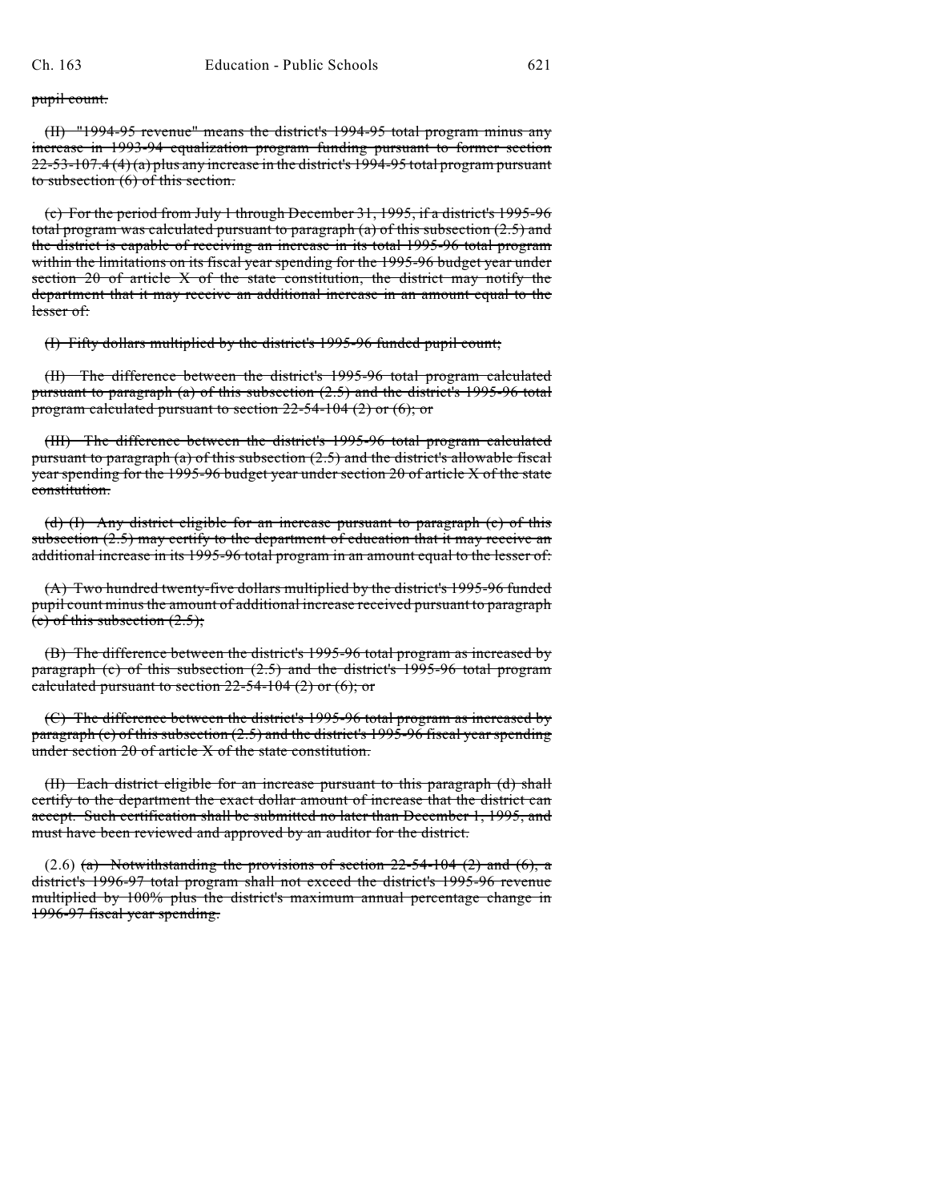~~pupil count.~~

~~(II) "1994-95 revenue" means the district's 1994-95 total program minus any increase in 1993-94 equalization program funding pursuant to former section 22-53-107.4 (4) (a) plus any increase in the district's 1994-95 total program pursuant to subsection (6) of this section.~~

~~(c) For the period from July 1 through December 31, 1995, if a district's 1995-96 total program was calculated pursuant to paragraph (a) of this subsection (2.5) and the district is capable of receiving an increase in its total 1995-96 total program within the limitations on its fiscal year spending for the 1995-96 budget year under section 20 of article X of the state constitution, the district may notify the department that it may receive an additional increase in an amount equal to the lesser of:~~

~~(I) Fifty dollars multiplied by the district's 1995-96 funded pupil count;~~

~~(II) The difference between the district's 1995-96 total program calculated pursuant to paragraph (a) of this subsection (2.5) and the district's 1995-96 total program calculated pursuant to section 22-54-104 (2) or (6); or~~

~~(III) The difference between the district's 1995-96 total program calculated pursuant to paragraph (a) of this subsection (2.5) and the district's allowable fiscal year spending for the 1995-96 budget year under section 20 of article X of the state constitution.~~

~~(d) (I) Any district eligible for an increase pursuant to paragraph (c) of this subsection (2.5) may certify to the department of education that it may receive an additional increase in its 1995-96 total program in an amount equal to the lesser of:~~

~~(A) Two hundred twenty-five dollars multiplied by the district's 1995-96 funded pupil count minus the amount of additional increase received pursuant to paragraph (c) of this subsection (2.5);~~

~~(B) The difference between the district's 1995-96 total program as increased by paragraph (c) of this subsection (2.5) and the district's 1995-96 total program calculated pursuant to section 22-54-104 (2) or (6); or~~

~~(C) The difference between the district's 1995-96 total program as increased by paragraph (c) of this subsection (2.5) and the district's 1995-96 fiscal year spending under section 20 of article X of the state constitution.~~

~~(II) Each district eligible for an increase pursuant to this paragraph (d) shall certify to the department the exact dollar amount of increase that the district can accept. Such certification shall be submitted no later than December 1, 1995, and must have been reviewed and approved by an auditor for the district.~~

(2.6) ~~(a) Notwithstanding the provisions of section 22-54-104 (2) and (6), a district's 1996-97 total program shall not exceed the district's 1995-96 revenue multiplied by 100% plus the district's maximum annual percentage change in 1996-97 fiscal year spending.~~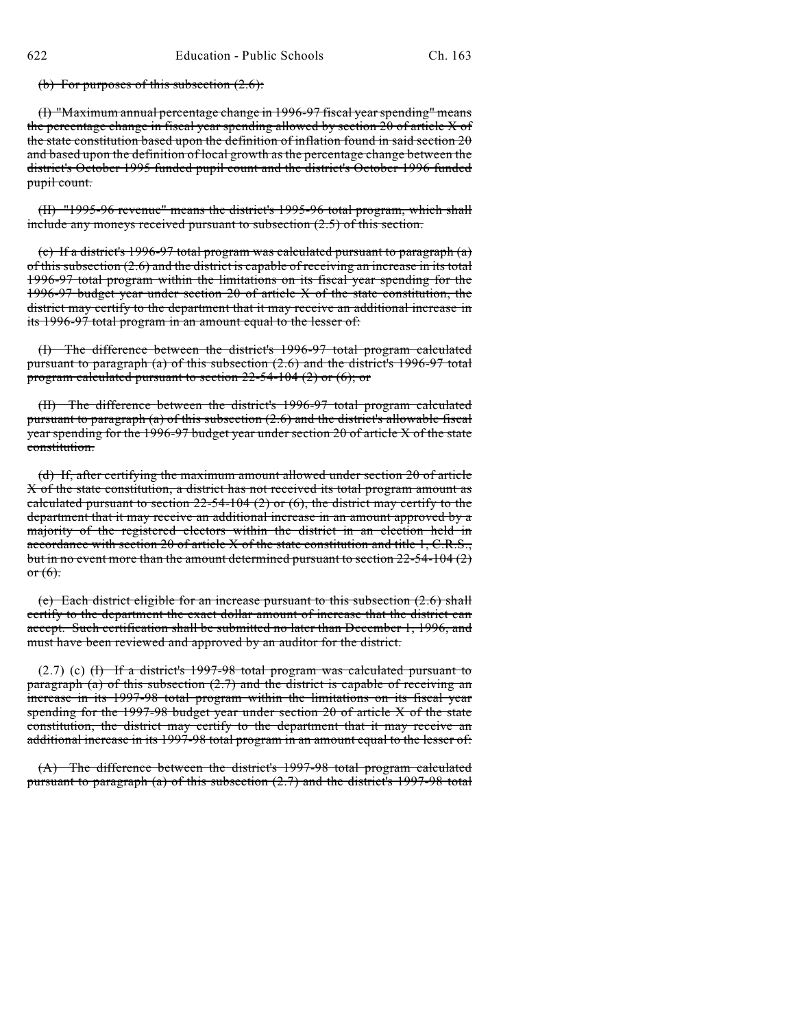~~(b) For purposes of this subsection (2.6):~~

~~(I) "Maximum annual percentage change in 1996-97 fiscal year spending" means the percentage change in fiscal year spending allowed by section 20 of article X of the state constitution based upon the definition of inflation found in said section 20 and based upon the definition of local growth as the percentage change between the district's October 1995 funded pupil count and the district's October 1996 funded pupil count.~~

~~(II) "1995-96 revenue" means the district's 1995-96 total program, which shall include any moneys received pursuant to subsection (2.5) of this section.~~

~~(c) If a district's 1996-97 total program was calculated pursuant to paragraph (a) of this subsection (2.6) and the district is capable of receiving an increase in its total 1996-97 total program within the limitations on its fiscal year spending for the 1996-97 budget year under section 20 of article X of the state constitution, the district may certify to the department that it may receive an additional increase in its 1996-97 total program in an amount equal to the lesser of:~~

~~(I) The difference between the district's 1996-97 total program calculated pursuant to paragraph (a) of this subsection (2.6) and the district's 1996-97 total program calculated pursuant to section 22-54-104 (2) or (6); or~~

~~(II) The difference between the district's 1996-97 total program calculated pursuant to paragraph (a) of this subsection (2.6) and the district's allowable fiscal year spending for the 1996-97 budget year under section 20 of article X of the state constitution.~~

~~(d) If, after certifying the maximum amount allowed under section 20 of article X of the state constitution, a district has not received its total program amount as calculated pursuant to section 22-54-104 (2) or (6), the district may certify to the department that it may receive an additional increase in an amount approved by a majority of the registered electors within the district in an election held in accordance with section 20 of article X of the state constitution and title 1, C.R.S., but in no event more than the amount determined pursuant to section 22-54-104 (2) or (6).~~

~~(e) Each district eligible for an increase pursuant to this subsection (2.6) shall certify to the department the exact dollar amount of increase that the district can accept. Such certification shall be submitted no later than December 1, 1996, and must have been reviewed and approved by an auditor for the district.~~

(2.7) (c) ~~(I) If a district's 1997-98 total program was calculated pursuant to paragraph (a) of this subsection (2.7) and the district is capable of receiving an increase in its 1997-98 total program within the limitations on its fiscal year spending for the 1997-98 budget year under section 20 of article X of the state constitution, the district may certify to the department that it may receive an additional increase in its 1997-98 total program in an amount equal to the lesser of:~~

~~(A) The difference between the district's 1997-98 total program calculated pursuant to paragraph (a) of this subsection (2.7) and the district's 1997-98 total~~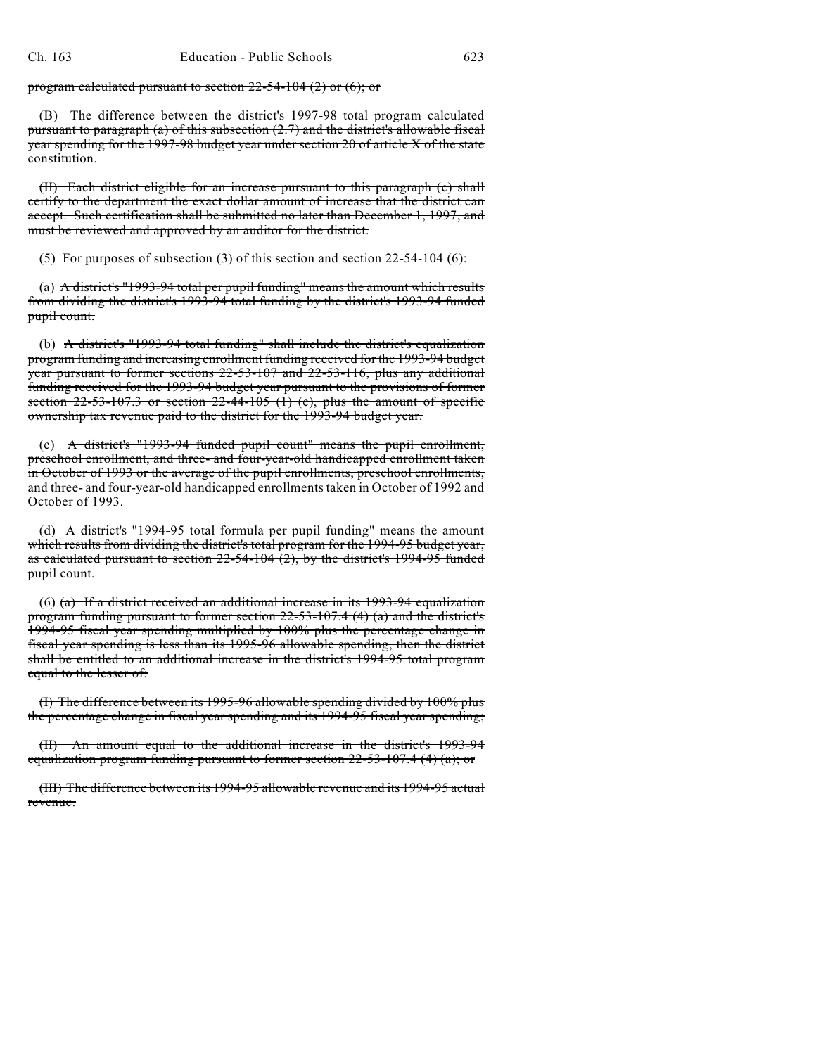~~program calculated pursuant to section 22-54-104 (2) or (6); or~~

~~(B) The difference between the district's 1997-98 total program calculated pursuant to paragraph (a) of this subsection (2.7) and the district's allowable fiscal year spending for the 1997-98 budget year under section 20 of article X of the state constitution.~~

~~(II) Each district eligible for an increase pursuant to this paragraph (c) shall certify to the department the exact dollar amount of increase that the district can accept. Such certification shall be submitted no later than December 1, 1997, and must be reviewed and approved by an auditor for the district.~~

(5) For purposes of subsection (3) of this section and section 22-54-104 (6):

(a) ~~A district's "1993-94 total per pupil funding" means the amount which results from dividing the district's 1993-94 total funding by the district's 1993-94 funded pupil count.~~

(b) ~~A district's "1993-94 total funding" shall include the district's equalization program funding and increasing enrollment funding received for the 1993-94 budget year pursuant to former sections 22-53-107 and 22-53-116, plus any additional funding received for the 1993-94 budget year pursuant to the provisions of former section 22-53-107.3 or section 22-44-105 (1) (c), plus the amount of specific ownership tax revenue paid to the district for the 1993-94 budget year.~~

(c) ~~A district's "1993-94 funded pupil count" means the pupil enrollment, preschool enrollment, and three- and four-year-old handicapped enrollment taken in October of 1993 or the average of the pupil enrollments, preschool enrollments, and three- and four-year-old handicapped enrollments taken in October of 1992 and October of 1993.~~

(d) ~~A district's "1994-95 total formula per pupil funding" means the amount which results from dividing the district's total program for the 1994-95 budget year, as calculated pursuant to section 22-54-104 (2), by the district's 1994-95 funded pupil count.~~

(6) ~~(a) If a district received an additional increase in its 1993-94 equalization program funding pursuant to former section 22-53-107.4 (4) (a) and the district's 1994-95 fiscal year spending multiplied by 100% plus the percentage change in fiscal year spending is less than its 1995-96 allowable spending, then the district shall be entitled to an additional increase in the district's 1994-95 total program equal to the lesser of:~~

~~(I) The difference between its 1995-96 allowable spending divided by 100% plus the percentage change in fiscal year spending and its 1994-95 fiscal year spending;~~

~~(II) An amount equal to the additional increase in the district's 1993-94 equalization program funding pursuant to former section 22-53-107.4 (4) (a); or~~

~~(III) The difference between its 1994-95 allowable revenue and its 1994-95 actual revenue.~~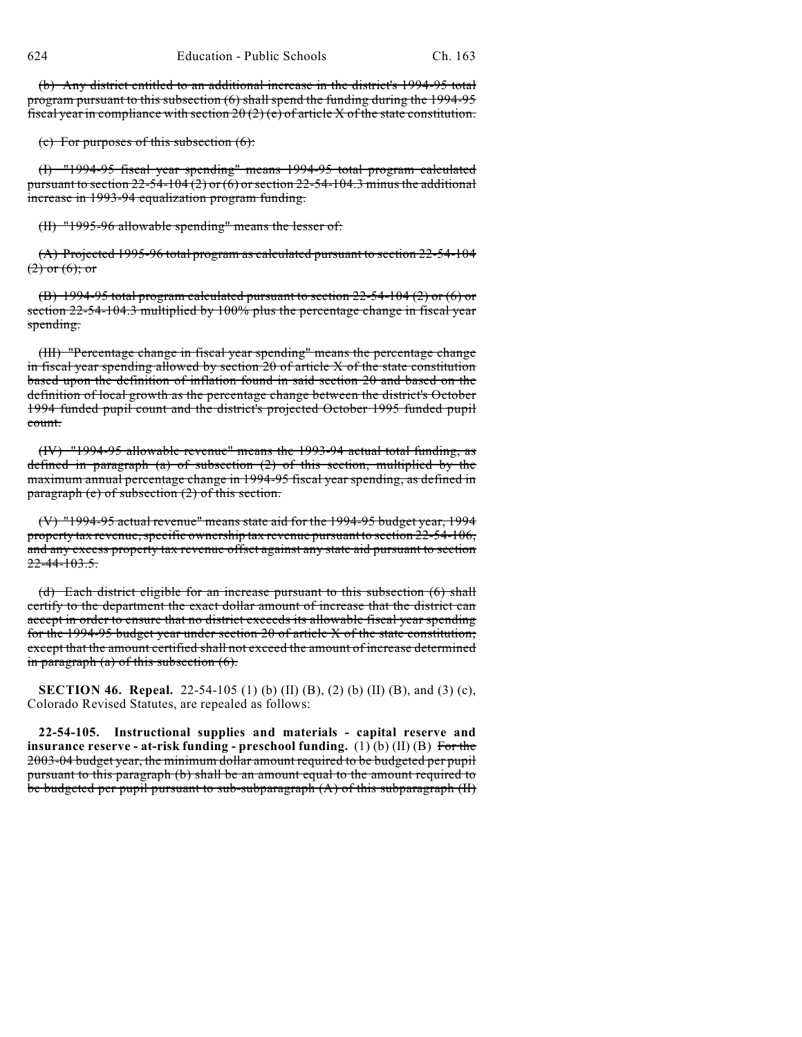~~(b) Any district entitled to an additional increase in the district's 1994-95 total program pursuant to this subsection (6) shall spend the funding during the 1994-95 fiscal year in compliance with section 20 (2) (e) of article X of the state constitution.~~

~~(c) For purposes of this subsection (6):~~

~~(I) "1994-95 fiscal year spending" means 1994-95 total program calculated pursuant to section 22-54-104 (2) or (6) or section 22-54-104.3 minus the additional increase in 1993-94 equalization program funding.~~

~~(II) "1995-96 allowable spending" means the lesser of:~~

~~(A) Projected 1995-96 total program as calculated pursuant to section 22-54-104 (2) or (6); or~~

~~(B) 1994-95 total program calculated pursuant to section 22-54-104 (2) or (6) or section 22-54-104.3 multiplied by 100% plus the percentage change in fiscal year spending.~~

~~(III) "Percentage change in fiscal year spending" means the percentage change in fiscal year spending allowed by section 20 of article X of the state constitution based upon the definition of inflation found in said section 20 and based on the definition of local growth as the percentage change between the district's October 1994 funded pupil count and the district's projected October 1995 funded pupil count.~~

~~(IV) "1994-95 allowable revenue" means the 1993-94 actual total funding, as defined in paragraph (a) of subsection (2) of this section, multiplied by the maximum annual percentage change in 1994-95 fiscal year spending, as defined in paragraph (e) of subsection (2) of this section.~~

~~(V) "1994-95 actual revenue" means state aid for the 1994-95 budget year, 1994 property tax revenue, specific ownership tax revenue pursuant to section 22-54-106, and any excess property tax revenue offset against any state aid pursuant to section 22-44-103.5.~~

~~(d) Each district eligible for an increase pursuant to this subsection (6) shall certify to the department the exact dollar amount of increase that the district can accept in order to ensure that no district exceeds its allowable fiscal year spending for the 1994-95 budget year under section 20 of article X of the state constitution; except that the amount certified shall not exceed the amount of increase determined in paragraph (a) of this subsection (6).~~

**SECTION 46. Repeal.** 22-54-105 (1) (b) (II) (B), (2) (b) (II) (B), and (3) (c), Colorado Revised Statutes, are repealed as follows:

**22-54-105. Instructional supplies and materials - capital reserve and insurance reserve - at-risk funding - preschool funding.** (1) (b) (II) (B) ~~For the 2003-04 budget year, the minimum dollar amount required to be budgeted per pupil pursuant to this paragraph (b) shall be an amount equal to the amount required to be budgeted per pupil pursuant to sub-subparagraph (A) of this subparagraph (II)~~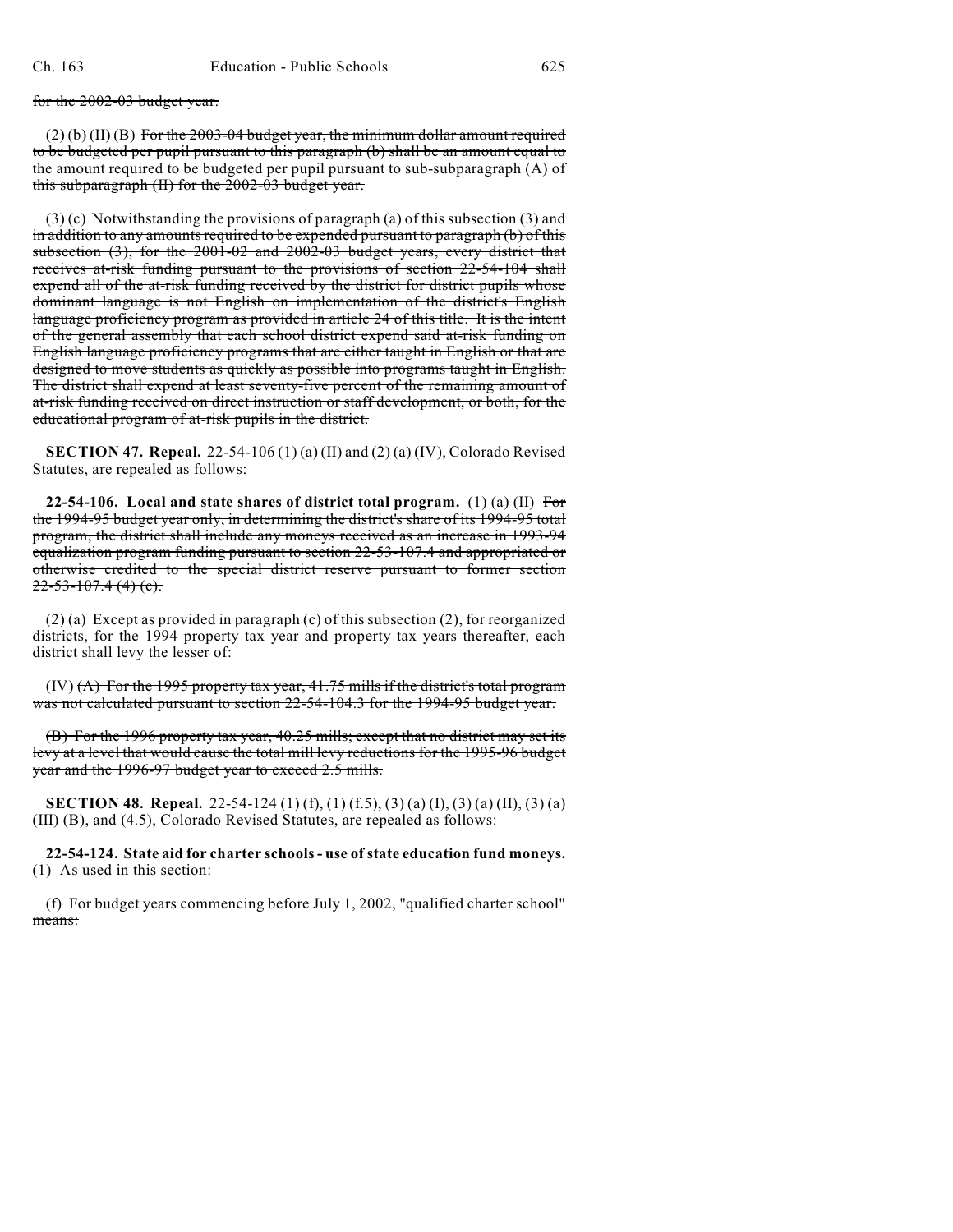for the 2002-03 budget year.

(2) (b) (II) (B) For the 2003-04 budget year, the minimum dollar amount required to be budgeted per pupil pursuant to this paragraph (b) shall be an amount equal to the amount required to be budgeted per pupil pursuant to sub-subparagraph (A) of this subparagraph (II) for the 2002-03 budget year.

(3) (c) Notwithstanding the provisions of paragraph (a) of this subsection (3) and in addition to any amounts required to be expended pursuant to paragraph (b) of this subsection (3), for the 2001-02 and 2002-03 budget years, every district that receives at-risk funding pursuant to the provisions of section 22-54-104 shall expend all of the at-risk funding received by the district for district pupils whose dominant language is not English on implementation of the district's English language proficiency program as provided in article 24 of this title. It is the intent of the general assembly that each school district expend said at-risk funding on English language proficiency programs that are either taught in English or that are designed to move students as quickly as possible into programs taught in English. The district shall expend at least seventy-five percent of the remaining amount of at-risk funding received on direct instruction or staff development, or both, for the educational program of at-risk pupils in the district.

**SECTION 47. Repeal.** 22-54-106 (1) (a) (II) and (2) (a) (IV), Colorado Revised Statutes, are repealed as follows:

**22-54-106. Local and state shares of district total program.** (1) (a) (II) For the 1994-95 budget year only, in determining the district's share of its 1994-95 total program, the district shall include any moneys received as an increase in 1993-94 equalization program funding pursuant to section 22-53-107.4 and appropriated or otherwise credited to the special district reserve pursuant to former section 22-53-107.4 (4) (c).

(2) (a) Except as provided in paragraph (c) of this subsection (2), for reorganized districts, for the 1994 property tax year and property tax years thereafter, each district shall levy the lesser of:

(IV) (A) For the 1995 property tax year, 41.75 mills if the district's total program was not calculated pursuant to section 22-54-104.3 for the 1994-95 budget year.

(B) For the 1996 property tax year, 40.25 mills; except that no district may set its levy at a level that would cause the total mill levy reductions for the 1995-96 budget year and the 1996-97 budget year to exceed 2.5 mills.

**SECTION 48. Repeal.** 22-54-124 (1) (f), (1) (f.5), (3) (a) (I), (3) (a) (II), (3) (a) (III) (B), and (4.5), Colorado Revised Statutes, are repealed as follows:

**22-54-124. State aid for charter schools - use of state education fund moneys.** (1) As used in this section:

(f) For budget years commencing before July 1, 2002, "qualified charter school" means: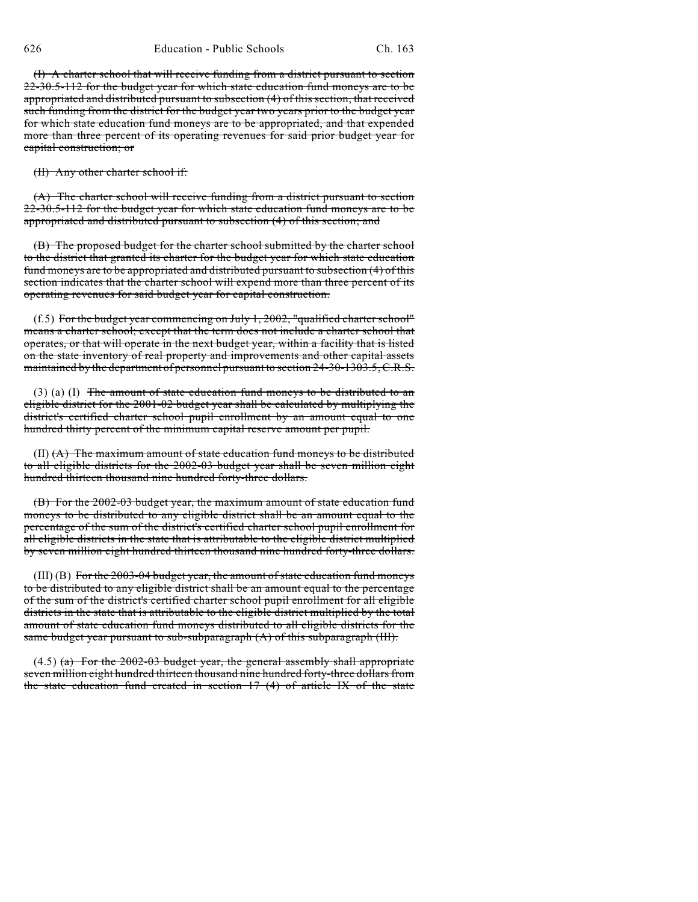~~(I) A charter school that will receive funding from a district pursuant to section 22-30.5-112 for the budget year for which state education fund moneys are to be appropriated and distributed pursuant to subsection (4) of this section, that received such funding from the district for the budget year two years prior to the budget year for which state education fund moneys are to be appropriated, and that expended more than three percent of its operating revenues for said prior budget year for capital construction; or~~

~~(II) Any other charter school if:~~

~~(A) The charter school will receive funding from a district pursuant to section 22-30.5-112 for the budget year for which state education fund moneys are to be appropriated and distributed pursuant to subsection (4) of this section; and~~

~~(B) The proposed budget for the charter school submitted by the charter school to the district that granted its charter for the budget year for which state education fund moneys are to be appropriated and distributed pursuant to subsection (4) of this section indicates that the charter school will expend more than three percent of its operating revenues for said budget year for capital construction.~~

(f.5) ~~For the budget year commencing on July 1, 2002, "qualified charter school" means a charter school; except that the term does not include a charter school that operates, or that will operate in the next budget year, within a facility that is listed on the state inventory of real property and improvements and other capital assets maintained by the department of personnel pursuant to section 24-30-1303.5, C.R.S.~~

(3) (a) (I) ~~The amount of state education fund moneys to be distributed to an eligible district for the 2001-02 budget year shall be calculated by multiplying the district's certified charter school pupil enrollment by an amount equal to one hundred thirty percent of the minimum capital reserve amount per pupil.~~

(II) ~~(A) The maximum amount of state education fund moneys to be distributed to all eligible districts for the 2002-03 budget year shall be seven million eight hundred thirteen thousand nine hundred forty-three dollars.~~

~~(B) For the 2002-03 budget year, the maximum amount of state education fund moneys to be distributed to any eligible district shall be an amount equal to the percentage of the sum of the district's certified charter school pupil enrollment for all eligible districts in the state that is attributable to the eligible district multiplied by seven million eight hundred thirteen thousand nine hundred forty-three dollars.~~

(III) (B) ~~For the 2003-04 budget year, the amount of state education fund moneys to be distributed to any eligible district shall be an amount equal to the percentage of the sum of the district's certified charter school pupil enrollment for all eligible districts in the state that is attributable to the eligible district multiplied by the total amount of state education fund moneys distributed to all eligible districts for the same budget year pursuant to sub-subparagraph (A) of this subparagraph (III).~~

(4.5) ~~(a) For the 2002-03 budget year, the general assembly shall appropriate seven million eight hundred thirteen thousand nine hundred forty-three dollars from the state education fund created in section 17 (4) of article IX of the state~~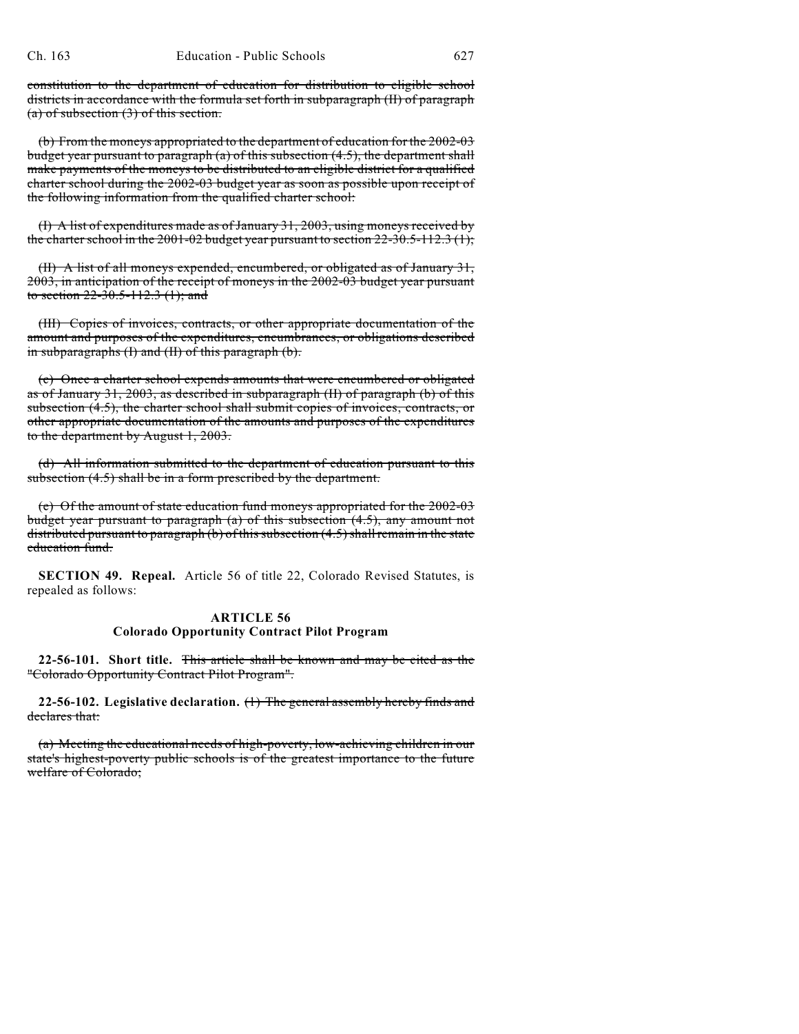constitution to the department of education for distribution to eligible school districts in accordance with the formula set forth in subparagraph (II) of paragraph (a) of subsection (3) of this section.

(b) From the moneys appropriated to the department of education for the 2002-03 budget year pursuant to paragraph (a) of this subsection (4.5), the department shall make payments of the moneys to be distributed to an eligible district for a qualified charter school during the 2002-03 budget year as soon as possible upon receipt of the following information from the qualified charter school:

(I) A list of expenditures made as of January 31, 2003, using moneys received by the charter school in the 2001-02 budget year pursuant to section 22-30.5-112.3 (1);

(II) A list of all moneys expended, encumbered, or obligated as of January 31, 2003, in anticipation of the receipt of moneys in the 2002-03 budget year pursuant to section 22-30.5-112.3 (1); and

(III) Copies of invoices, contracts, or other appropriate documentation of the amount and purposes of the expenditures, encumbrances, or obligations described in subparagraphs (I) and (II) of this paragraph (b).

(c) Once a charter school expends amounts that were encumbered or obligated as of January 31, 2003, as described in subparagraph (II) of paragraph (b) of this subsection (4.5), the charter school shall submit copies of invoices, contracts, or other appropriate documentation of the amounts and purposes of the expenditures to the department by August 1, 2003.

(d) All information submitted to the department of education pursuant to this subsection (4.5) shall be in a form prescribed by the department.

(e) Of the amount of state education fund moneys appropriated for the 2002-03 budget year pursuant to paragraph (a) of this subsection (4.5), any amount not distributed pursuant to paragraph (b) of this subsection (4.5) shall remain in the state education fund.

**SECTION 49. Repeal.** Article 56 of title 22, Colorado Revised Statutes, is repealed as follows:

## ARTICLE 56
## Colorado Opportunity Contract Pilot Program

**22-56-101. Short title.** This article shall be known and may be cited as the "Colorado Opportunity Contract Pilot Program".

**22-56-102. Legislative declaration.** (1) The general assembly hereby finds and declares that:

(a) Meeting the educational needs of high-poverty, low-achieving children in our state's highest-poverty public schools is of the greatest importance to the future welfare of Colorado;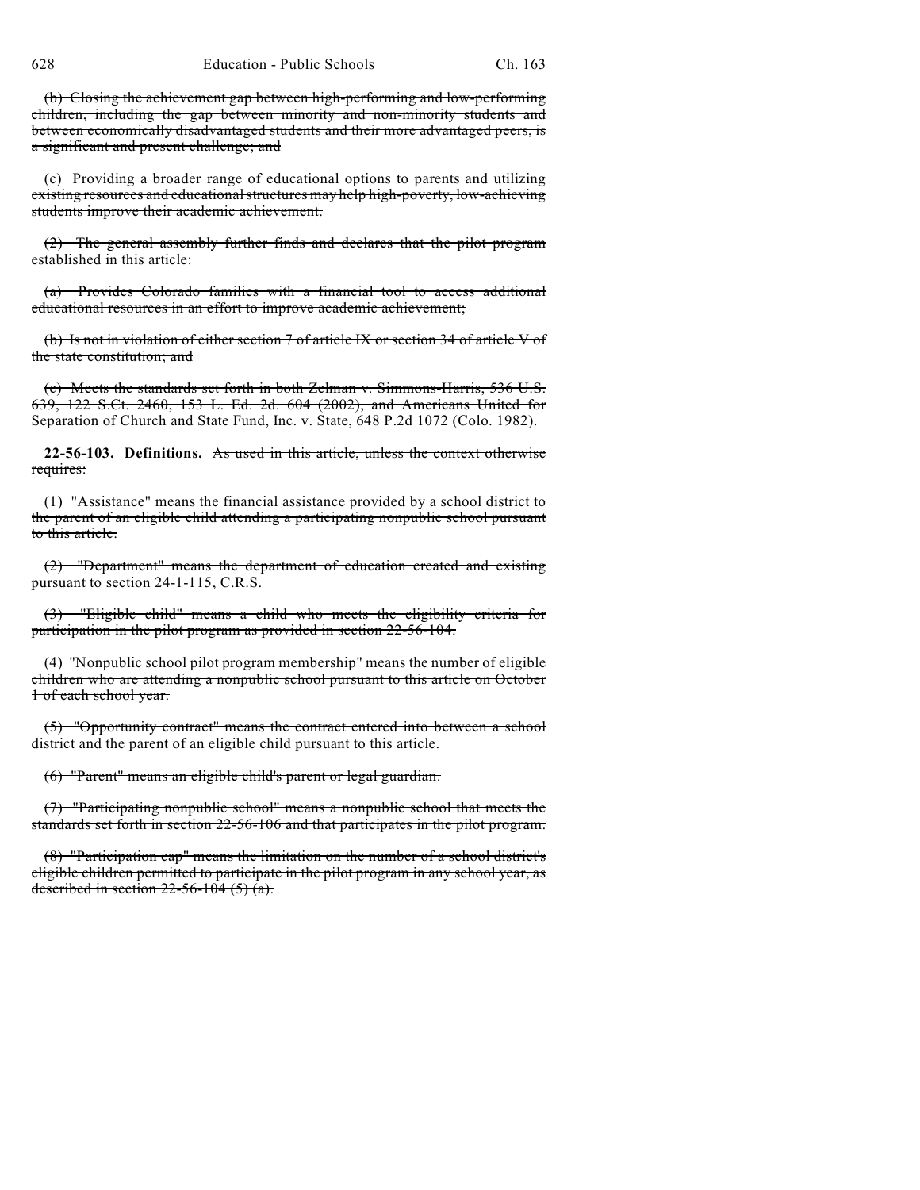~~(b) Closing the achievement gap between high-performing and low-performing children, including the gap between minority and non-minority students and between economically disadvantaged students and their more advantaged peers, is a significant and present challenge; and~~

~~(c) Providing a broader range of educational options to parents and utilizing existing resources and educational structures may help high-poverty, low-achieving students improve their academic achievement.~~

~~(2) The general assembly further finds and declares that the pilot program established in this article:~~

~~(a) Provides Colorado families with a financial tool to access additional educational resources in an effort to improve academic achievement;~~

~~(b) Is not in violation of either section 7 of article IX or section 34 of article V of the state constitution; and~~

~~(c) Meets the standards set forth in both Zelman v. Simmons-Harris, 536 U.S. 639, 122 S.Ct. 2460, 153 L. Ed. 2d. 604 (2002), and Americans United for Separation of Church and State Fund, Inc. v. State, 648 P.2d 1072 (Colo. 1982).~~

**22-56-103. Definitions.** ~~As used in this article, unless the context otherwise requires:~~

~~(1) "Assistance" means the financial assistance provided by a school district to the parent of an eligible child attending a participating nonpublic school pursuant to this article.~~

~~(2) "Department" means the department of education created and existing pursuant to section 24-1-115, C.R.S.~~

~~(3) "Eligible child" means a child who meets the eligibility criteria for participation in the pilot program as provided in section 22-56-104.~~

~~(4) "Nonpublic school pilot program membership" means the number of eligible children who are attending a nonpublic school pursuant to this article on October 1 of each school year.~~

~~(5) "Opportunity contract" means the contract entered into between a school district and the parent of an eligible child pursuant to this article.~~

~~(6) "Parent" means an eligible child's parent or legal guardian.~~

~~(7) "Participating nonpublic school" means a nonpublic school that meets the standards set forth in section 22-56-106 and that participates in the pilot program.~~

~~(8) "Participation cap" means the limitation on the number of a school district's eligible children permitted to participate in the pilot program in any school year, as described in section 22-56-104 (5) (a).~~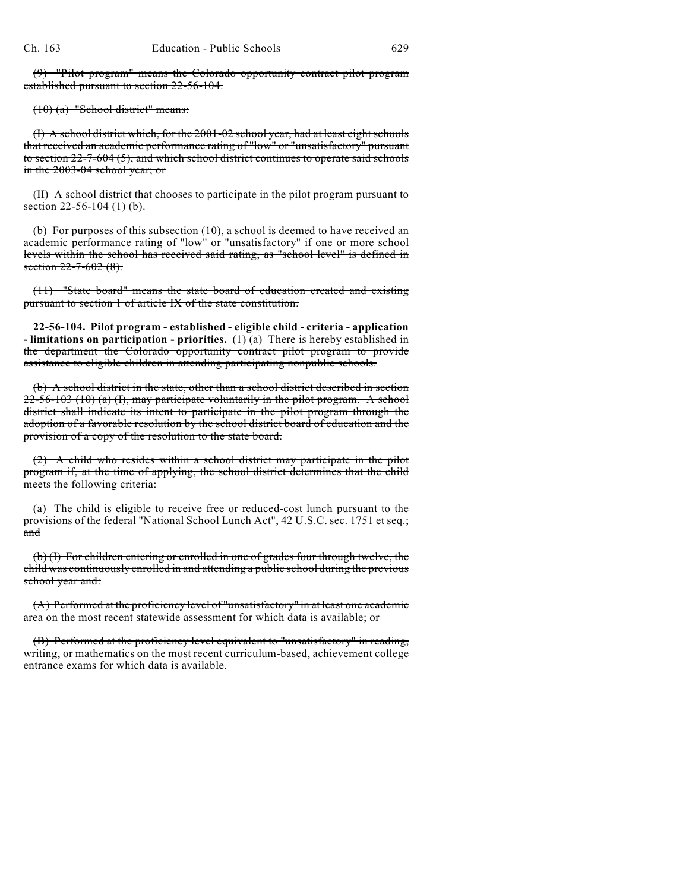~~(9) "Pilot program" means the Colorado opportunity contract pilot program established pursuant to section 22-56-104.~~

~~(10) (a) "School district" means:~~

~~(I) A school district which, for the 2001-02 school year, had at least eight schools that received an academic performance rating of "low" or "unsatisfactory" pursuant to section 22-7-604 (5), and which school district continues to operate said schools in the 2003-04 school year; or~~

~~(II) A school district that chooses to participate in the pilot program pursuant to section 22-56-104 (1) (b).~~

~~(b) For purposes of this subsection (10), a school is deemed to have received an academic performance rating of "low" or "unsatisfactory" if one or more school levels within the school has received said rating, as "school level" is defined in section 22-7-602 (8).~~

~~(11) "State board" means the state board of education created and existing pursuant to section 1 of article IX of the state constitution.~~

**22-56-104. Pilot program - established - eligible child - criteria - application - limitations on participation - priorities.** ~~(1) (a) There is hereby established in the department the Colorado opportunity contract pilot program to provide assistance to eligible children in attending participating nonpublic schools.~~

~~(b) A school district in the state, other than a school district described in section 22-56-103 (10) (a) (I), may participate voluntarily in the pilot program. A school district shall indicate its intent to participate in the pilot program through the adoption of a favorable resolution by the school district board of education and the provision of a copy of the resolution to the state board.~~

~~(2) A child who resides within a school district may participate in the pilot program if, at the time of applying, the school district determines that the child meets the following criteria:~~

~~(a) The child is eligible to receive free or reduced-cost lunch pursuant to the provisions of the federal "National School Lunch Act", 42 U.S.C. sec. 1751 et seq.; and~~

~~(b) (I) For children entering or enrolled in one of grades four through twelve, the child was continuously enrolled in and attending a public school during the previous school year and:~~

~~(A) Performed at the proficiency level of "unsatisfactory" in at least one academic area on the most recent statewide assessment for which data is available; or~~

~~(B) Performed at the proficiency level equivalent to "unsatisfactory" in reading, writing, or mathematics on the most recent curriculum-based, achievement college entrance exams for which data is available.~~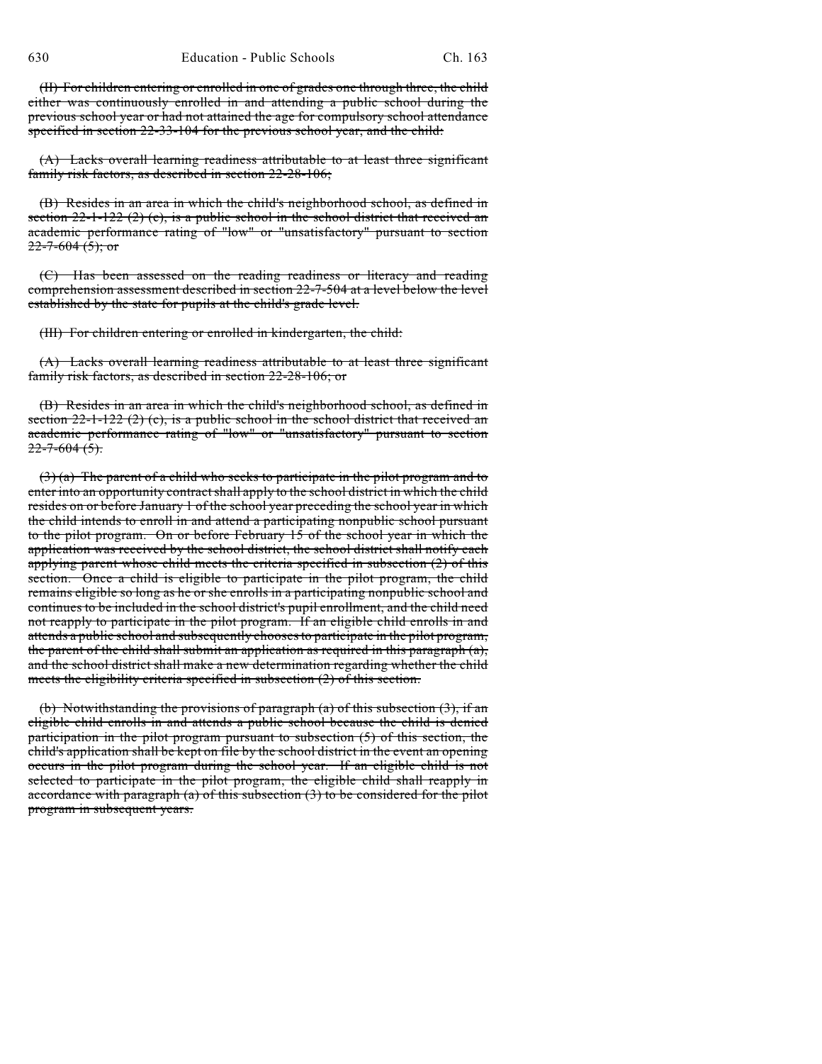~~(II) For children entering or enrolled in one of grades one through three, the child either was continuously enrolled in and attending a public school during the previous school year or had not attained the age for compulsory school attendance specified in section 22-33-104 for the previous school year, and the child:~~

~~(A) Lacks overall learning readiness attributable to at least three significant family risk factors, as described in section 22-28-106;~~

~~(B) Resides in an area in which the child's neighborhood school, as defined in section 22-1-122 (2) (c), is a public school in the school district that received an academic performance rating of "low" or "unsatisfactory" pursuant to section 22-7-604 (5); or~~

~~(C) Has been assessed on the reading readiness or literacy and reading comprehension assessment described in section 22-7-504 at a level below the level established by the state for pupils at the child's grade level.~~

~~(III) For children entering or enrolled in kindergarten, the child:~~

~~(A) Lacks overall learning readiness attributable to at least three significant family risk factors, as described in section 22-28-106; or~~

~~(B) Resides in an area in which the child's neighborhood school, as defined in section 22-1-122 (2) (c), is a public school in the school district that received an academic performance rating of "low" or "unsatisfactory" pursuant to section 22-7-604 (5).~~

~~(3) (a) The parent of a child who seeks to participate in the pilot program and to enter into an opportunity contract shall apply to the school district in which the child resides on or before January 1 of the school year preceding the school year in which the child intends to enroll in and attend a participating nonpublic school pursuant to the pilot program. On or before February 15 of the school year in which the application was received by the school district, the school district shall notify each applying parent whose child meets the criteria specified in subsection (2) of this section. Once a child is eligible to participate in the pilot program, the child remains eligible so long as he or she enrolls in a participating nonpublic school and continues to be included in the school district's pupil enrollment, and the child need not reapply to participate in the pilot program. If an eligible child enrolls in and attends a public school and subsequently chooses to participate in the pilot program, the parent of the child shall submit an application as required in this paragraph (a), and the school district shall make a new determination regarding whether the child meets the eligibility criteria specified in subsection (2) of this section.~~

~~(b) Notwithstanding the provisions of paragraph (a) of this subsection (3), if an eligible child enrolls in and attends a public school because the child is denied participation in the pilot program pursuant to subsection (5) of this section, the child's application shall be kept on file by the school district in the event an opening occurs in the pilot program during the school year. If an eligible child is not selected to participate in the pilot program, the eligible child shall reapply in accordance with paragraph (a) of this subsection (3) to be considered for the pilot program in subsequent years.~~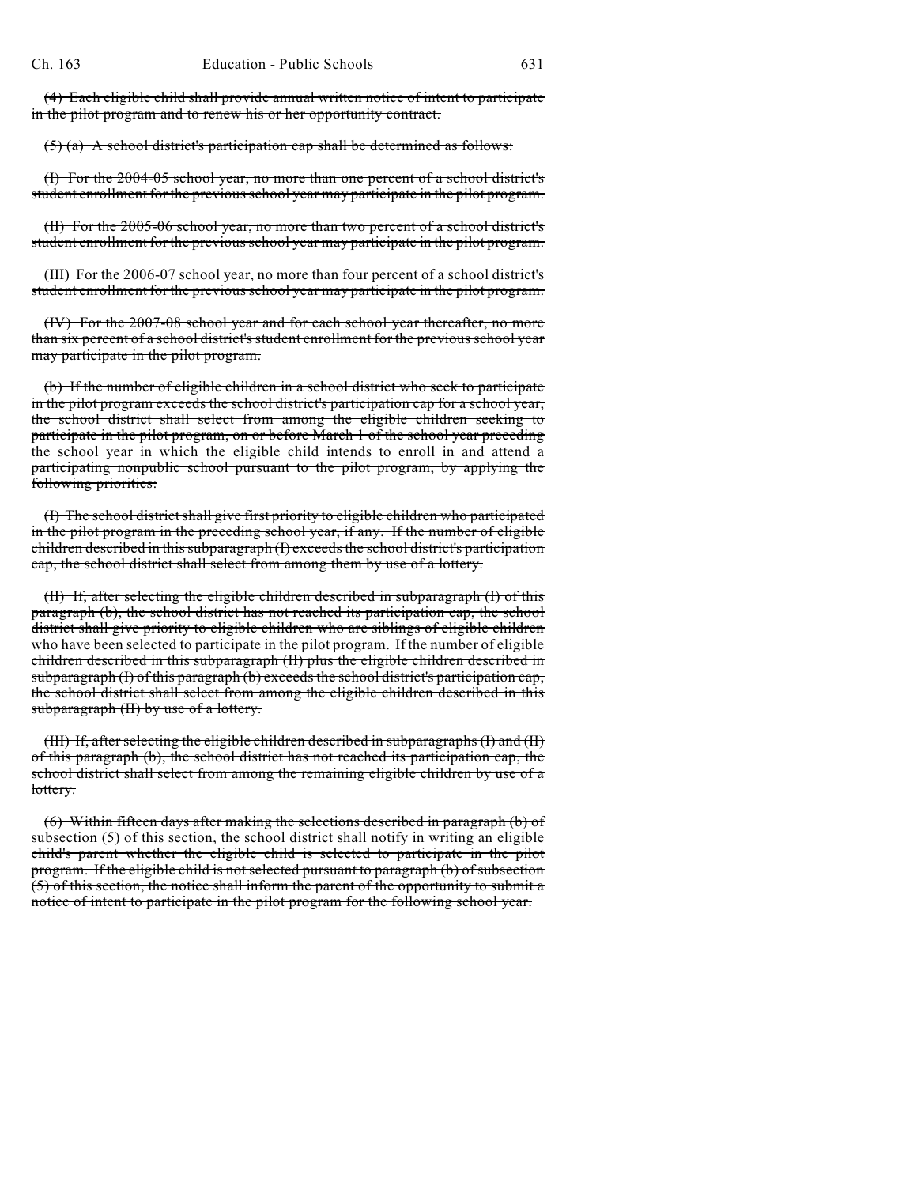~~(4) Each eligible child shall provide annual written notice of intent to participate in the pilot program and to renew his or her opportunity contract.~~

~~(5) (a) A school district's participation cap shall be determined as follows:~~

~~(I) For the 2004-05 school year, no more than one percent of a school district's student enrollment for the previous school year may participate in the pilot program.~~

~~(II) For the 2005-06 school year, no more than two percent of a school district's student enrollment for the previous school year may participate in the pilot program.~~

~~(III) For the 2006-07 school year, no more than four percent of a school district's student enrollment for the previous school year may participate in the pilot program.~~

~~(IV) For the 2007-08 school year and for each school year thereafter, no more than six percent of a school district's student enrollment for the previous school year may participate in the pilot program.~~

~~(b) If the number of eligible children in a school district who seek to participate in the pilot program exceeds the school district's participation cap for a school year, the school district shall select from among the eligible children seeking to participate in the pilot program, on or before March 1 of the school year preceding the school year in which the eligible child intends to enroll in and attend a participating nonpublic school pursuant to the pilot program, by applying the following priorities:~~

~~(I) The school district shall give first priority to eligible children who participated in the pilot program in the preceding school year, if any. If the number of eligible children described in this subparagraph (I) exceeds the school district's participation cap, the school district shall select from among them by use of a lottery.~~

~~(II) If, after selecting the eligible children described in subparagraph (I) of this paragraph (b), the school district has not reached its participation cap, the school district shall give priority to eligible children who are siblings of eligible children who have been selected to participate in the pilot program. If the number of eligible children described in this subparagraph (II) plus the eligible children described in subparagraph (I) of this paragraph (b) exceeds the school district's participation cap, the school district shall select from among the eligible children described in this subparagraph (II) by use of a lottery.~~

~~(III) If, after selecting the eligible children described in subparagraphs (I) and (II) of this paragraph (b), the school district has not reached its participation cap, the school district shall select from among the remaining eligible children by use of a lottery.~~

~~(6) Within fifteen days after making the selections described in paragraph (b) of subsection (5) of this section, the school district shall notify in writing an eligible child's parent whether the eligible child is selected to participate in the pilot program. If the eligible child is not selected pursuant to paragraph (b) of subsection (5) of this section, the notice shall inform the parent of the opportunity to submit a notice of intent to participate in the pilot program for the following school year.~~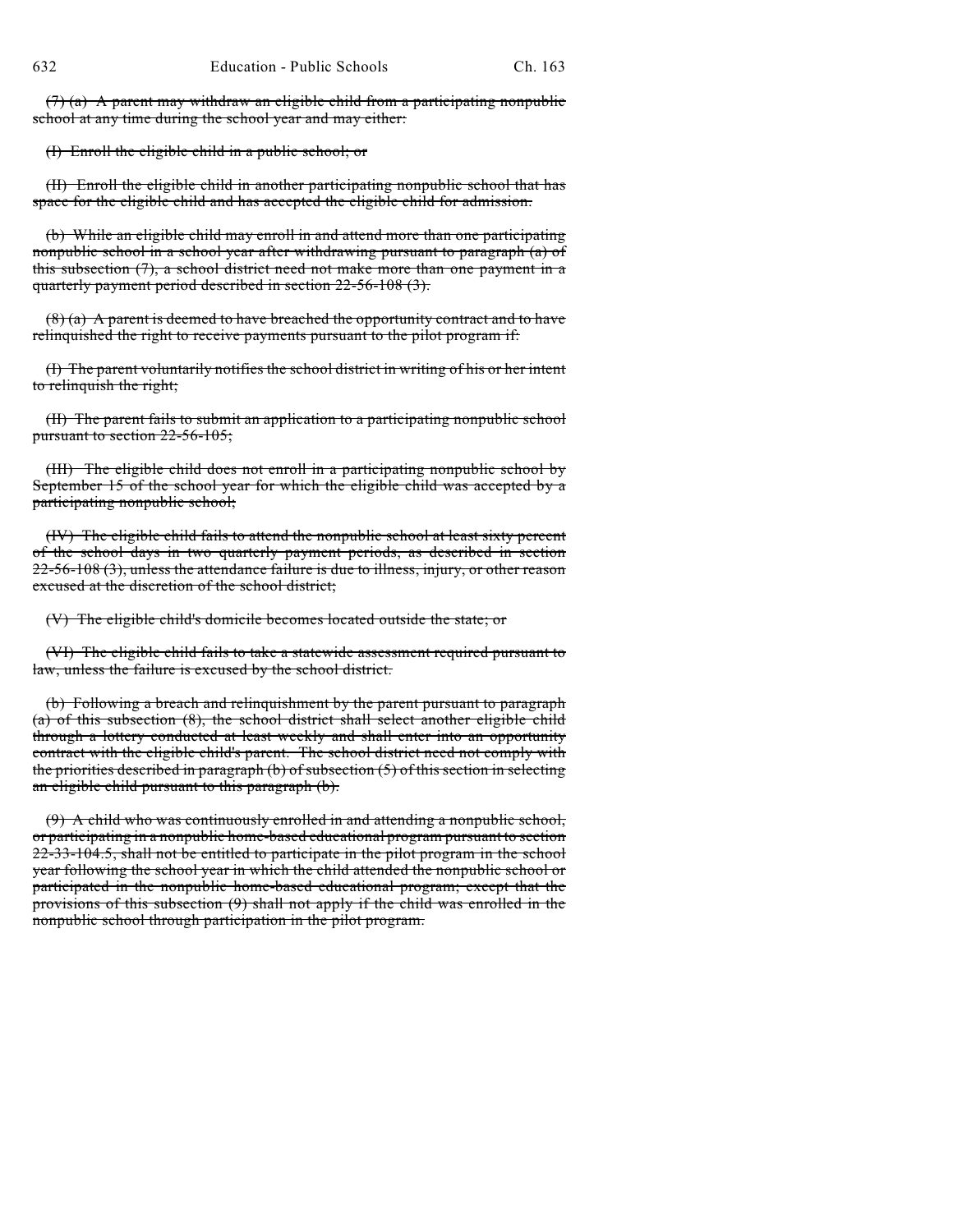~~(7) (a) A parent may withdraw an eligible child from a participating nonpublic school at any time during the school year and may either:~~

~~(I) Enroll the eligible child in a public school; or~~

~~(II) Enroll the eligible child in another participating nonpublic school that has space for the eligible child and has accepted the eligible child for admission.~~

~~(b) While an eligible child may enroll in and attend more than one participating nonpublic school in a school year after withdrawing pursuant to paragraph (a) of this subsection (7), a school district need not make more than one payment in a quarterly payment period described in section 22-56-108 (3).~~

~~(8) (a) A parent is deemed to have breached the opportunity contract and to have relinquished the right to receive payments pursuant to the pilot program if:~~

~~(I) The parent voluntarily notifies the school district in writing of his or her intent to relinquish the right;~~

~~(II) The parent fails to submit an application to a participating nonpublic school pursuant to section 22-56-105;~~

~~(III) The eligible child does not enroll in a participating nonpublic school by September 15 of the school year for which the eligible child was accepted by a participating nonpublic school;~~

~~(IV) The eligible child fails to attend the nonpublic school at least sixty percent of the school days in two quarterly payment periods, as described in section 22-56-108 (3), unless the attendance failure is due to illness, injury, or other reason excused at the discretion of the school district;~~

~~(V) The eligible child's domicile becomes located outside the state; or~~

~~(VI) The eligible child fails to take a statewide assessment required pursuant to law, unless the failure is excused by the school district.~~

~~(b) Following a breach and relinquishment by the parent pursuant to paragraph (a) of this subsection (8), the school district shall select another eligible child through a lottery conducted at least weekly and shall enter into an opportunity contract with the eligible child's parent. The school district need not comply with the priorities described in paragraph (b) of subsection (5) of this section in selecting an eligible child pursuant to this paragraph (b).~~

~~(9) A child who was continuously enrolled in and attending a nonpublic school, or participating in a nonpublic home-based educational program pursuant to section 22-33-104.5, shall not be entitled to participate in the pilot program in the school year following the school year in which the child attended the nonpublic school or participated in the nonpublic home-based educational program; except that the provisions of this subsection (9) shall not apply if the child was enrolled in the nonpublic school through participation in the pilot program.~~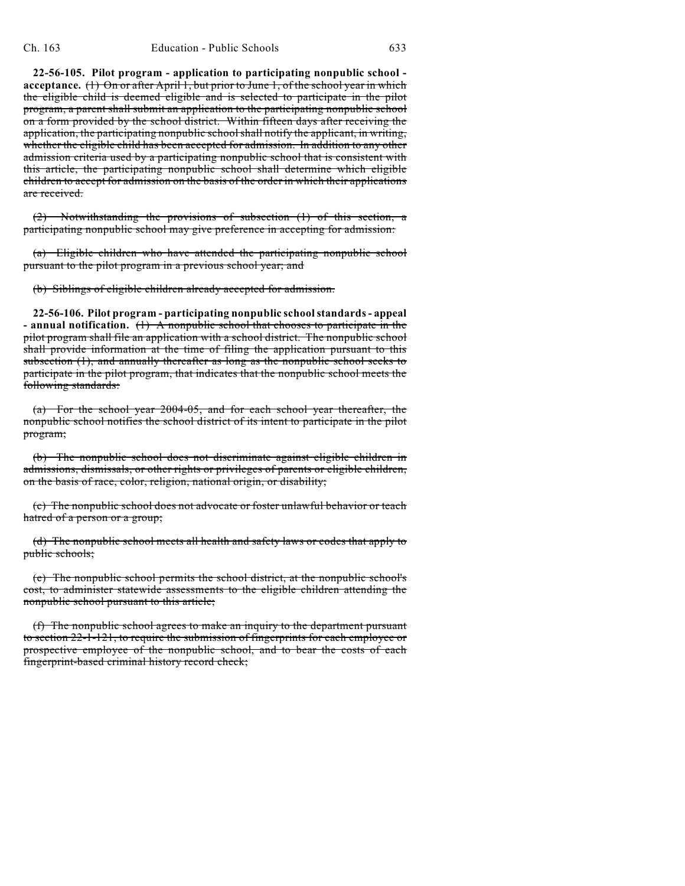**22-56-105. Pilot program - application to participating nonpublic school - acceptance.** ~~(1) On or after April 1, but prior to June 1, of the school year in which the eligible child is deemed eligible and is selected to participate in the pilot program, a parent shall submit an application to the participating nonpublic school on a form provided by the school district. Within fifteen days after receiving the application, the participating nonpublic school shall notify the applicant, in writing, whether the eligible child has been accepted for admission. In addition to any other admission criteria used by a participating nonpublic school that is consistent with this article, the participating nonpublic school shall determine which eligible children to accept for admission on the basis of the order in which their applications are received.~~

~~(2) Notwithstanding the provisions of subsection (1) of this section, a participating nonpublic school may give preference in accepting for admission:~~

~~(a) Eligible children who have attended the participating nonpublic school pursuant to the pilot program in a previous school year; and~~

~~(b) Siblings of eligible children already accepted for admission.~~

**22-56-106. Pilot program - participating nonpublic school standards - appeal - annual notification.** ~~(1) A nonpublic school that chooses to participate in the pilot program shall file an application with a school district. The nonpublic school shall provide information at the time of filing the application pursuant to this subsection (1), and annually thereafter as long as the nonpublic school seeks to participate in the pilot program, that indicates that the nonpublic school meets the following standards:~~

~~(a) For the school year 2004-05, and for each school year thereafter, the nonpublic school notifies the school district of its intent to participate in the pilot program;~~

~~(b) The nonpublic school does not discriminate against eligible children in admissions, dismissals, or other rights or privileges of parents or eligible children, on the basis of race, color, religion, national origin, or disability;~~

~~(c) The nonpublic school does not advocate or foster unlawful behavior or teach hatred of a person or a group;~~

~~(d) The nonpublic school meets all health and safety laws or codes that apply to public schools;~~

~~(e) The nonpublic school permits the school district, at the nonpublic school's cost, to administer statewide assessments to the eligible children attending the nonpublic school pursuant to this article;~~

~~(f) The nonpublic school agrees to make an inquiry to the department pursuant to section 22-1-121, to require the submission of fingerprints for each employee or prospective employee of the nonpublic school, and to bear the costs of each fingerprint-based criminal history record check;~~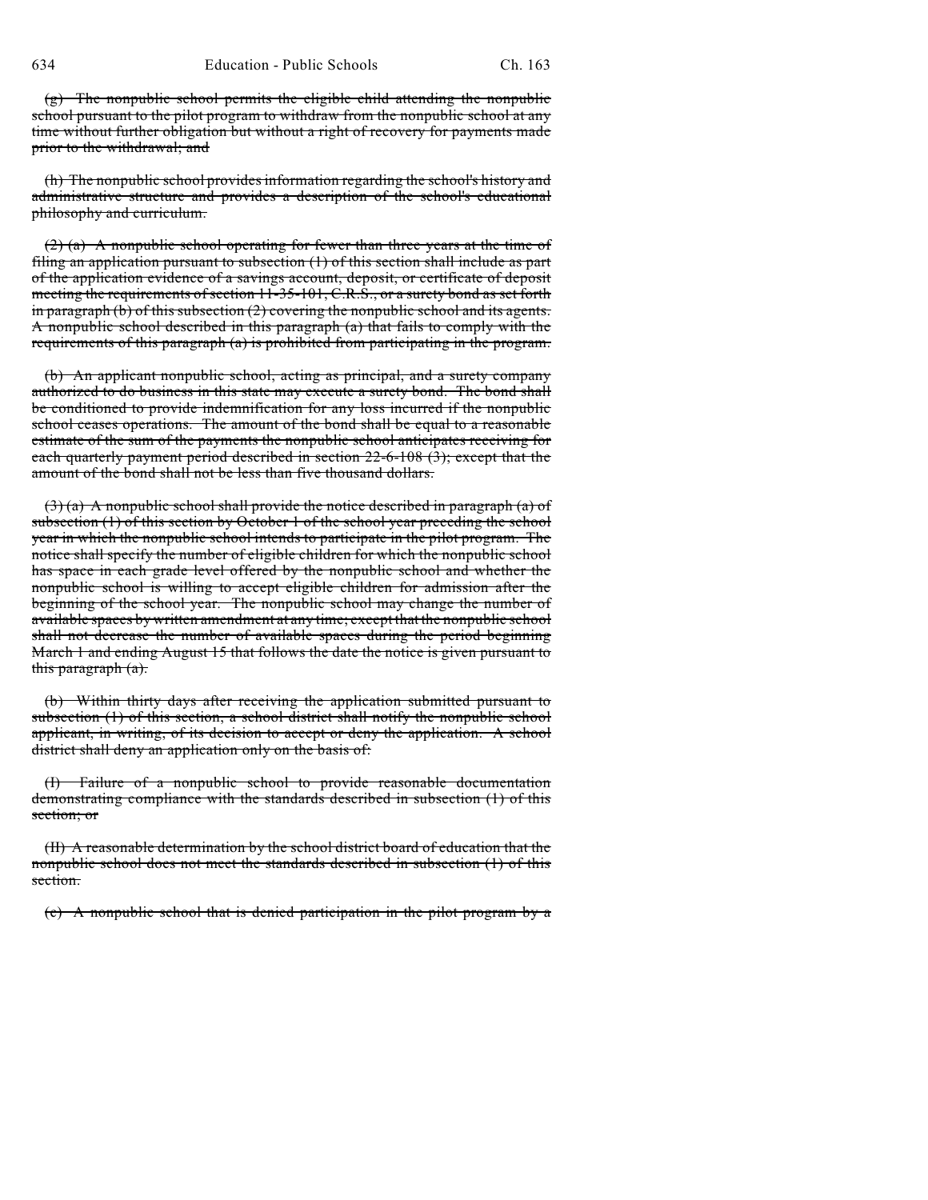~~(g) The nonpublic school permits the eligible child attending the nonpublic school pursuant to the pilot program to withdraw from the nonpublic school at any time without further obligation but without a right of recovery for payments made prior to the withdrawal; and~~

~~(h) The nonpublic school provides information regarding the school's history and administrative structure and provides a description of the school's educational philosophy and curriculum.~~

~~(2) (a) A nonpublic school operating for fewer than three years at the time of filing an application pursuant to subsection (1) of this section shall include as part of the application evidence of a savings account, deposit, or certificate of deposit meeting the requirements of section 11-35-101, C.R.S., or a surety bond as set forth in paragraph (b) of this subsection (2) covering the nonpublic school and its agents. A nonpublic school described in this paragraph (a) that fails to comply with the requirements of this paragraph (a) is prohibited from participating in the program.~~

~~(b) An applicant nonpublic school, acting as principal, and a surety company authorized to do business in this state may execute a surety bond. The bond shall be conditioned to provide indemnification for any loss incurred if the nonpublic school ceases operations. The amount of the bond shall be equal to a reasonable estimate of the sum of the payments the nonpublic school anticipates receiving for each quarterly payment period described in section 22-6-108 (3); except that the amount of the bond shall not be less than five thousand dollars.~~

~~(3) (a) A nonpublic school shall provide the notice described in paragraph (a) of subsection (1) of this section by October 1 of the school year preceding the school year in which the nonpublic school intends to participate in the pilot program. The notice shall specify the number of eligible children for which the nonpublic school has space in each grade level offered by the nonpublic school and whether the nonpublic school is willing to accept eligible children for admission after the beginning of the school year. The nonpublic school may change the number of available spaces by written amendment at any time; except that the nonpublic school shall not decrease the number of available spaces during the period beginning March 1 and ending August 15 that follows the date the notice is given pursuant to this paragraph (a).~~

~~(b) Within thirty days after receiving the application submitted pursuant to subsection (1) of this section, a school district shall notify the nonpublic school applicant, in writing, of its decision to accept or deny the application. A school district shall deny an application only on the basis of:~~

~~(I) Failure of a nonpublic school to provide reasonable documentation demonstrating compliance with the standards described in subsection (1) of this section; or~~

~~(II) A reasonable determination by the school district board of education that the nonpublic school does not meet the standards described in subsection (1) of this section.~~

~~(c) A nonpublic school that is denied participation in the pilot program by a~~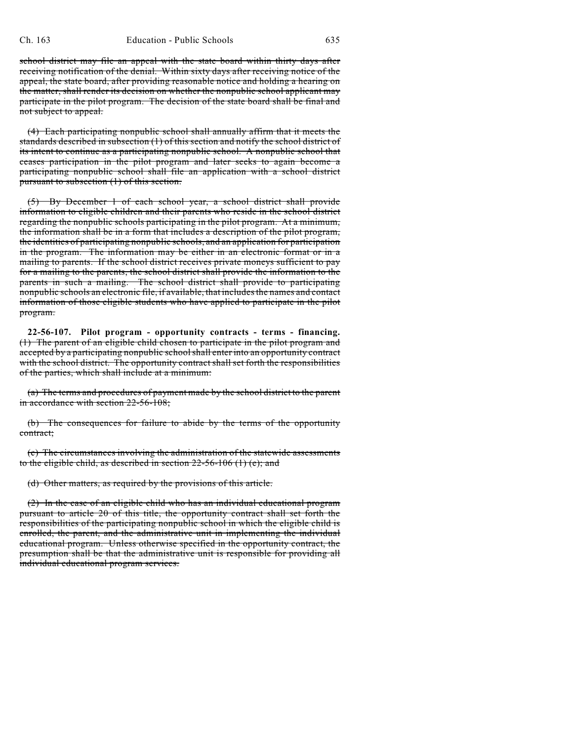~~school district may file an appeal with the state board within thirty days after receiving notification of the denial. Within sixty days after receiving notice of the appeal, the state board, after providing reasonable notice and holding a hearing on the matter, shall render its decision on whether the nonpublic school applicant may participate in the pilot program. The decision of the state board shall be final and not subject to appeal.~~

~~(4) Each participating nonpublic school shall annually affirm that it meets the standards described in subsection (1) of this section and notify the school district of its intent to continue as a participating nonpublic school. A nonpublic school that ceases participation in the pilot program and later seeks to again become a participating nonpublic school shall file an application with a school district pursuant to subsection (1) of this section.~~

~~(5) By December 1 of each school year, a school district shall provide information to eligible children and their parents who reside in the school district regarding the nonpublic schools participating in the pilot program. At a minimum, the information shall be in a form that includes a description of the pilot program, the identities of participating nonpublic schools, and an application for participation in the program. The information may be either in an electronic format or in a mailing to parents. If the school district receives private moneys sufficient to pay for a mailing to the parents, the school district shall provide the information to the parents in such a mailing. The school district shall provide to participating nonpublic schools an electronic file, if available, that includes the names and contact information of those eligible students who have applied to participate in the pilot program.~~

**22-56-107. Pilot program - opportunity contracts - terms - financing.** ~~(1) The parent of an eligible child chosen to participate in the pilot program and accepted by a participating nonpublic school shall enter into an opportunity contract with the school district. The opportunity contract shall set forth the responsibilities of the parties, which shall include at a minimum:~~

~~(a) The terms and procedures of payment made by the school district to the parent in accordance with section 22-56-108;~~

~~(b) The consequences for failure to abide by the terms of the opportunity contract;~~

~~(c) The circumstances involving the administration of the statewide assessments to the eligible child, as described in section 22-56-106 (1) (e); and~~

~~(d) Other matters, as required by the provisions of this article.~~

~~(2) In the case of an eligible child who has an individual educational program pursuant to article 20 of this title, the opportunity contract shall set forth the responsibilities of the participating nonpublic school in which the eligible child is enrolled, the parent, and the administrative unit in implementing the individual educational program. Unless otherwise specified in the opportunity contract, the presumption shall be that the administrative unit is responsible for providing all individual educational program services.~~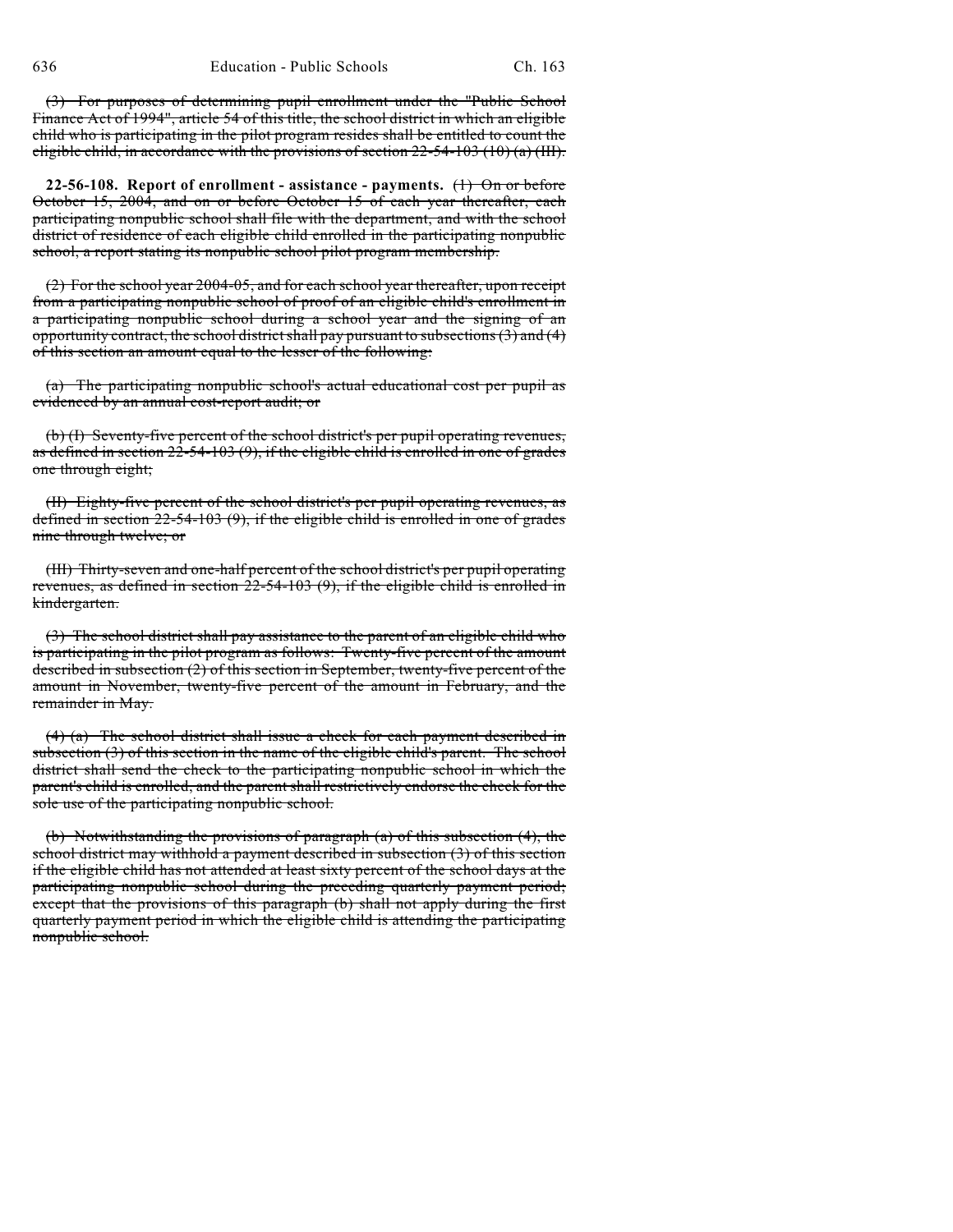~~(3) For purposes of determining pupil enrollment under the "Public School Finance Act of 1994", article 54 of this title, the school district in which an eligible child who is participating in the pilot program resides shall be entitled to count the eligible child, in accordance with the provisions of section 22-54-103 (10) (a) (III).~~

**22-56-108. Report of enrollment - assistance - payments.** ~~(1) On or before October 15, 2004, and on or before October 15 of each year thereafter, each participating nonpublic school shall file with the department, and with the school district of residence of each eligible child enrolled in the participating nonpublic school, a report stating its nonpublic school pilot program membership.~~

~~(2) For the school year 2004-05, and for each school year thereafter, upon receipt from a participating nonpublic school of proof of an eligible child's enrollment in a participating nonpublic school during a school year and the signing of an opportunity contract, the school district shall pay pursuant to subsections (3) and (4) of this section an amount equal to the lesser of the following:~~

~~(a) The participating nonpublic school's actual educational cost per pupil as evidenced by an annual cost-report audit; or~~

~~(b) (I) Seventy-five percent of the school district's per pupil operating revenues, as defined in section 22-54-103 (9), if the eligible child is enrolled in one of grades one through eight;~~

~~(II) Eighty-five percent of the school district's per pupil operating revenues, as defined in section 22-54-103 (9), if the eligible child is enrolled in one of grades nine through twelve; or~~

~~(III) Thirty-seven and one-half percent of the school district's per pupil operating revenues, as defined in section 22-54-103 (9), if the eligible child is enrolled in kindergarten.~~

~~(3) The school district shall pay assistance to the parent of an eligible child who is participating in the pilot program as follows: Twenty-five percent of the amount described in subsection (2) of this section in September, twenty-five percent of the amount in November, twenty-five percent of the amount in February, and the remainder in May.~~

~~(4) (a) The school district shall issue a check for each payment described in subsection (3) of this section in the name of the eligible child's parent. The school district shall send the check to the participating nonpublic school in which the parent's child is enrolled, and the parent shall restrictively endorse the check for the sole use of the participating nonpublic school.~~

~~(b) Notwithstanding the provisions of paragraph (a) of this subsection (4), the school district may withhold a payment described in subsection (3) of this section if the eligible child has not attended at least sixty percent of the school days at the participating nonpublic school during the preceding quarterly payment period; except that the provisions of this paragraph (b) shall not apply during the first quarterly payment period in which the eligible child is attending the participating nonpublic school.~~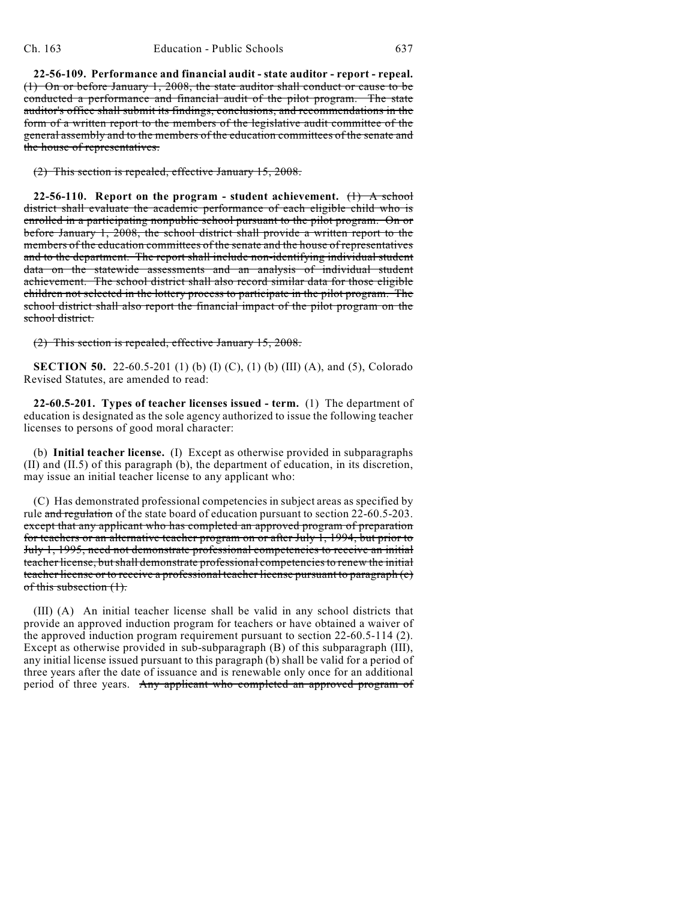**22-56-109. Performance and financial audit - state auditor - report - repeal.** ~~(1) On or before January 1, 2008, the state auditor shall conduct or cause to be conducted a performance and financial audit of the pilot program. The state auditor's office shall submit its findings, conclusions, and recommendations in the form of a written report to the members of the legislative audit committee of the general assembly and to the members of the education committees of the senate and the house of representatives.~~

~~(2) This section is repealed, effective January 15, 2008.~~

**22-56-110. Report on the program - student achievement.** ~~(1) A school district shall evaluate the academic performance of each eligible child who is enrolled in a participating nonpublic school pursuant to the pilot program. On or before January 1, 2008, the school district shall provide a written report to the members of the education committees of the senate and the house of representatives and to the department. The report shall include non-identifying individual student data on the statewide assessments and an analysis of individual student achievement. The school district shall also record similar data for those eligible children not selected in the lottery process to participate in the pilot program. The school district shall also report the financial impact of the pilot program on the school district.~~

~~(2) This section is repealed, effective January 15, 2008.~~

**SECTION 50.** 22-60.5-201 (1) (b) (I) (C), (1) (b) (III) (A), and (5), Colorado Revised Statutes, are amended to read:

**22-60.5-201. Types of teacher licenses issued - term.** (1) The department of education is designated as the sole agency authorized to issue the following teacher licenses to persons of good moral character:

(b) **Initial teacher license.** (I) Except as otherwise provided in subparagraphs (II) and (II.5) of this paragraph (b), the department of education, in its discretion, may issue an initial teacher license to any applicant who:

(C) Has demonstrated professional competencies in subject areas as specified by rule ~~and regulation~~ of the state board of education pursuant to section 22-60.5-203. ~~except that any applicant who has completed an approved program of preparation for teachers or an alternative teacher program on or after July 1, 1994, but prior to July 1, 1995, need not demonstrate professional competencies to receive an initial teacher license, but shall demonstrate professional competencies to renew the initial teacher license or to receive a professional teacher license pursuant to paragraph (c) of this subsection (1).~~

(III) (A) An initial teacher license shall be valid in any school districts that provide an approved induction program for teachers or have obtained a waiver of the approved induction program requirement pursuant to section 22-60.5-114 (2). Except as otherwise provided in sub-subparagraph (B) of this subparagraph (III), any initial license issued pursuant to this paragraph (b) shall be valid for a period of three years after the date of issuance and is renewable only once for an additional period of three years. ~~Any applicant who completed an approved program of~~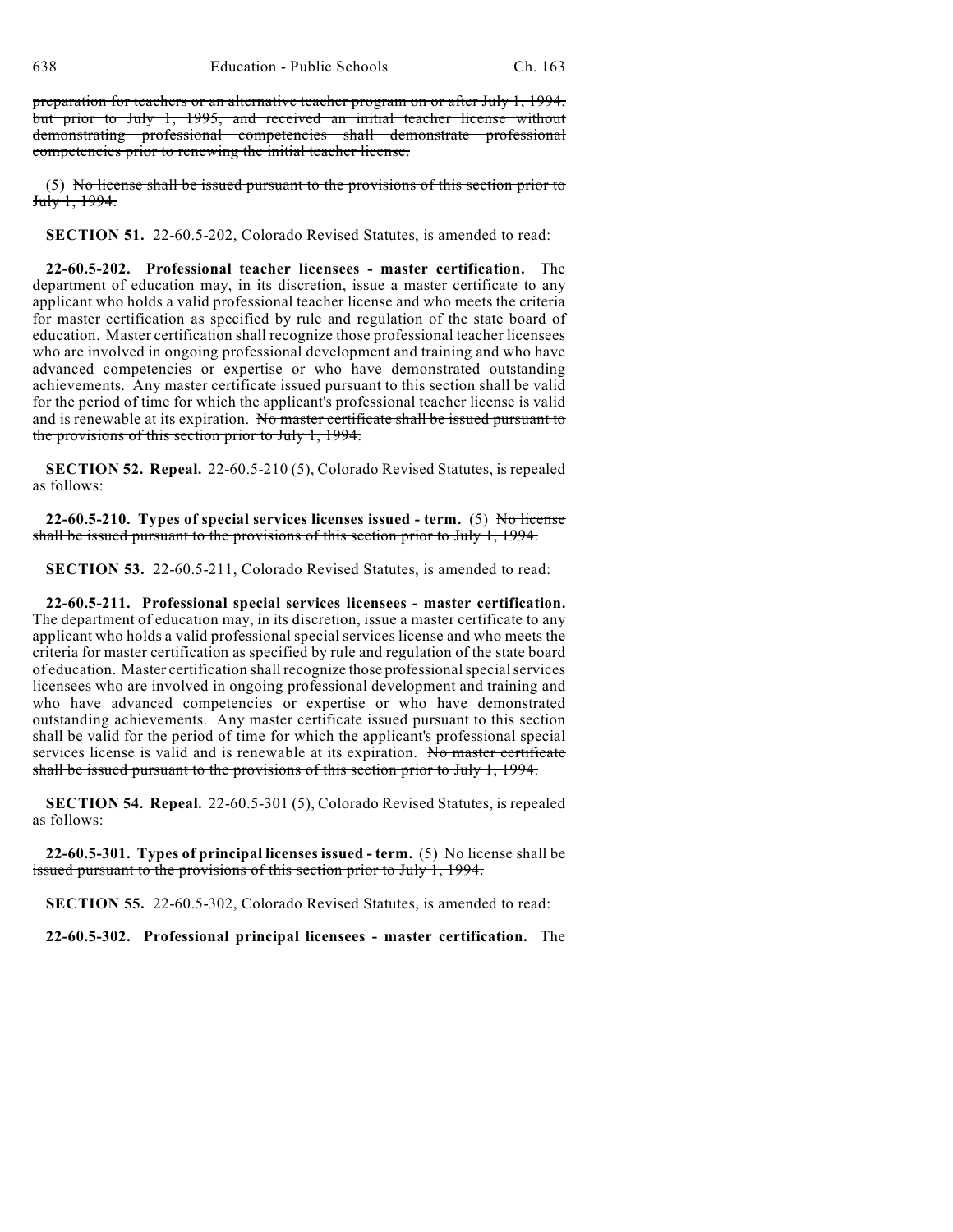~~preparation for teachers or an alternative teacher program on or after July 1, 1994, but prior to July 1, 1995, and received an initial teacher license without demonstrating professional competencies shall demonstrate professional competencies prior to renewing the initial teacher license.~~

(5) ~~No license shall be issued pursuant to the provisions of this section prior to July 1, 1994.~~

**SECTION 51.** 22-60.5-202, Colorado Revised Statutes, is amended to read:

**22-60.5-202. Professional teacher licensees - master certification.** The department of education may, in its discretion, issue a master certificate to any applicant who holds a valid professional teacher license and who meets the criteria for master certification as specified by rule and regulation of the state board of education. Master certification shall recognize those professional teacher licensees who are involved in ongoing professional development and training and who have advanced competencies or expertise or who have demonstrated outstanding achievements. Any master certificate issued pursuant to this section shall be valid for the period of time for which the applicant's professional teacher license is valid and is renewable at its expiration. ~~No master certificate shall be issued pursuant to the provisions of this section prior to July 1, 1994.~~

**SECTION 52. Repeal.** 22-60.5-210 (5), Colorado Revised Statutes, is repealed as follows:

**22-60.5-210. Types of special services licenses issued - term.** (5) ~~No license shall be issued pursuant to the provisions of this section prior to July 1, 1994.~~

**SECTION 53.** 22-60.5-211, Colorado Revised Statutes, is amended to read:

**22-60.5-211. Professional special services licensees - master certification.** The department of education may, in its discretion, issue a master certificate to any applicant who holds a valid professional special services license and who meets the criteria for master certification as specified by rule and regulation of the state board of education. Master certification shall recognize those professional special services licensees who are involved in ongoing professional development and training and who have advanced competencies or expertise or who have demonstrated outstanding achievements. Any master certificate issued pursuant to this section shall be valid for the period of time for which the applicant's professional special services license is valid and is renewable at its expiration. ~~No master certificate shall be issued pursuant to the provisions of this section prior to July 1, 1994.~~

**SECTION 54. Repeal.** 22-60.5-301 (5), Colorado Revised Statutes, is repealed as follows:

**22-60.5-301. Types of principal licenses issued - term.** (5) ~~No license shall be issued pursuant to the provisions of this section prior to July 1, 1994.~~

**SECTION 55.** 22-60.5-302, Colorado Revised Statutes, is amended to read:

**22-60.5-302. Professional principal licensees - master certification.** The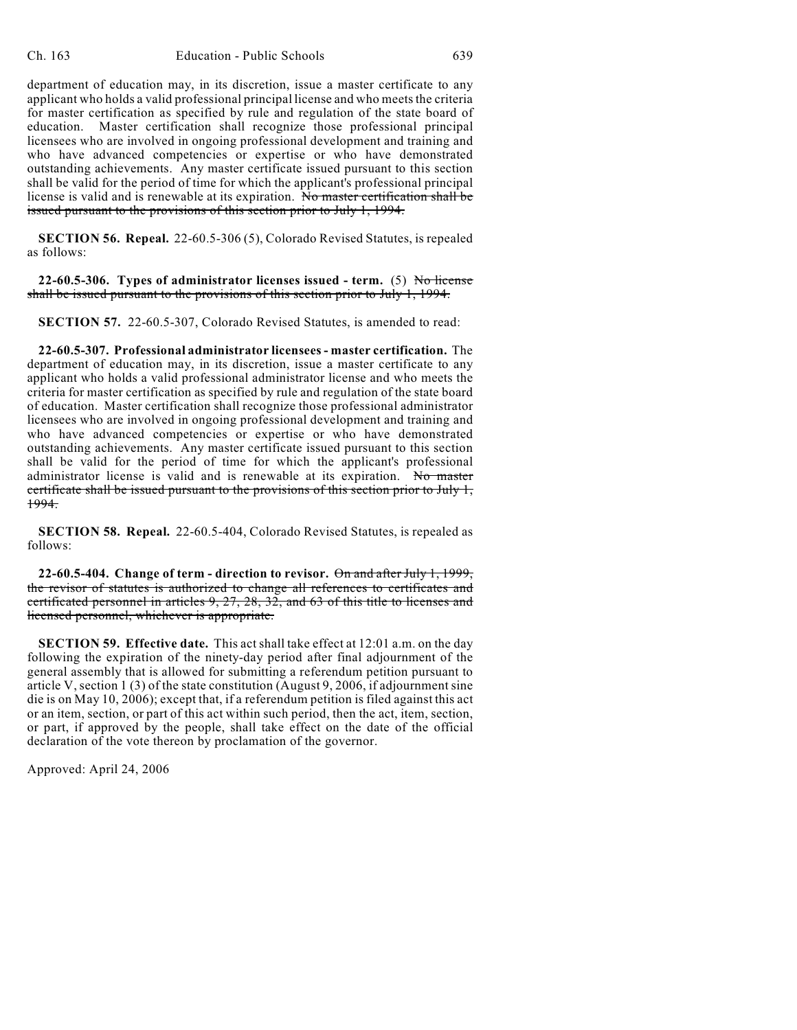department of education may, in its discretion, issue a master certificate to any applicant who holds a valid professional principal license and who meets the criteria for master certification as specified by rule and regulation of the state board of education. Master certification shall recognize those professional principal licensees who are involved in ongoing professional development and training and who have advanced competencies or expertise or who have demonstrated outstanding achievements. Any master certificate issued pursuant to this section shall be valid for the period of time for which the applicant's professional principal license is valid and is renewable at its expiration. ~~No master certification shall be issued pursuant to the provisions of this section prior to July 1, 1994.~~

**SECTION 56. Repeal.** 22-60.5-306 (5), Colorado Revised Statutes, is repealed as follows:

**22-60.5-306. Types of administrator licenses issued - term.** (5) ~~No license shall be issued pursuant to the provisions of this section prior to July 1, 1994.~~

**SECTION 57.** 22-60.5-307, Colorado Revised Statutes, is amended to read:

**22-60.5-307. Professional administrator licensees - master certification.** The department of education may, in its discretion, issue a master certificate to any applicant who holds a valid professional administrator license and who meets the criteria for master certification as specified by rule and regulation of the state board of education. Master certification shall recognize those professional administrator licensees who are involved in ongoing professional development and training and who have advanced competencies or expertise or who have demonstrated outstanding achievements. Any master certificate issued pursuant to this section shall be valid for the period of time for which the applicant's professional administrator license is valid and is renewable at its expiration. ~~No master certificate shall be issued pursuant to the provisions of this section prior to July 1, 1994.~~

**SECTION 58. Repeal.** 22-60.5-404, Colorado Revised Statutes, is repealed as follows:

**22-60.5-404. Change of term - direction to revisor.** ~~On and after July 1, 1999, the revisor of statutes is authorized to change all references to certificates and certificated personnel in articles 9, 27, 28, 32, and 63 of this title to licenses and licensed personnel, whichever is appropriate.~~

**SECTION 59. Effective date.** This act shall take effect at 12:01 a.m. on the day following the expiration of the ninety-day period after final adjournment of the general assembly that is allowed for submitting a referendum petition pursuant to article V, section 1 (3) of the state constitution (August 9, 2006, if adjournment sine die is on May 10, 2006); except that, if a referendum petition is filed against this act or an item, section, or part of this act within such period, then the act, item, section, or part, if approved by the people, shall take effect on the date of the official declaration of the vote thereon by proclamation of the governor.

Approved: April 24, 2006